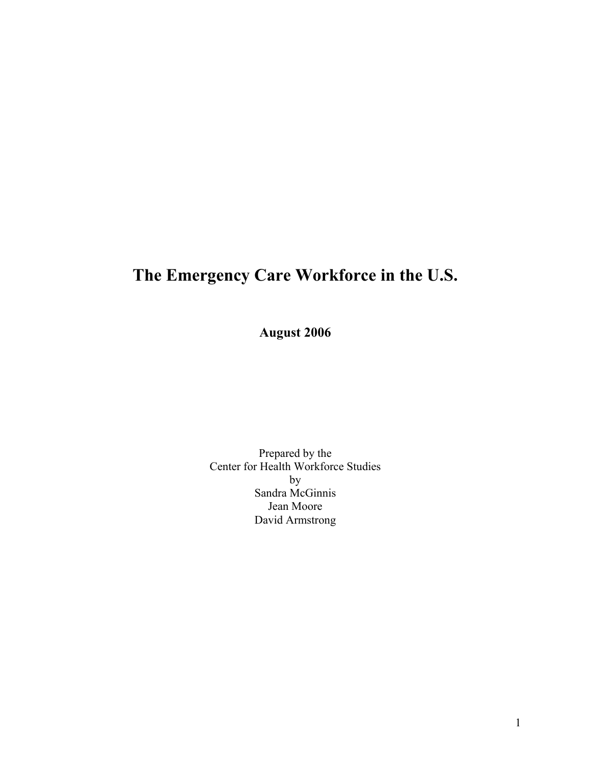# The Emergency Care Workforce in the U.S.

**August 2006**

Prepared by the
Center for Health Workforce Studies
by
Sandra McGinnis
Jean Moore
David Armstrong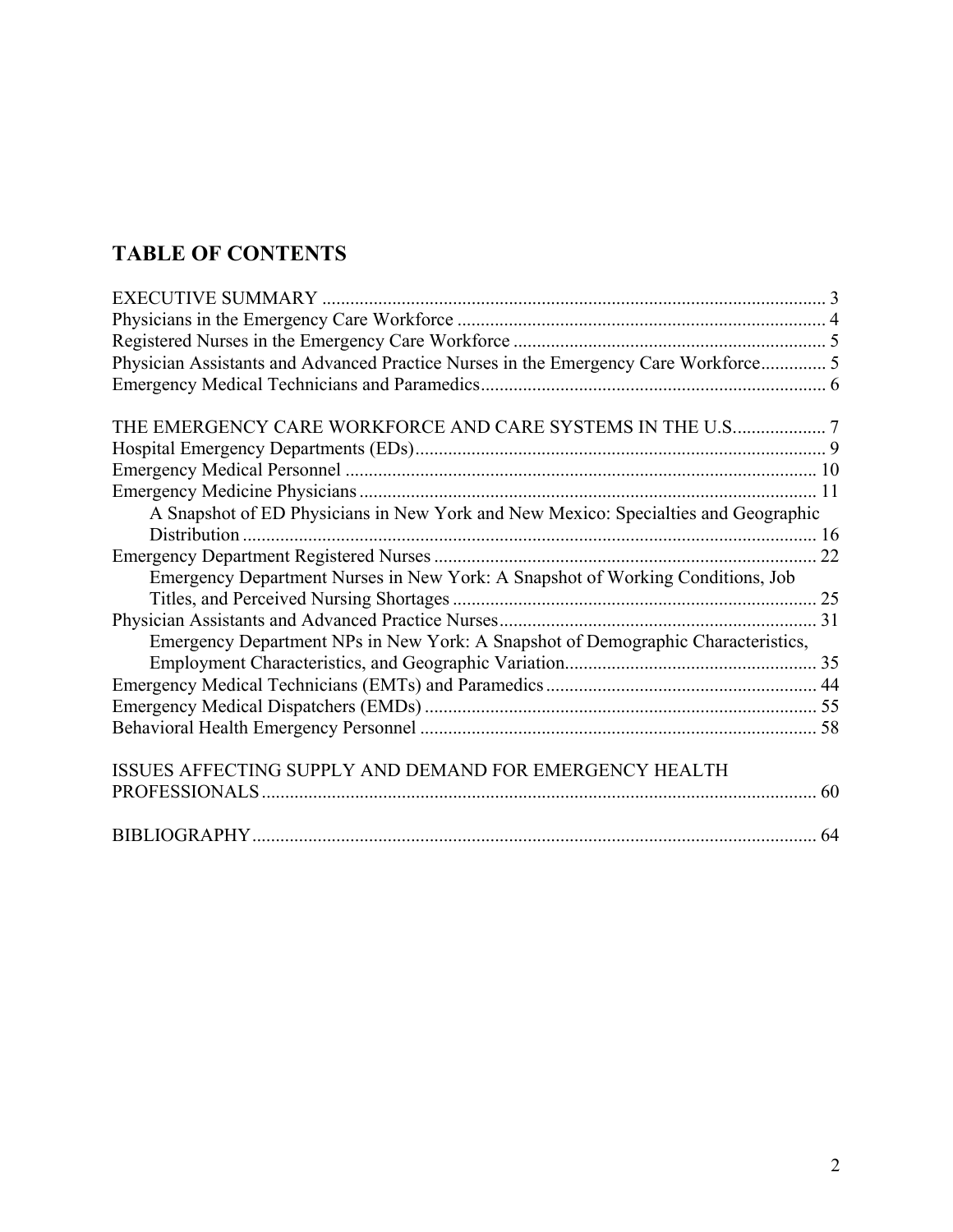## TABLE OF CONTENTS

EXECUTIVE SUMMARY ... 3
Physicians in the Emergency Care Workforce ... 4
Registered Nurses in the Emergency Care Workforce ... 5
Physician Assistants and Advanced Practice Nurses in the Emergency Care Workforce ... 5
Emergency Medical Technicians and Paramedics ... 6

THE EMERGENCY CARE WORKFORCE AND CARE SYSTEMS IN THE U.S. ... 7
Hospital Emergency Departments (EDs) ... 9
Emergency Medical Personnel ... 10
Emergency Medicine Physicians ... 11
- A Snapshot of ED Physicians in New York and New Mexico: Specialties and Geographic Distribution ... 16

Emergency Department Registered Nurses ... 22
- Emergency Department Nurses in New York: A Snapshot of Working Conditions, Job Titles, and Perceived Nursing Shortages ... 25

Physician Assistants and Advanced Practice Nurses ... 31
- Emergency Department NPs in New York: A Snapshot of Demographic Characteristics, Employment Characteristics, and Geographic Variation ... 35

Emergency Medical Technicians (EMTs) and Paramedics ... 44
Emergency Medical Dispatchers (EMDs) ... 55
Behavioral Health Emergency Personnel ... 58

ISSUES AFFECTING SUPPLY AND DEMAND FOR EMERGENCY HEALTH PROFESSIONALS ... 60

BIBLIOGRAPHY ... 64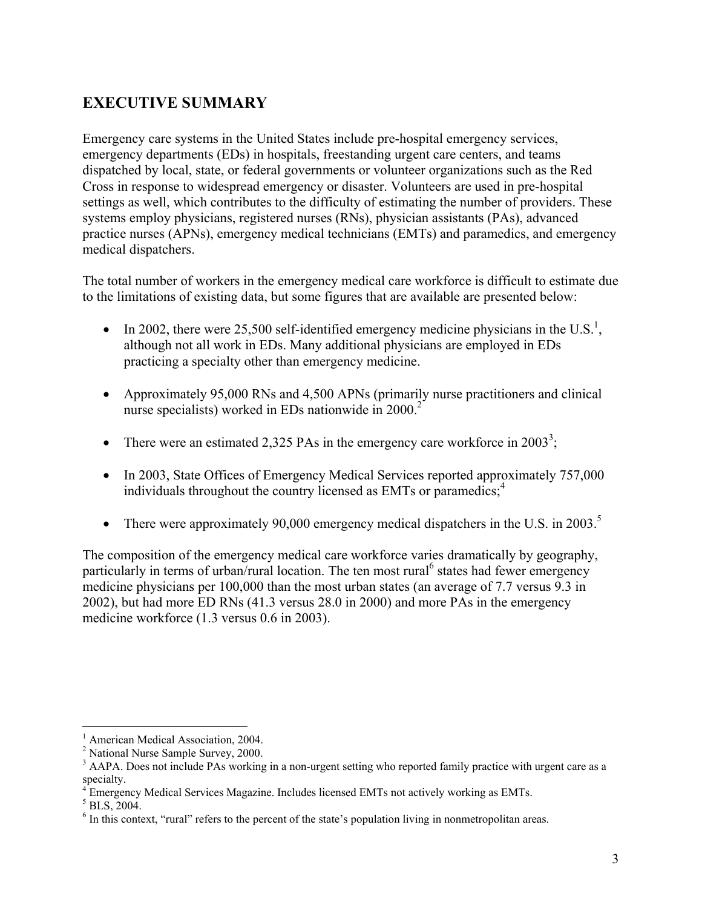## EXECUTIVE SUMMARY

Emergency care systems in the United States include pre-hospital emergency services, emergency departments (EDs) in hospitals, freestanding urgent care centers, and teams dispatched by local, state, or federal governments or volunteer organizations such as the Red Cross in response to widespread emergency or disaster. Volunteers are used in pre-hospital settings as well, which contributes to the difficulty of estimating the number of providers. These systems employ physicians, registered nurses (RNs), physician assistants (PAs), advanced practice nurses (APNs), emergency medical technicians (EMTs) and paramedics, and emergency medical dispatchers.

The total number of workers in the emergency medical care workforce is difficult to estimate due to the limitations of existing data, but some figures that are available are presented below:

- In 2002, there were 25,500 self-identified emergency medicine physicians in the U.S.[1], although not all work in EDs. Many additional physicians are employed in EDs practicing a specialty other than emergency medicine.
- Approximately 95,000 RNs and 4,500 APNs (primarily nurse practitioners and clinical nurse specialists) worked in EDs nationwide in 2000.[2]
- There were an estimated 2,325 PAs in the emergency care workforce in 2003[3];
- In 2003, State Offices of Emergency Medical Services reported approximately 757,000 individuals throughout the country licensed as EMTs or paramedics;[4]
- There were approximately 90,000 emergency medical dispatchers in the U.S. in 2003.[5]

The composition of the emergency medical care workforce varies dramatically by geography, particularly in terms of urban/rural location. The ten most rural[6] states had fewer emergency medicine physicians per 100,000 than the most urban states (an average of 7.7 versus 9.3 in 2002), but had more ED RNs (41.3 versus 28.0 in 2000) and more PAs in the emergency medicine workforce (1.3 versus 0.6 in 2003).

---

[1] American Medical Association, 2004.

[2] National Nurse Sample Survey, 2000.

[3] AAPA. Does not include PAs working in a non-urgent setting who reported family practice with urgent care as a specialty.

[4] Emergency Medical Services Magazine. Includes licensed EMTs not actively working as EMTs.

[5] BLS, 2004.

[6] In this context, "rural" refers to the percent of the state's population living in nonmetropolitan areas.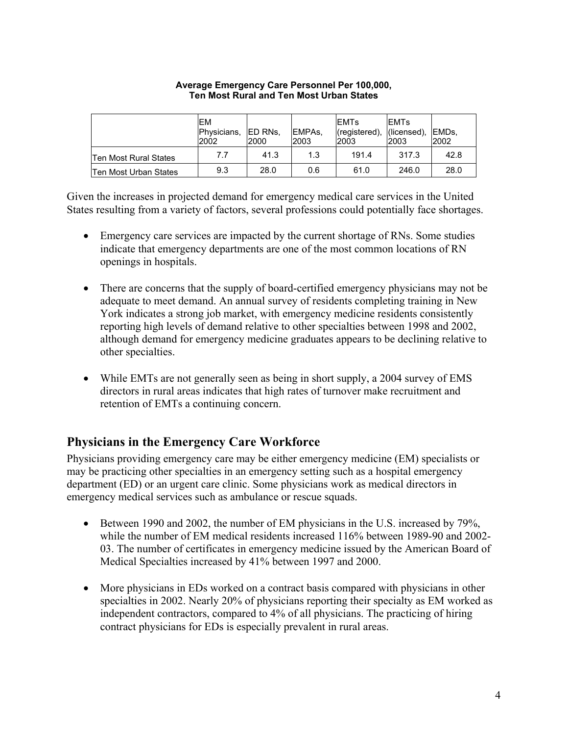**Average Emergency Care Personnel Per 100,000, Ten Most Rural and Ten Most Urban States**

| | EM Physicians, 2002 | ED RNs, 2000 | EMPAs, 2003 | EMTs (registered), 2003 | EMTs (licensed), 2003 | EMDs, 2002 |
|---|---|---|---|---|---|---|
| Ten Most Rural States | 7.7 | 41.3 | 1.3 | 191.4 | 317.3 | 42.8 |
| Ten Most Urban States | 9.3 | 28.0 | 0.6 | 61.0 | 246.0 | 28.0 |

Given the increases in projected demand for emergency medical care services in the United States resulting from a variety of factors, several professions could potentially face shortages.

- Emergency care services are impacted by the current shortage of RNs. Some studies indicate that emergency departments are one of the most common locations of RN openings in hospitals.

- There are concerns that the supply of board-certified emergency physicians may not be adequate to meet demand. An annual survey of residents completing training in New York indicates a strong job market, with emergency medicine residents consistently reporting high levels of demand relative to other specialties between 1998 and 2002, although demand for emergency medicine graduates appears to be declining relative to other specialties.

- While EMTs are not generally seen as being in short supply, a 2004 survey of EMS directors in rural areas indicates that high rates of turnover make recruitment and retention of EMTs a continuing concern.

## Physicians in the Emergency Care Workforce

Physicians providing emergency care may be either emergency medicine (EM) specialists or may be practicing other specialties in an emergency setting such as a hospital emergency department (ED) or an urgent care clinic. Some physicians work as medical directors in emergency medical services such as ambulance or rescue squads.

- Between 1990 and 2002, the number of EM physicians in the U.S. increased by 79%, while the number of EM medical residents increased 116% between 1989-90 and 2002-03. The number of certificates in emergency medicine issued by the American Board of Medical Specialties increased by 41% between 1997 and 2000.

- More physicians in EDs worked on a contract basis compared with physicians in other specialties in 2002. Nearly 20% of physicians reporting their specialty as EM worked as independent contractors, compared to 4% of all physicians. The practicing of hiring contract physicians for EDs is especially prevalent in rural areas.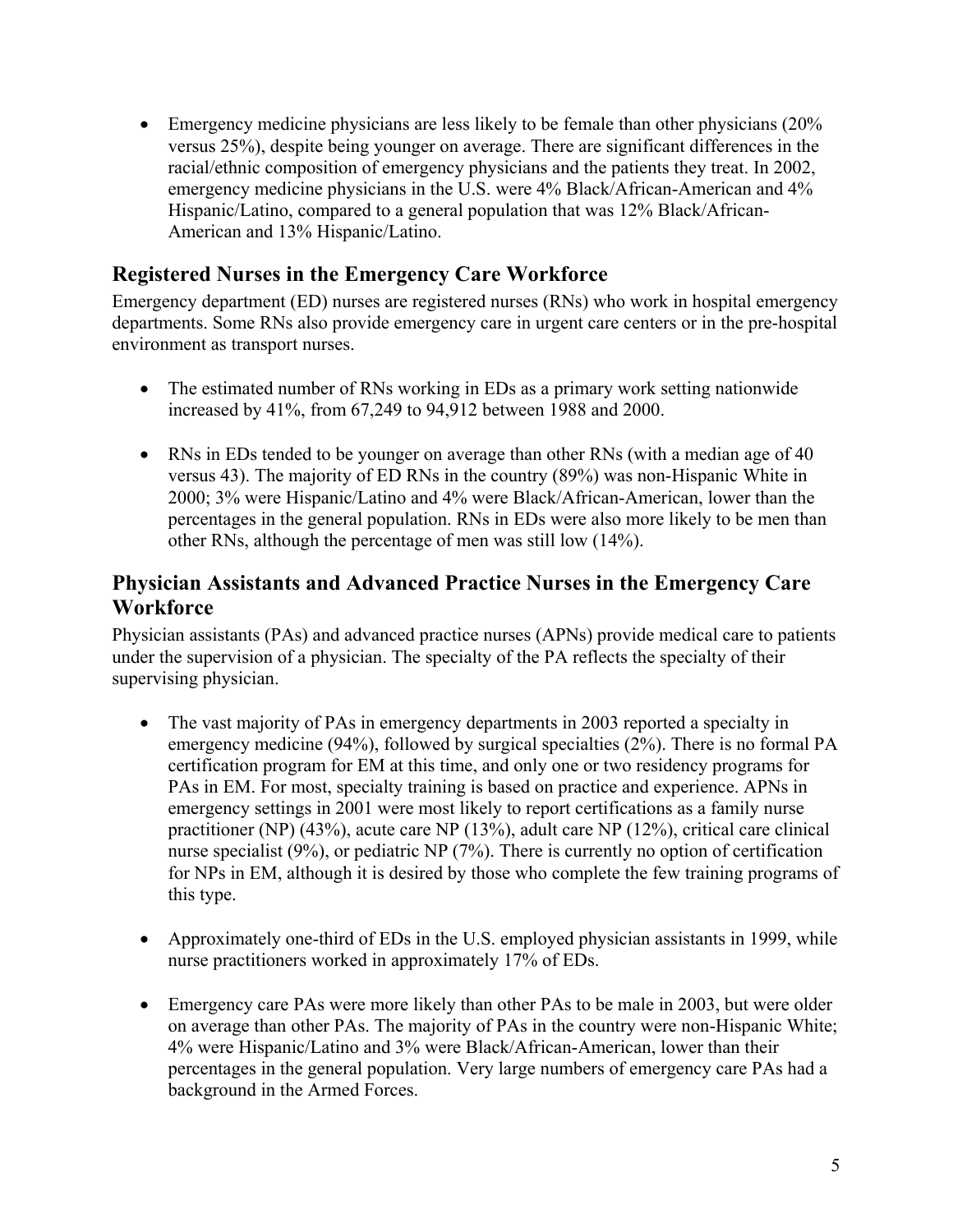- Emergency medicine physicians are less likely to be female than other physicians (20% versus 25%), despite being younger on average. There are significant differences in the racial/ethnic composition of emergency physicians and the patients they treat. In 2002, emergency medicine physicians in the U.S. were 4% Black/African-American and 4% Hispanic/Latino, compared to a general population that was 12% Black/African-American and 13% Hispanic/Latino.

## Registered Nurses in the Emergency Care Workforce

Emergency department (ED) nurses are registered nurses (RNs) who work in hospital emergency departments. Some RNs also provide emergency care in urgent care centers or in the pre-hospital environment as transport nurses.

- The estimated number of RNs working in EDs as a primary work setting nationwide increased by 41%, from 67,249 to 94,912 between 1988 and 2000.

- RNs in EDs tended to be younger on average than other RNs (with a median age of 40 versus 43). The majority of ED RNs in the country (89%) was non-Hispanic White in 2000; 3% were Hispanic/Latino and 4% were Black/African-American, lower than the percentages in the general population. RNs in EDs were also more likely to be men than other RNs, although the percentage of men was still low (14%).

## Physician Assistants and Advanced Practice Nurses in the Emergency Care Workforce

Physician assistants (PAs) and advanced practice nurses (APNs) provide medical care to patients under the supervision of a physician. The specialty of the PA reflects the specialty of their supervising physician.

- The vast majority of PAs in emergency departments in 2003 reported a specialty in emergency medicine (94%), followed by surgical specialties (2%). There is no formal PA certification program for EM at this time, and only one or two residency programs for PAs in EM. For most, specialty training is based on practice and experience. APNs in emergency settings in 2001 were most likely to report certifications as a family nurse practitioner (NP) (43%), acute care NP (13%), adult care NP (12%), critical care clinical nurse specialist (9%), or pediatric NP (7%). There is currently no option of certification for NPs in EM, although it is desired by those who complete the few training programs of this type.

- Approximately one-third of EDs in the U.S. employed physician assistants in 1999, while nurse practitioners worked in approximately 17% of EDs.

- Emergency care PAs were more likely than other PAs to be male in 2003, but were older on average than other PAs. The majority of PAs in the country were non-Hispanic White; 4% were Hispanic/Latino and 3% were Black/African-American, lower than their percentages in the general population. Very large numbers of emergency care PAs had a background in the Armed Forces.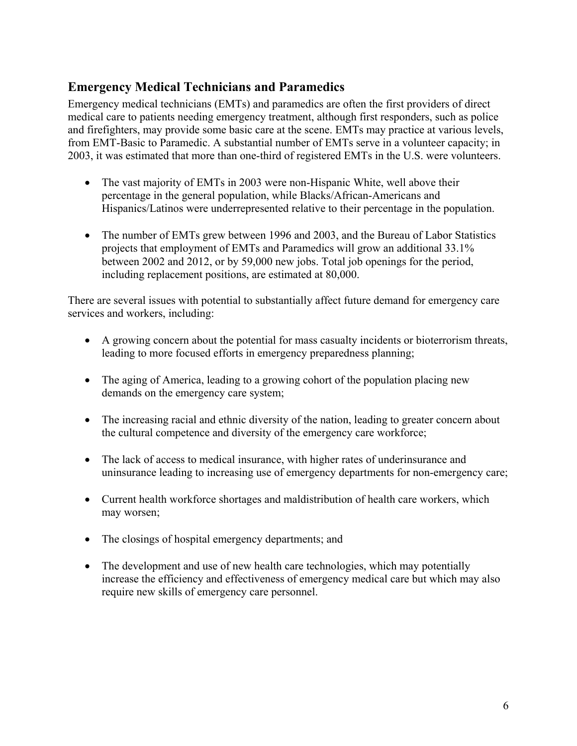## Emergency Medical Technicians and Paramedics

Emergency medical technicians (EMTs) and paramedics are often the first providers of direct medical care to patients needing emergency treatment, although first responders, such as police and firefighters, may provide some basic care at the scene. EMTs may practice at various levels, from EMT-Basic to Paramedic. A substantial number of EMTs serve in a volunteer capacity; in 2003, it was estimated that more than one-third of registered EMTs in the U.S. were volunteers.

- The vast majority of EMTs in 2003 were non-Hispanic White, well above their percentage in the general population, while Blacks/African-Americans and Hispanics/Latinos were underrepresented relative to their percentage in the population.

- The number of EMTs grew between 1996 and 2003, and the Bureau of Labor Statistics projects that employment of EMTs and Paramedics will grow an additional 33.1% between 2002 and 2012, or by 59,000 new jobs. Total job openings for the period, including replacement positions, are estimated at 80,000.

There are several issues with potential to substantially affect future demand for emergency care services and workers, including:

- A growing concern about the potential for mass casualty incidents or bioterrorism threats, leading to more focused efforts in emergency preparedness planning;

- The aging of America, leading to a growing cohort of the population placing new demands on the emergency care system;

- The increasing racial and ethnic diversity of the nation, leading to greater concern about the cultural competence and diversity of the emergency care workforce;

- The lack of access to medical insurance, with higher rates of underinsurance and uninsurance leading to increasing use of emergency departments for non-emergency care;

- Current health workforce shortages and maldistribution of health care workers, which may worsen;

- The closings of hospital emergency departments; and

- The development and use of new health care technologies, which may potentially increase the efficiency and effectiveness of emergency medical care but which may also require new skills of emergency care personnel.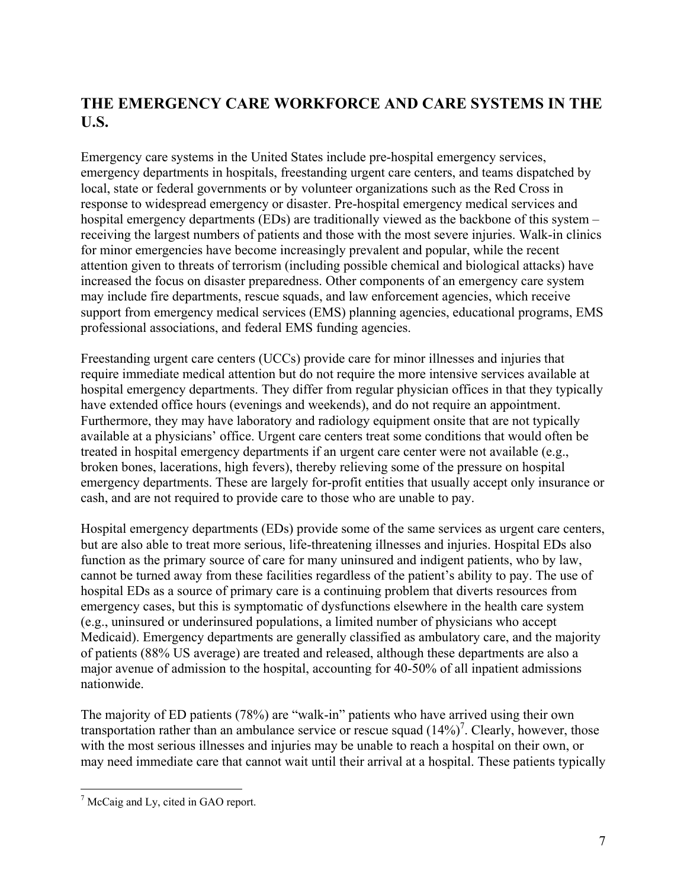## THE EMERGENCY CARE WORKFORCE AND CARE SYSTEMS IN THE U.S.

Emergency care systems in the United States include pre-hospital emergency services, emergency departments in hospitals, freestanding urgent care centers, and teams dispatched by local, state or federal governments or by volunteer organizations such as the Red Cross in response to widespread emergency or disaster. Pre-hospital emergency medical services and hospital emergency departments (EDs) are traditionally viewed as the backbone of this system – receiving the largest numbers of patients and those with the most severe injuries. Walk-in clinics for minor emergencies have become increasingly prevalent and popular, while the recent attention given to threats of terrorism (including possible chemical and biological attacks) have increased the focus on disaster preparedness. Other components of an emergency care system may include fire departments, rescue squads, and law enforcement agencies, which receive support from emergency medical services (EMS) planning agencies, educational programs, EMS professional associations, and federal EMS funding agencies.

Freestanding urgent care centers (UCCs) provide care for minor illnesses and injuries that require immediate medical attention but do not require the more intensive services available at hospital emergency departments. They differ from regular physician offices in that they typically have extended office hours (evenings and weekends), and do not require an appointment. Furthermore, they may have laboratory and radiology equipment onsite that are not typically available at a physicians' office. Urgent care centers treat some conditions that would often be treated in hospital emergency departments if an urgent care center were not available (e.g., broken bones, lacerations, high fevers), thereby relieving some of the pressure on hospital emergency departments. These are largely for-profit entities that usually accept only insurance or cash, and are not required to provide care to those who are unable to pay.

Hospital emergency departments (EDs) provide some of the same services as urgent care centers, but are also able to treat more serious, life-threatening illnesses and injuries. Hospital EDs also function as the primary source of care for many uninsured and indigent patients, who by law, cannot be turned away from these facilities regardless of the patient's ability to pay. The use of hospital EDs as a source of primary care is a continuing problem that diverts resources from emergency cases, but this is symptomatic of dysfunctions elsewhere in the health care system (e.g., uninsured or underinsured populations, a limited number of physicians who accept Medicaid). Emergency departments are generally classified as ambulatory care, and the majority of patients (88% US average) are treated and released, although these departments are also a major avenue of admission to the hospital, accounting for 40-50% of all inpatient admissions nationwide.

The majority of ED patients (78%) are "walk-in" patients who have arrived using their own transportation rather than an ambulance service or rescue squad (14%)[7]. Clearly, however, those with the most serious illnesses and injuries may be unable to reach a hospital on their own, or may need immediate care that cannot wait until their arrival at a hospital. These patients typically

[7] McCaig and Ly, cited in GAO report.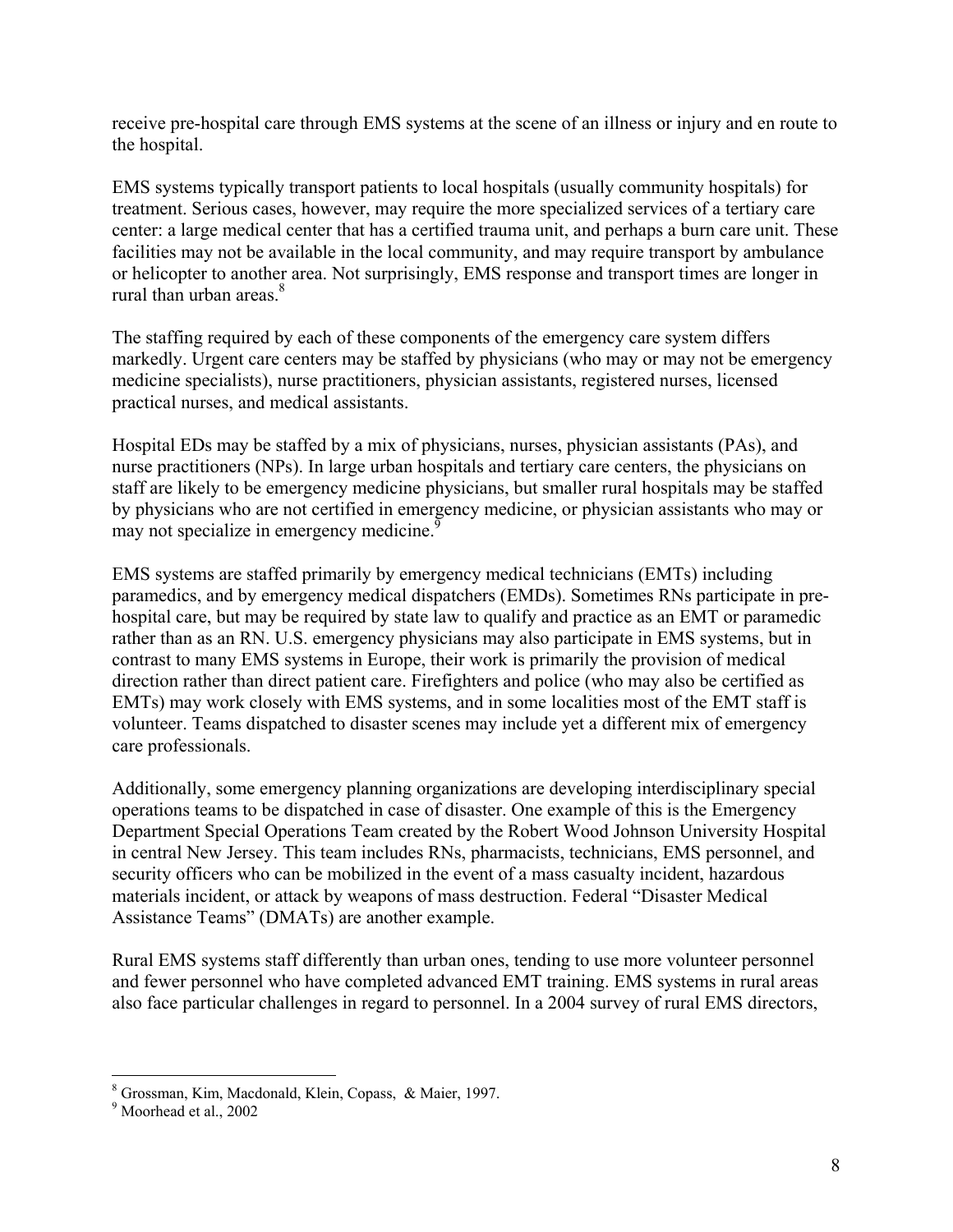receive pre-hospital care through EMS systems at the scene of an illness or injury and en route to the hospital.

EMS systems typically transport patients to local hospitals (usually community hospitals) for treatment. Serious cases, however, may require the more specialized services of a tertiary care center: a large medical center that has a certified trauma unit, and perhaps a burn care unit. These facilities may not be available in the local community, and may require transport by ambulance or helicopter to another area. Not surprisingly, EMS response and transport times are longer in rural than urban areas.[8]

The staffing required by each of these components of the emergency care system differs markedly. Urgent care centers may be staffed by physicians (who may or may not be emergency medicine specialists), nurse practitioners, physician assistants, registered nurses, licensed practical nurses, and medical assistants.

Hospital EDs may be staffed by a mix of physicians, nurses, physician assistants (PAs), and nurse practitioners (NPs). In large urban hospitals and tertiary care centers, the physicians on staff are likely to be emergency medicine physicians, but smaller rural hospitals may be staffed by physicians who are not certified in emergency medicine, or physician assistants who may or may not specialize in emergency medicine.[9]

EMS systems are staffed primarily by emergency medical technicians (EMTs) including paramedics, and by emergency medical dispatchers (EMDs). Sometimes RNs participate in pre-hospital care, but may be required by state law to qualify and practice as an EMT or paramedic rather than as an RN. U.S. emergency physicians may also participate in EMS systems, but in contrast to many EMS systems in Europe, their work is primarily the provision of medical direction rather than direct patient care. Firefighters and police (who may also be certified as EMTs) may work closely with EMS systems, and in some localities most of the EMT staff is volunteer. Teams dispatched to disaster scenes may include yet a different mix of emergency care professionals.

Additionally, some emergency planning organizations are developing interdisciplinary special operations teams to be dispatched in case of disaster. One example of this is the Emergency Department Special Operations Team created by the Robert Wood Johnson University Hospital in central New Jersey. This team includes RNs, pharmacists, technicians, EMS personnel, and security officers who can be mobilized in the event of a mass casualty incident, hazardous materials incident, or attack by weapons of mass destruction. Federal "Disaster Medical Assistance Teams" (DMATs) are another example.

Rural EMS systems staff differently than urban ones, tending to use more volunteer personnel and fewer personnel who have completed advanced EMT training. EMS systems in rural areas also face particular challenges in regard to personnel. In a 2004 survey of rural EMS directors,

---

[8] Grossman, Kim, Macdonald, Klein, Copass, & Maier, 1997.

[9] Moorhead et al., 2002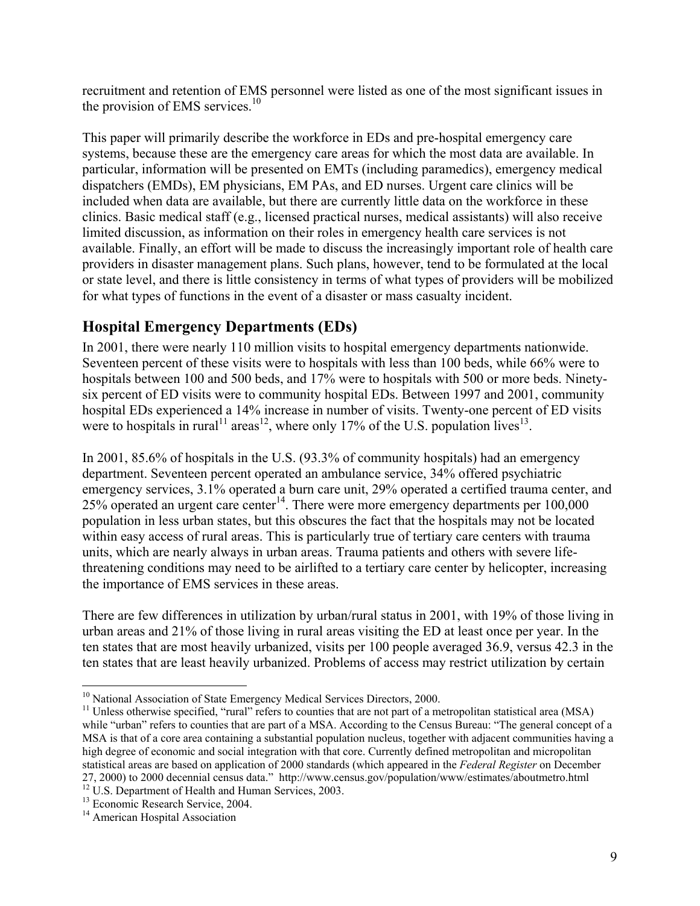recruitment and retention of EMS personnel were listed as one of the most significant issues in the provision of EMS services.[10]

This paper will primarily describe the workforce in EDs and pre-hospital emergency care systems, because these are the emergency care areas for which the most data are available. In particular, information will be presented on EMTs (including paramedics), emergency medical dispatchers (EMDs), EM physicians, EM PAs, and ED nurses. Urgent care clinics will be included when data are available, but there are currently little data on the workforce in these clinics. Basic medical staff (e.g., licensed practical nurses, medical assistants) will also receive limited discussion, as information on their roles in emergency health care services is not available. Finally, an effort will be made to discuss the increasingly important role of health care providers in disaster management plans. Such plans, however, tend to be formulated at the local or state level, and there is little consistency in terms of what types of providers will be mobilized for what types of functions in the event of a disaster or mass casualty incident.

## Hospital Emergency Departments (EDs)

In 2001, there were nearly 110 million visits to hospital emergency departments nationwide. Seventeen percent of these visits were to hospitals with less than 100 beds, while 66% were to hospitals between 100 and 500 beds, and 17% were to hospitals with 500 or more beds. Ninety-six percent of ED visits were to community hospital EDs. Between 1997 and 2001, community hospital EDs experienced a 14% increase in number of visits. Twenty-one percent of ED visits were to hospitals in rural[11] areas[12], where only 17% of the U.S. population lives[13].

In 2001, 85.6% of hospitals in the U.S. (93.3% of community hospitals) had an emergency department. Seventeen percent operated an ambulance service, 34% offered psychiatric emergency services, 3.1% operated a burn care unit, 29% operated a certified trauma center, and 25% operated an urgent care center[14]. There were more emergency departments per 100,000 population in less urban states, but this obscures the fact that the hospitals may not be located within easy access of rural areas. This is particularly true of tertiary care centers with trauma units, which are nearly always in urban areas. Trauma patients and others with severe life-threatening conditions may need to be airlifted to a tertiary care center by helicopter, increasing the importance of EMS services in these areas.

There are few differences in utilization by urban/rural status in 2001, with 19% of those living in urban areas and 21% of those living in rural areas visiting the ED at least once per year. In the ten states that are most heavily urbanized, visits per 100 people averaged 36.9, versus 42.3 in the ten states that are least heavily urbanized. Problems of access may restrict utilization by certain

---

[10] National Association of State Emergency Medical Services Directors, 2000.

[11] Unless otherwise specified, "rural" refers to counties that are not part of a metropolitan statistical area (MSA) while "urban" refers to counties that are part of a MSA. According to the Census Bureau: "The general concept of a MSA is that of a core area containing a substantial population nucleus, together with adjacent communities having a high degree of economic and social integration with that core. Currently defined metropolitan and micropolitan statistical areas are based on application of 2000 standards (which appeared in the *Federal Register* on December 27, 2000) to 2000 decennial census data." http://www.census.gov/population/www/estimates/aboutmetro.html

[12] U.S. Department of Health and Human Services, 2003.

[13] Economic Research Service, 2004.

[14] American Hospital Association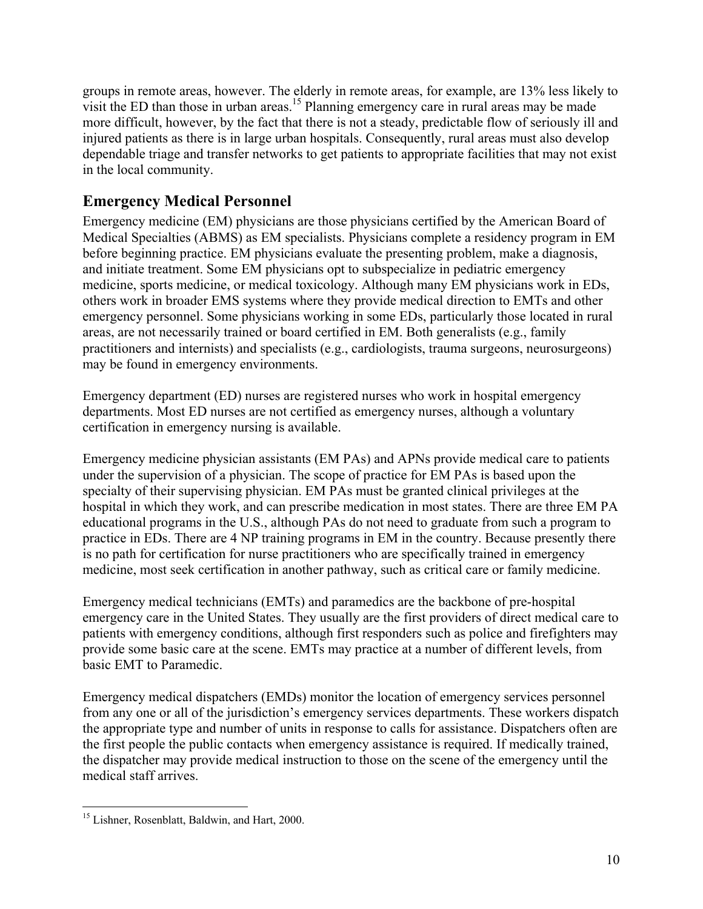groups in remote areas, however. The elderly in remote areas, for example, are 13% less likely to visit the ED than those in urban areas.[15] Planning emergency care in rural areas may be made more difficult, however, by the fact that there is not a steady, predictable flow of seriously ill and injured patients as there is in large urban hospitals. Consequently, rural areas must also develop dependable triage and transfer networks to get patients to appropriate facilities that may not exist in the local community.

## Emergency Medical Personnel

Emergency medicine (EM) physicians are those physicians certified by the American Board of Medical Specialties (ABMS) as EM specialists. Physicians complete a residency program in EM before beginning practice. EM physicians evaluate the presenting problem, make a diagnosis, and initiate treatment. Some EM physicians opt to subspecialize in pediatric emergency medicine, sports medicine, or medical toxicology. Although many EM physicians work in EDs, others work in broader EMS systems where they provide medical direction to EMTs and other emergency personnel. Some physicians working in some EDs, particularly those located in rural areas, are not necessarily trained or board certified in EM. Both generalists (e.g., family practitioners and internists) and specialists (e.g., cardiologists, trauma surgeons, neurosurgeons) may be found in emergency environments.

Emergency department (ED) nurses are registered nurses who work in hospital emergency departments. Most ED nurses are not certified as emergency nurses, although a voluntary certification in emergency nursing is available.

Emergency medicine physician assistants (EM PAs) and APNs provide medical care to patients under the supervision of a physician. The scope of practice for EM PAs is based upon the specialty of their supervising physician. EM PAs must be granted clinical privileges at the hospital in which they work, and can prescribe medication in most states. There are three EM PA educational programs in the U.S., although PAs do not need to graduate from such a program to practice in EDs. There are 4 NP training programs in EM in the country. Because presently there is no path for certification for nurse practitioners who are specifically trained in emergency medicine, most seek certification in another pathway, such as critical care or family medicine.

Emergency medical technicians (EMTs) and paramedics are the backbone of pre-hospital emergency care in the United States. They usually are the first providers of direct medical care to patients with emergency conditions, although first responders such as police and firefighters may provide some basic care at the scene. EMTs may practice at a number of different levels, from basic EMT to Paramedic.

Emergency medical dispatchers (EMDs) monitor the location of emergency services personnel from any one or all of the jurisdiction's emergency services departments. These workers dispatch the appropriate type and number of units in response to calls for assistance. Dispatchers often are the first people the public contacts when emergency assistance is required. If medically trained, the dispatcher may provide medical instruction to those on the scene of the emergency until the medical staff arrives.

---

[15] Lishner, Rosenblatt, Baldwin, and Hart, 2000.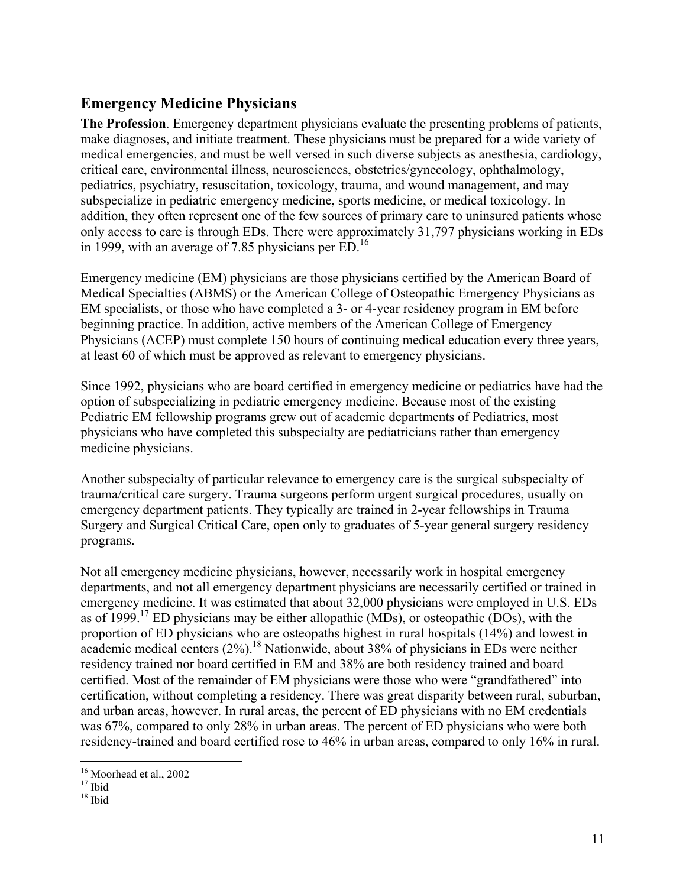## Emergency Medicine Physicians

**The Profession**. Emergency department physicians evaluate the presenting problems of patients, make diagnoses, and initiate treatment. These physicians must be prepared for a wide variety of medical emergencies, and must be well versed in such diverse subjects as anesthesia, cardiology, critical care, environmental illness, neurosciences, obstetrics/gynecology, ophthalmology, pediatrics, psychiatry, resuscitation, toxicology, trauma, and wound management, and may subspecialize in pediatric emergency medicine, sports medicine, or medical toxicology. In addition, they often represent one of the few sources of primary care to uninsured patients whose only access to care is through EDs. There were approximately 31,797 physicians working in EDs in 1999, with an average of 7.85 physicians per ED.[16]

Emergency medicine (EM) physicians are those physicians certified by the American Board of Medical Specialties (ABMS) or the American College of Osteopathic Emergency Physicians as EM specialists, or those who have completed a 3- or 4-year residency program in EM before beginning practice. In addition, active members of the American College of Emergency Physicians (ACEP) must complete 150 hours of continuing medical education every three years, at least 60 of which must be approved as relevant to emergency physicians.

Since 1992, physicians who are board certified in emergency medicine or pediatrics have had the option of subspecializing in pediatric emergency medicine. Because most of the existing Pediatric EM fellowship programs grew out of academic departments of Pediatrics, most physicians who have completed this subspecialty are pediatricians rather than emergency medicine physicians.

Another subspecialty of particular relevance to emergency care is the surgical subspecialty of trauma/critical care surgery. Trauma surgeons perform urgent surgical procedures, usually on emergency department patients. They typically are trained in 2-year fellowships in Trauma Surgery and Surgical Critical Care, open only to graduates of 5-year general surgery residency programs.

Not all emergency medicine physicians, however, necessarily work in hospital emergency departments, and not all emergency department physicians are necessarily certified or trained in emergency medicine. It was estimated that about 32,000 physicians were employed in U.S. EDs as of 1999.[17] ED physicians may be either allopathic (MDs), or osteopathic (DOs), with the proportion of ED physicians who are osteopaths highest in rural hospitals (14%) and lowest in academic medical centers (2%).[18] Nationwide, about 38% of physicians in EDs were neither residency trained nor board certified in EM and 38% are both residency trained and board certified. Most of the remainder of EM physicians were those who were "grandfathered" into certification, without completing a residency. There was great disparity between rural, suburban, and urban areas, however. In rural areas, the percent of ED physicians with no EM credentials was 67%, compared to only 28% in urban areas. The percent of ED physicians who were both residency-trained and board certified rose to 46% in urban areas, compared to only 16% in rural.

---

[16] Moorhead et al., 2002

[17] Ibid

[18] Ibid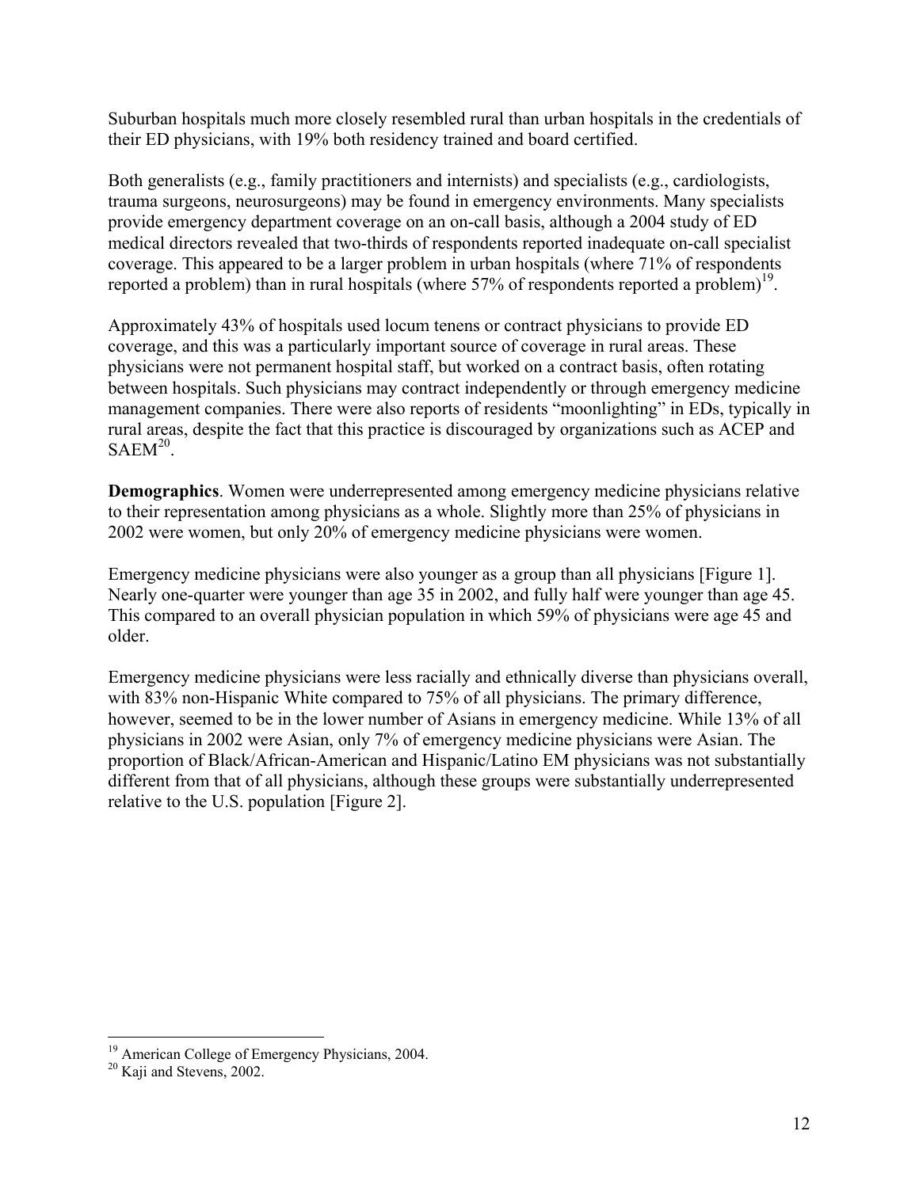Suburban hospitals much more closely resembled rural than urban hospitals in the credentials of their ED physicians, with 19% both residency trained and board certified.

Both generalists (e.g., family practitioners and internists) and specialists (e.g., cardiologists, trauma surgeons, neurosurgeons) may be found in emergency environments. Many specialists provide emergency department coverage on an on-call basis, although a 2004 study of ED medical directors revealed that two-thirds of respondents reported inadequate on-call specialist coverage. This appeared to be a larger problem in urban hospitals (where 71% of respondents reported a problem) than in rural hospitals (where 57% of respondents reported a problem)[19].

Approximately 43% of hospitals used locum tenens or contract physicians to provide ED coverage, and this was a particularly important source of coverage in rural areas. These physicians were not permanent hospital staff, but worked on a contract basis, often rotating between hospitals. Such physicians may contract independently or through emergency medicine management companies. There were also reports of residents "moonlighting" in EDs, typically in rural areas, despite the fact that this practice is discouraged by organizations such as ACEP and SAEM[20].

**Demographics**. Women were underrepresented among emergency medicine physicians relative to their representation among physicians as a whole. Slightly more than 25% of physicians in 2002 were women, but only 20% of emergency medicine physicians were women.

Emergency medicine physicians were also younger as a group than all physicians [Figure 1]. Nearly one-quarter were younger than age 35 in 2002, and fully half were younger than age 45. This compared to an overall physician population in which 59% of physicians were age 45 and older.

Emergency medicine physicians were less racially and ethnically diverse than physicians overall, with 83% non-Hispanic White compared to 75% of all physicians. The primary difference, however, seemed to be in the lower number of Asians in emergency medicine. While 13% of all physicians in 2002 were Asian, only 7% of emergency medicine physicians were Asian. The proportion of Black/African-American and Hispanic/Latino EM physicians was not substantially different from that of all physicians, although these groups were substantially underrepresented relative to the U.S. population [Figure 2].

---

[19] American College of Emergency Physicians, 2004.

[20] Kaji and Stevens, 2002.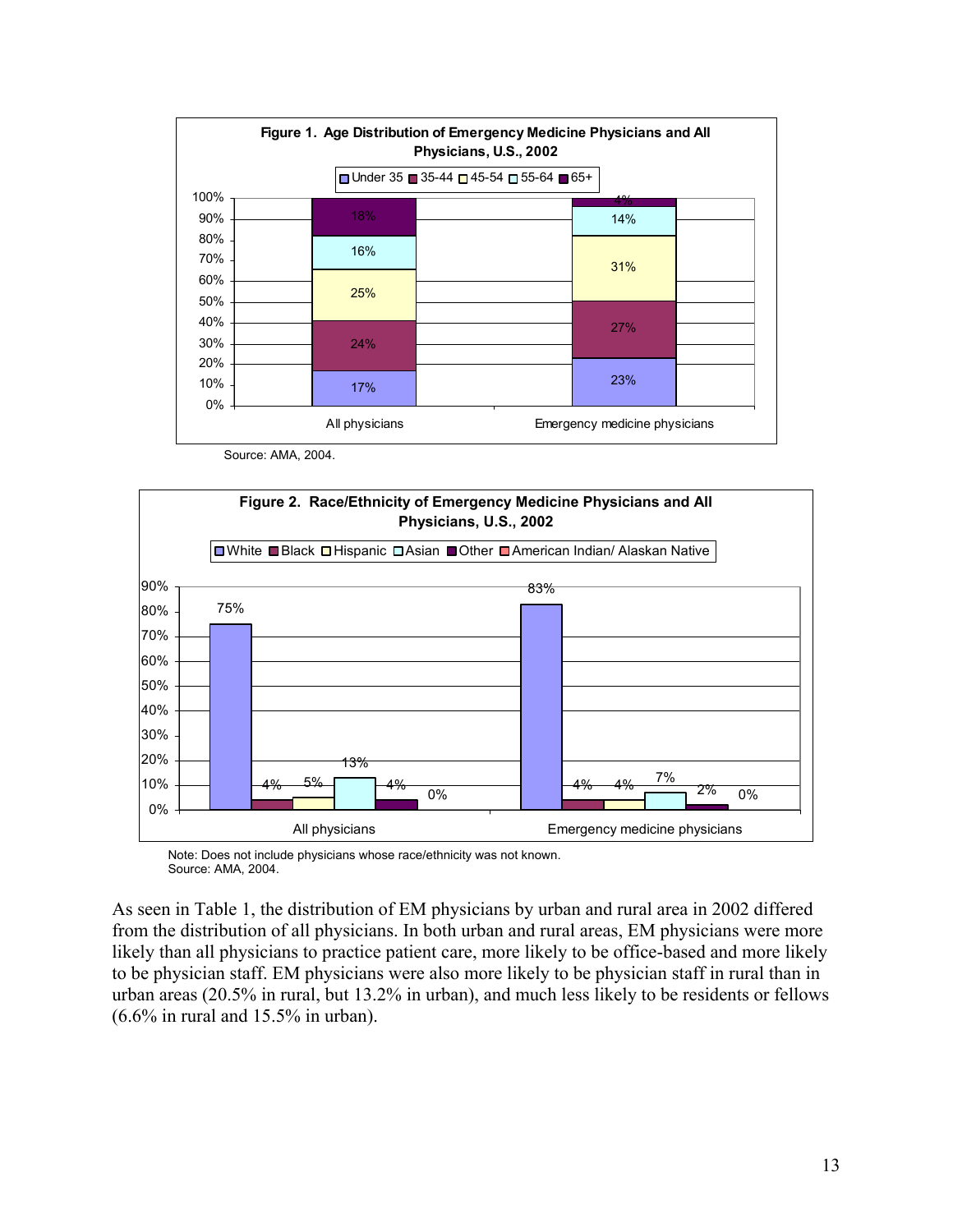**Figure 1. Age Distribution of Emergency Medicine Physicians and All Physicians, U.S., 2002**

| Age | All physicians | Emergency medicine physicians |
|---|---|---|
| Under 35 | 17% | 23% |
| 35-44 | 24% | 27% |
| 45-54 | 25% | 31% |
| 55-64 | 16% | 14% |
| 65+ | 18% | 4% |

Source: AMA, 2004.

**Figure 2. Race/Ethnicity of Emergency Medicine Physicians and All Physicians, U.S., 2002**

| Race/Ethnicity | All physicians | Emergency medicine physicians |
|---|---|---|
| White | 75% | 83% |
| Black | 4% | 4% |
| Hispanic | 5% | 4% |
| Asian | 13% | 7% |
| Other | 4% | 2% |
| American Indian/ Alaskan Native | 0% | 0% |

Note: Does not include physicians whose race/ethnicity was not known.
Source: AMA, 2004.

As seen in Table 1, the distribution of EM physicians by urban and rural area in 2002 differed from the distribution of all physicians. In both urban and rural areas, EM physicians were more likely than all physicians to practice patient care, more likely to be office-based and more likely to be physician staff. EM physicians were also more likely to be physician staff in rural than in urban areas (20.5% in rural, but 13.2% in urban), and much less likely to be residents or fellows (6.6% in rural and 15.5% in urban).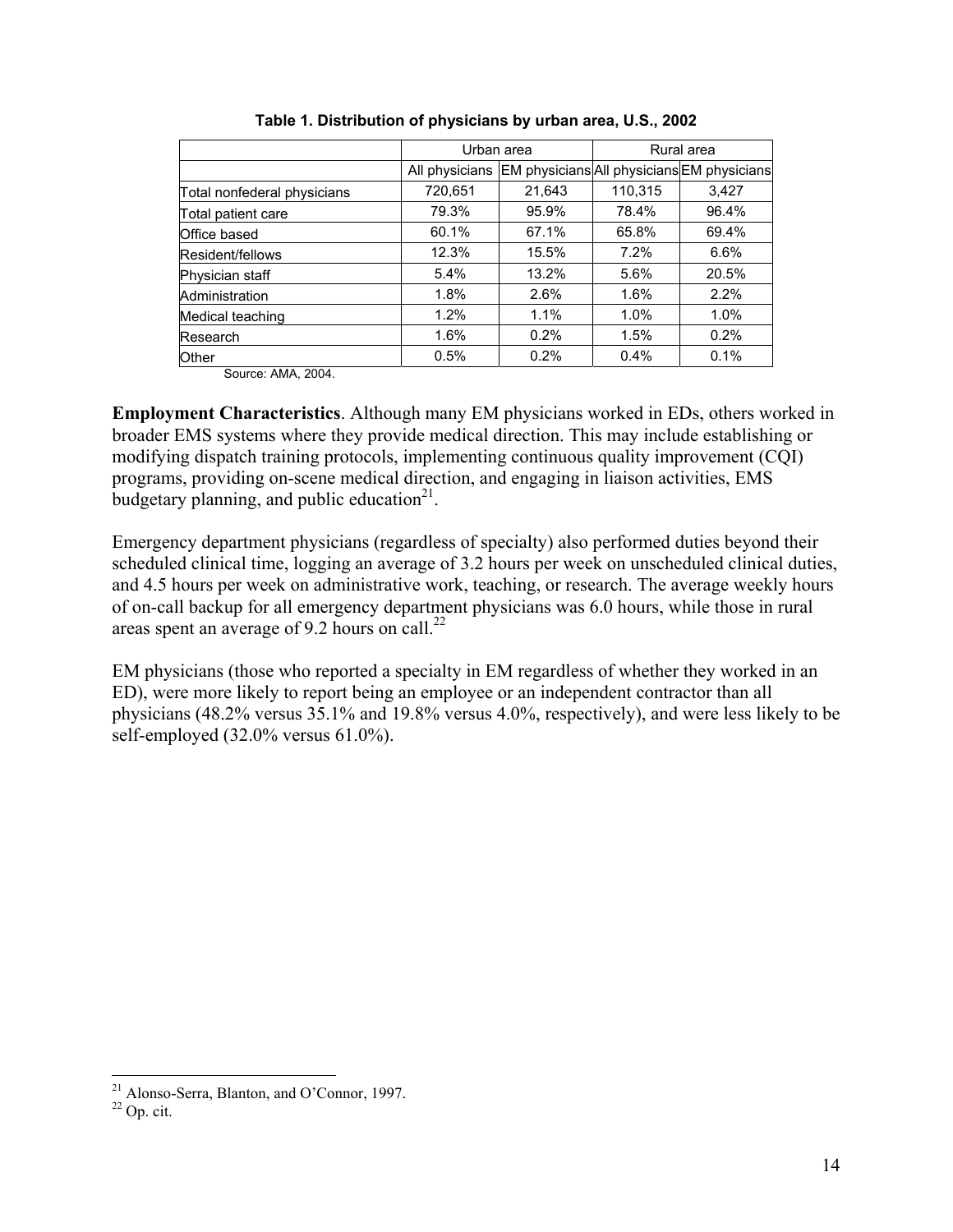**Table 1. Distribution of physicians by urban area, U.S., 2002**

| | Urban area | | Rural area | |
|---|---|---|---|---|
| | All physicians | EM physicians | All physicians | EM physicians |
| Total nonfederal physicians | 720,651 | 21,643 | 110,315 | 3,427 |
| Total patient care | 79.3% | 95.9% | 78.4% | 96.4% |
| Office based | 60.1% | 67.1% | 65.8% | 69.4% |
| Resident/fellows | 12.3% | 15.5% | 7.2% | 6.6% |
| Physician staff | 5.4% | 13.2% | 5.6% | 20.5% |
| Administration | 1.8% | 2.6% | 1.6% | 2.2% |
| Medical teaching | 1.2% | 1.1% | 1.0% | 1.0% |
| Research | 1.6% | 0.2% | 1.5% | 0.2% |
| Other | 0.5% | 0.2% | 0.4% | 0.1% |

Source: AMA, 2004.

**Employment Characteristics**. Although many EM physicians worked in EDs, others worked in broader EMS systems where they provide medical direction. This may include establishing or modifying dispatch training protocols, implementing continuous quality improvement (CQI) programs, providing on-scene medical direction, and engaging in liaison activities, EMS budgetary planning, and public education[21].

Emergency department physicians (regardless of specialty) also performed duties beyond their scheduled clinical time, logging an average of 3.2 hours per week on unscheduled clinical duties, and 4.5 hours per week on administrative work, teaching, or research. The average weekly hours of on-call backup for all emergency department physicians was 6.0 hours, while those in rural areas spent an average of 9.2 hours on call.[22]

EM physicians (those who reported a specialty in EM regardless of whether they worked in an ED), were more likely to report being an employee or an independent contractor than all physicians (48.2% versus 35.1% and 19.8% versus 4.0%, respectively), and were less likely to be self-employed (32.0% versus 61.0%).

---

[21] Alonso-Serra, Blanton, and O'Connor, 1997.

[22] Op. cit.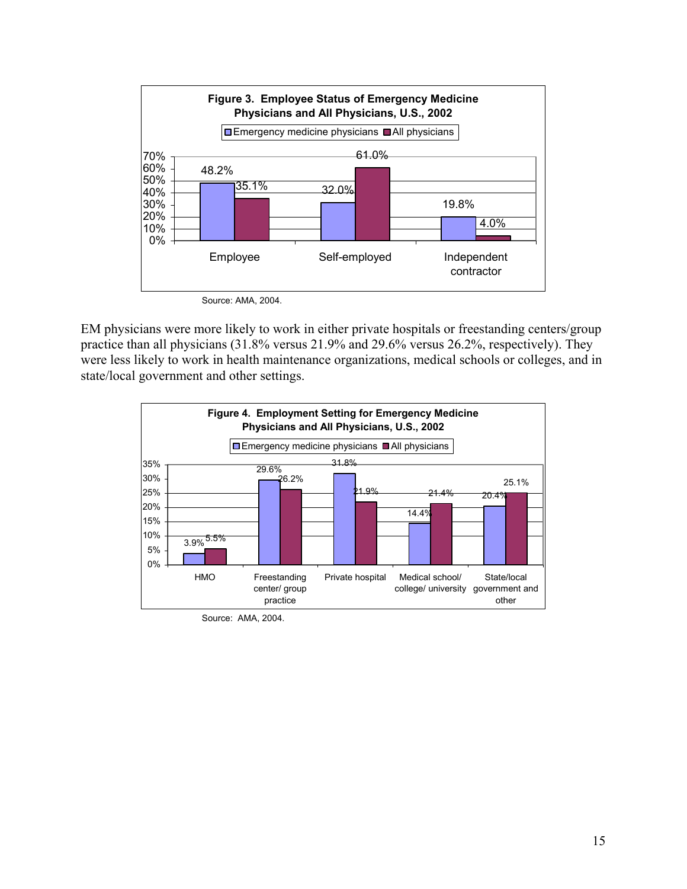**Figure 3. Employee Status of Emergency Medicine Physicians and All Physicians, U.S., 2002**

| | Emergency medicine physicians | All physicians |
|---|---|---|
| Employee | 48.2% | 35.1% |
| Self-employed | 32.0% | 61.0% |
| Independent contractor | 19.8% | 4.0% |

Source: AMA, 2004.

EM physicians were more likely to work in either private hospitals or freestanding centers/group practice than all physicians (31.8% versus 21.9% and 29.6% versus 26.2%, respectively). They were less likely to work in health maintenance organizations, medical schools or colleges, and in state/local government and other settings.

**Figure 4. Employment Setting for Emergency Medicine Physicians and All Physicians, U.S., 2002**

| | Emergency medicine physicians | All physicians |
|---|---|---|
| HMO | 3.9% | 5.5% |
| Freestanding center/ group practice | 29.6% | 26.2% |
| Private hospital | 31.8% | 21.9% |
| Medical school/ college/ university | 14.4% | 21.4% |
| State/local government and other | 20.4% | 25.1% |

Source: AMA, 2004.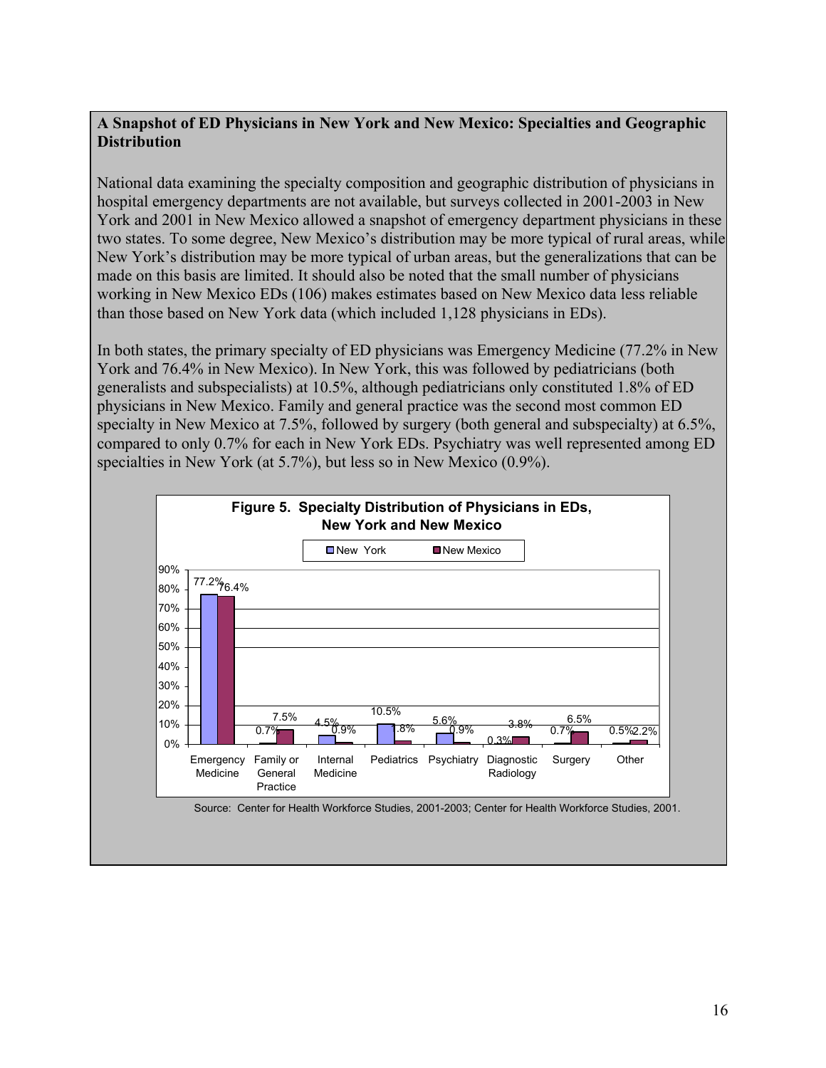## A Snapshot of ED Physicians in New York and New Mexico: Specialties and Geographic Distribution

National data examining the specialty composition and geographic distribution of physicians in hospital emergency departments are not available, but surveys collected in 2001-2003 in New York and 2001 in New Mexico allowed a snapshot of emergency department physicians in these two states. To some degree, New Mexico's distribution may be more typical of rural areas, while New York's distribution may be more typical of urban areas, but the generalizations that can be made on this basis are limited. It should also be noted that the small number of physicians working in New Mexico EDs (106) makes estimates based on New Mexico data less reliable than those based on New York data (which included 1,128 physicians in EDs).

In both states, the primary specialty of ED physicians was Emergency Medicine (77.2% in New York and 76.4% in New Mexico). In New York, this was followed by pediatricians (both generalists and subspecialists) at 10.5%, although pediatricians only constituted 1.8% of ED physicians in New Mexico. Family and general practice was the second most common ED specialty in New Mexico at 7.5%, followed by surgery (both general and subspecialty) at 6.5%, compared to only 0.7% for each in New York EDs. Psychiatry was well represented among ED specialties in New York (at 5.7%), but less so in New Mexico (0.9%).

**Figure 5. Specialty Distribution of Physicians in EDs, New York and New Mexico**

| Specialty | New York | New Mexico |
|---|---|---|
| Emergency Medicine | 77.2% | 76.4% |
| Family or General Practice | 0.7% | 7.5% |
| Internal Medicine | 4.5% | 0.9% |
| Pediatrics | 10.5% | 1.8% |
| Psychiatry | 5.6% | 0.9% |
| Diagnostic Radiology | 0.3% | 3.8% |
| Surgery | 0.7% | 6.5% |
| Other | 0.5% | 2.2% |

Source: Center for Health Workforce Studies, 2001-2003; Center for Health Workforce Studies, 2001.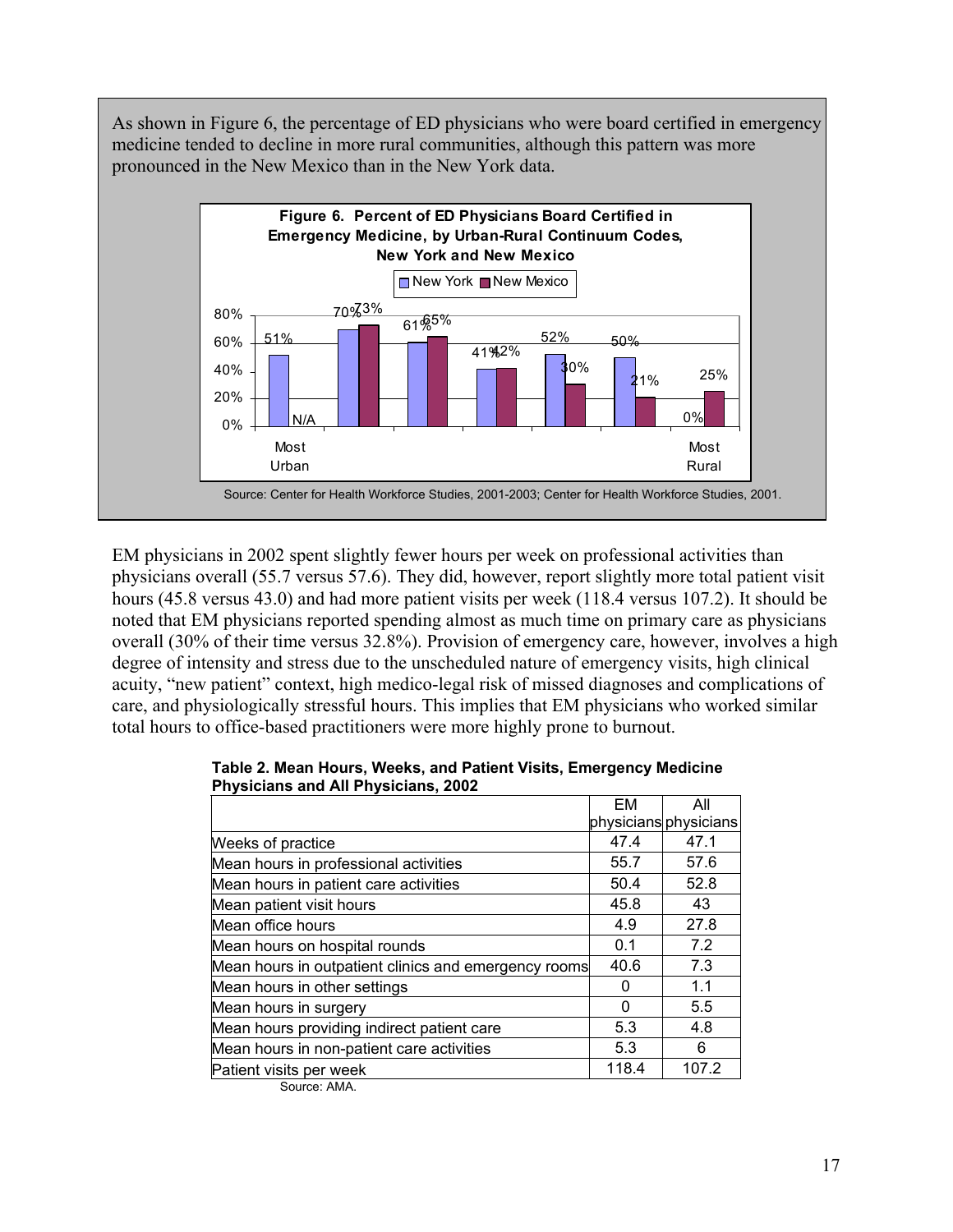As shown in Figure 6, the percentage of ED physicians who were board certified in emergency medicine tended to decline in more rural communities, although this pattern was more pronounced in the New Mexico than in the New York data.

**Figure 6. Percent of ED Physicians Board Certified in Emergency Medicine, by Urban-Rural Continuum Codes, New York and New Mexico**

| | Most Urban | | | | | | Most Rural |
|---|---|---|---|---|---|---|---|
| New York | 51% | 70% | 61% | 41% | 52% | 50% | 0% |
| New Mexico | N/A | 73% | 65% | 42% | 30% | 21% | 25% |

Source: Center for Health Workforce Studies, 2001-2003; Center for Health Workforce Studies, 2001.

EM physicians in 2002 spent slightly fewer hours per week on professional activities than physicians overall (55.7 versus 57.6). They did, however, report slightly more total patient visit hours (45.8 versus 43.0) and had more patient visits per week (118.4 versus 107.2). It should be noted that EM physicians reported spending almost as much time on primary care as physicians overall (30% of their time versus 32.8%). Provision of emergency care, however, involves a high degree of intensity and stress due to the unscheduled nature of emergency visits, high clinical acuity, "new patient" context, high medico-legal risk of missed diagnoses and complications of care, and physiologically stressful hours. This implies that EM physicians who worked similar total hours to office-based practitioners were more highly prone to burnout.

**Table 2. Mean Hours, Weeks, and Patient Visits, Emergency Medicine Physicians and All Physicians, 2002**

| | EM physicians | All physicians |
|---|---|---|
| Weeks of practice | 47.4 | 47.1 |
| Mean hours in professional activities | 55.7 | 57.6 |
| Mean hours in patient care activities | 50.4 | 52.8 |
| Mean patient visit hours | 45.8 | 43 |
| Mean office hours | 4.9 | 27.8 |
| Mean hours on hospital rounds | 0.1 | 7.2 |
| Mean hours in outpatient clinics and emergency rooms | 40.6 | 7.3 |
| Mean hours in other settings | 0 | 1.1 |
| Mean hours in surgery | 0 | 5.5 |
| Mean hours providing indirect patient care | 5.3 | 4.8 |
| Mean hours in non-patient care activities | 5.3 | 6 |
| Patient visits per week | 118.4 | 107.2 |

Source: AMA.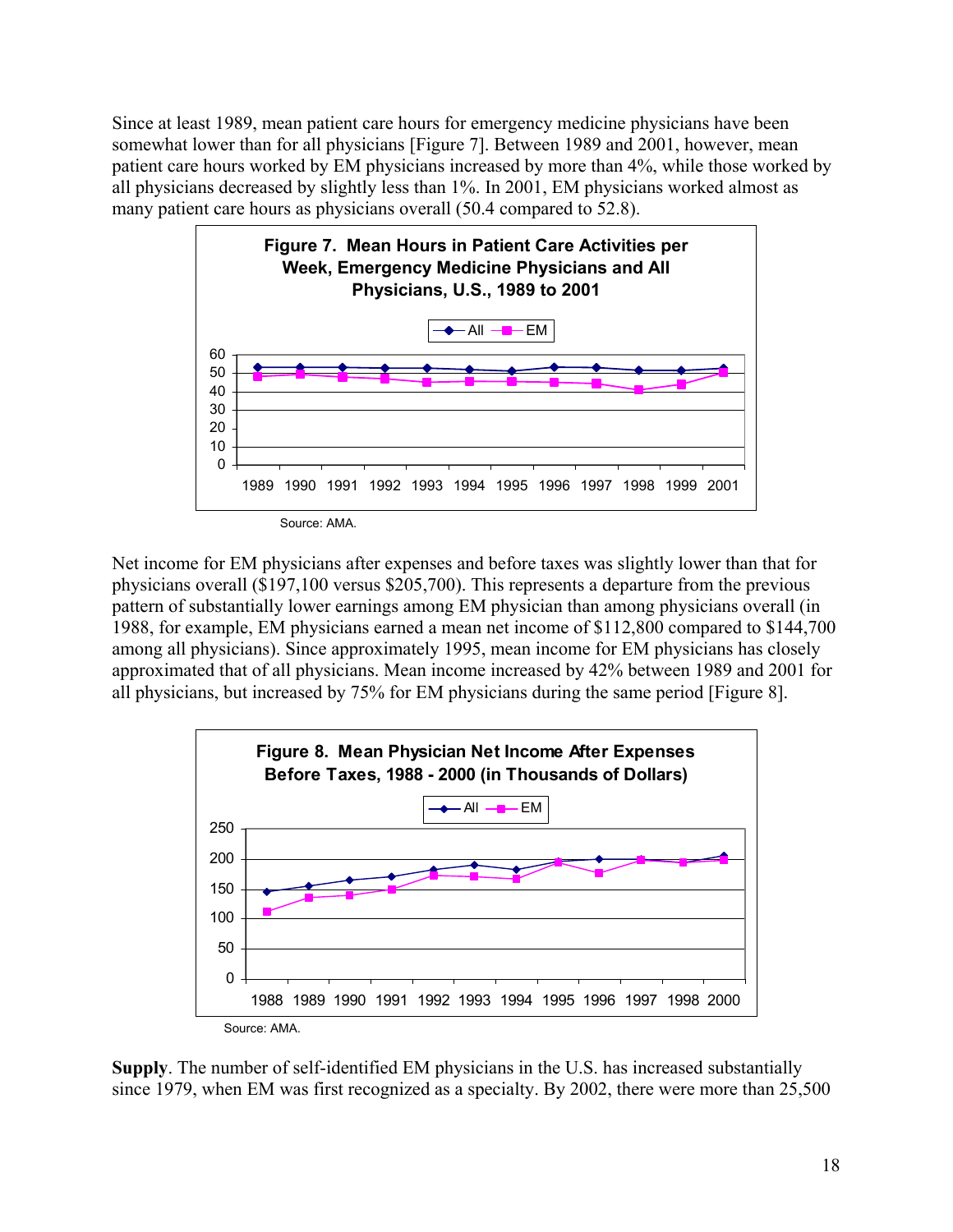Since at least 1989, mean patient care hours for emergency medicine physicians have been somewhat lower than for all physicians [Figure 7]. Between 1989 and 2001, however, mean patient care hours worked by EM physicians increased by more than 4%, while those worked by all physicians decreased by slightly less than 1%. In 2001, EM physicians worked almost as many patient care hours as physicians overall (50.4 compared to 52.8).

**Figure 7. Mean Hours in Patient Care Activities per Week, Emergency Medicine Physicians and All Physicians, U.S., 1989 to 2001**

Source: AMA.

Net income for EM physicians after expenses and before taxes was slightly lower than that for physicians overall ($197,100 versus $205,700). This represents a departure from the previous pattern of substantially lower earnings among EM physician than among physicians overall (in 1988, for example, EM physicians earned a mean net income of $112,800 compared to $144,700 among all physicians). Since approximately 1995, mean income for EM physicians has closely approximated that of all physicians. Mean income increased by 42% between 1989 and 2001 for all physicians, but increased by 75% for EM physicians during the same period [Figure 8].

**Figure 8. Mean Physician Net Income After Expenses Before Taxes, 1988 - 2000 (in Thousands of Dollars)**

Source: AMA.

**Supply**. The number of self-identified EM physicians in the U.S. has increased substantially since 1979, when EM was first recognized as a specialty. By 2002, there were more than 25,500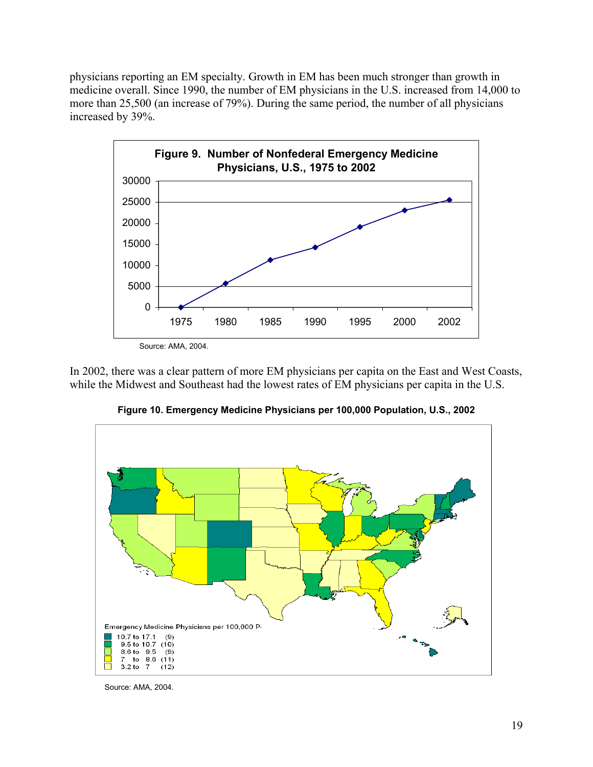physicians reporting an EM specialty. Growth in EM has been much stronger than growth in medicine overall. Since 1990, the number of EM physicians in the U.S. increased from 14,000 to more than 25,500 (an increase of 79%). During the same period, the number of all physicians increased by 39%.

**Figure 9. Number of Nonfederal Emergency Medicine Physicians, U.S., 1975 to 2002**

Source: AMA, 2004.

In 2002, there was a clear pattern of more EM physicians per capita on the East and West Coasts, while the Midwest and Southeast had the lowest rates of EM physicians per capita in the U.S.

**Figure 10. Emergency Medicine Physicians per 100,000 Population, U.S., 2002**

Source: AMA, 2004.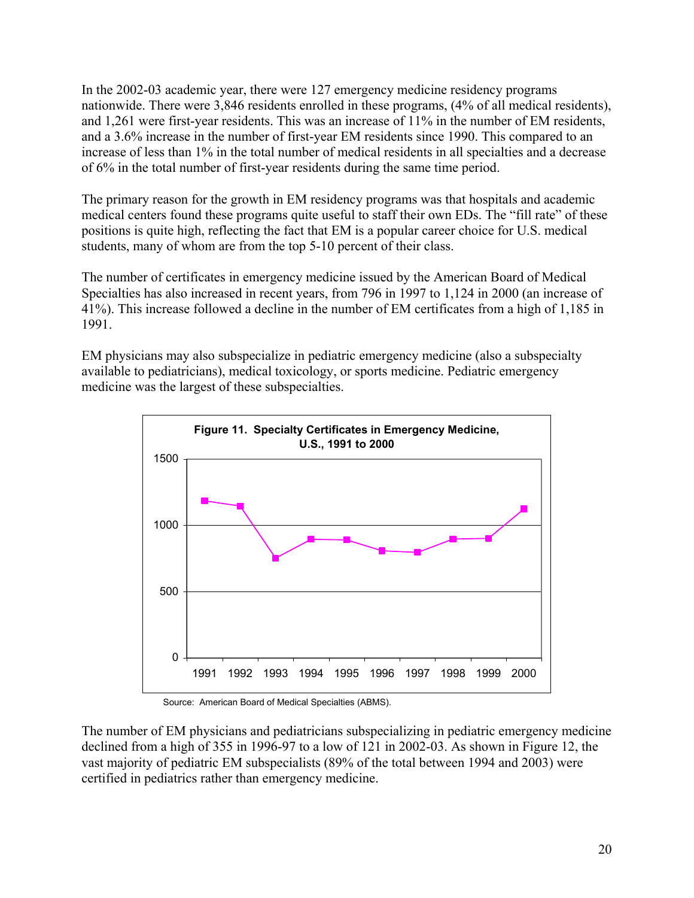In the 2002-03 academic year, there were 127 emergency medicine residency programs nationwide. There were 3,846 residents enrolled in these programs, (4% of all medical residents), and 1,261 were first-year residents. This was an increase of 11% in the number of EM residents, and a 3.6% increase in the number of first-year EM residents since 1990. This compared to an increase of less than 1% in the total number of medical residents in all specialties and a decrease of 6% in the total number of first-year residents during the same time period.

The primary reason for the growth in EM residency programs was that hospitals and academic medical centers found these programs quite useful to staff their own EDs. The "fill rate" of these positions is quite high, reflecting the fact that EM is a popular career choice for U.S. medical students, many of whom are from the top 5-10 percent of their class.

The number of certificates in emergency medicine issued by the American Board of Medical Specialties has also increased in recent years, from 796 in 1997 to 1,124 in 2000 (an increase of 41%). This increase followed a decline in the number of EM certificates from a high of 1,185 in 1991.

EM physicians may also subspecialize in pediatric emergency medicine (also a subspecialty available to pediatricians), medical toxicology, or sports medicine. Pediatric emergency medicine was the largest of these subspecialties.

**Figure 11. Specialty Certificates in Emergency Medicine, U.S., 1991 to 2000**

Source: American Board of Medical Specialties (ABMS).

The number of EM physicians and pediatricians subspecializing in pediatric emergency medicine declined from a high of 355 in 1996-97 to a low of 121 in 2002-03. As shown in Figure 12, the vast majority of pediatric EM subspecialists (89% of the total between 1994 and 2003) were certified in pediatrics rather than emergency medicine.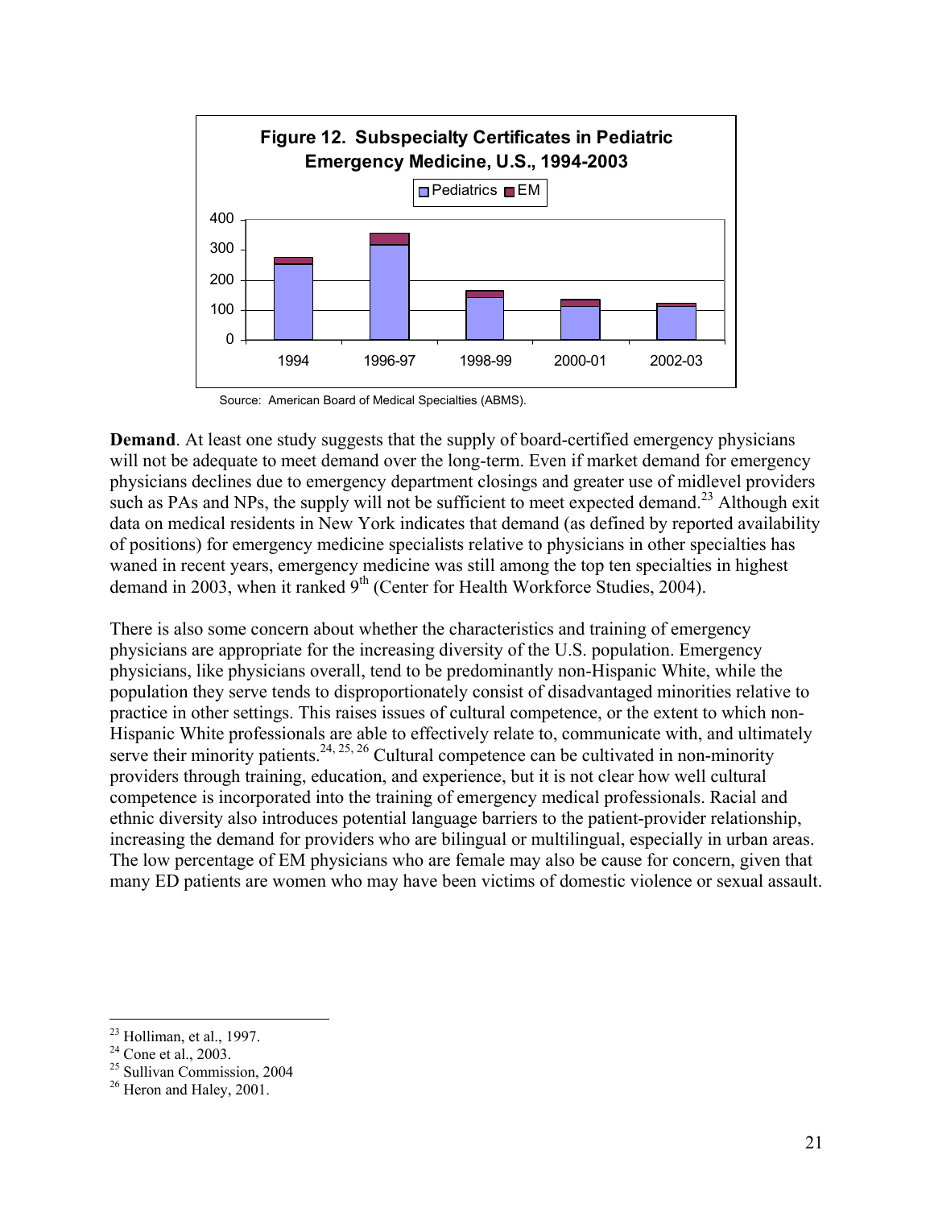**Figure 12. Subspecialty Certificates in Pediatric Emergency Medicine, U.S., 1994-2003**

Source: American Board of Medical Specialties (ABMS).

**Demand**. At least one study suggests that the supply of board-certified emergency physicians will not be adequate to meet demand over the long-term. Even if market demand for emergency physicians declines due to emergency department closings and greater use of midlevel providers such as PAs and NPs, the supply will not be sufficient to meet expected demand.[23] Although exit data on medical residents in New York indicates that demand (as defined by reported availability of positions) for emergency medicine specialists relative to physicians in other specialties has waned in recent years, emergency medicine was still among the top ten specialties in highest demand in 2003, when it ranked 9th (Center for Health Workforce Studies, 2004).

There is also some concern about whether the characteristics and training of emergency physicians are appropriate for the increasing diversity of the U.S. population. Emergency physicians, like physicians overall, tend to be predominantly non-Hispanic White, while the population they serve tends to disproportionately consist of disadvantaged minorities relative to practice in other settings. This raises issues of cultural competence, or the extent to which non-Hispanic White professionals are able to effectively relate to, communicate with, and ultimately serve their minority patients.[24, 25, 26] Cultural competence can be cultivated in non-minority providers through training, education, and experience, but it is not clear how well cultural competence is incorporated into the training of emergency medical professionals. Racial and ethnic diversity also introduces potential language barriers to the patient-provider relationship, increasing the demand for providers who are bilingual or multilingual, especially in urban areas. The low percentage of EM physicians who are female may also be cause for concern, given that many ED patients are women who may have been victims of domestic violence or sexual assault.

---

[23] Holliman, et al., 1997.

[24] Cone et al., 2003.

[25] Sullivan Commission, 2004

[26] Heron and Haley, 2001.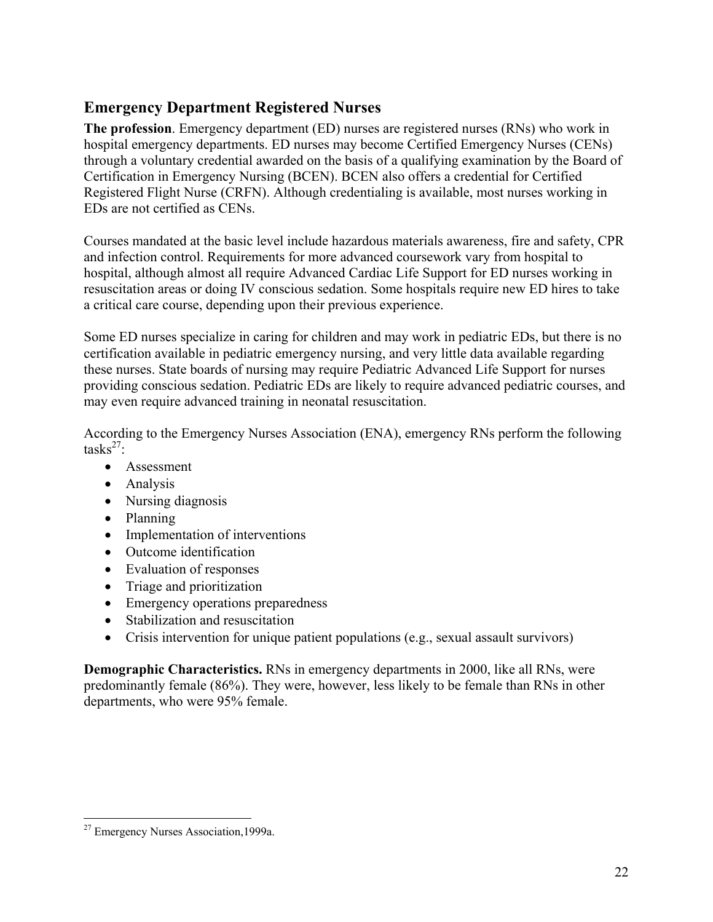## Emergency Department Registered Nurses

**The profession**. Emergency department (ED) nurses are registered nurses (RNs) who work in hospital emergency departments. ED nurses may become Certified Emergency Nurses (CENs) through a voluntary credential awarded on the basis of a qualifying examination by the Board of Certification in Emergency Nursing (BCEN). BCEN also offers a credential for Certified Registered Flight Nurse (CRFN). Although credentialing is available, most nurses working in EDs are not certified as CENs.

Courses mandated at the basic level include hazardous materials awareness, fire and safety, CPR and infection control. Requirements for more advanced coursework vary from hospital to hospital, although almost all require Advanced Cardiac Life Support for ED nurses working in resuscitation areas or doing IV conscious sedation. Some hospitals require new ED hires to take a critical care course, depending upon their previous experience.

Some ED nurses specialize in caring for children and may work in pediatric EDs, but there is no certification available in pediatric emergency nursing, and very little data available regarding these nurses. State boards of nursing may require Pediatric Advanced Life Support for nurses providing conscious sedation. Pediatric EDs are likely to require advanced pediatric courses, and may even require advanced training in neonatal resuscitation.

According to the Emergency Nurses Association (ENA), emergency RNs perform the following tasks[27]:

- Assessment
- Analysis
- Nursing diagnosis
- Planning
- Implementation of interventions
- Outcome identification
- Evaluation of responses
- Triage and prioritization
- Emergency operations preparedness
- Stabilization and resuscitation
- Crisis intervention for unique patient populations (e.g., sexual assault survivors)

**Demographic Characteristics.** RNs in emergency departments in 2000, like all RNs, were predominantly female (86%). They were, however, less likely to be female than RNs in other departments, who were 95% female.

---

[27] Emergency Nurses Association,1999a.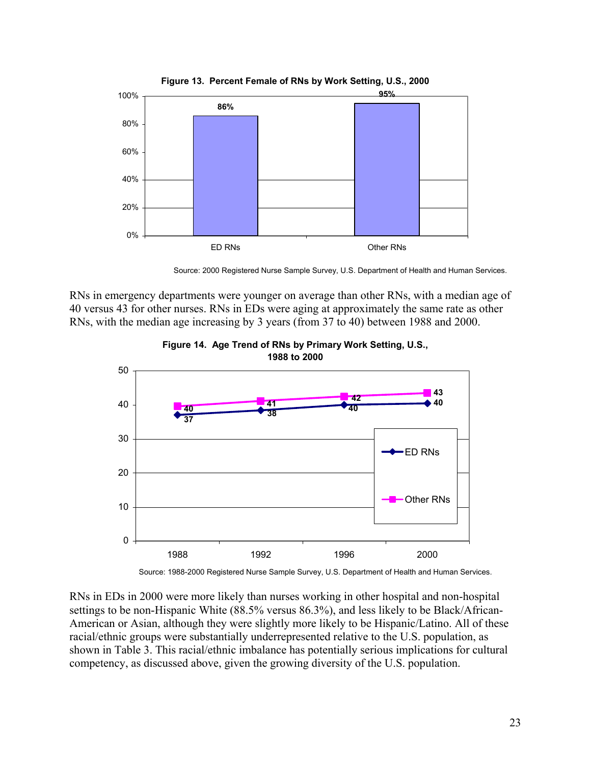**Figure 13. Percent Female of RNs by Work Setting, U.S., 2000**

| | ED RNs | Other RNs |
|---|---|---|
| Percent Female | 86% | 95% |

Source: 2000 Registered Nurse Sample Survey, U.S. Department of Health and Human Services.

RNs in emergency departments were younger on average than other RNs, with a median age of 40 versus 43 for other nurses. RNs in EDs were aging at approximately the same rate as other RNs, with the median age increasing by 3 years (from 37 to 40) between 1988 and 2000.

**Figure 14. Age Trend of RNs by Primary Work Setting, U.S., 1988 to 2000**

| | 1988 | 1992 | 1996 | 2000 |
|---|---|---|---|---|
| ED RNs | 37 | 38 | 40 | 40 |
| Other RNs | 40 | 41 | 42 | 43 |

Source: 1988-2000 Registered Nurse Sample Survey, U.S. Department of Health and Human Services.

RNs in EDs in 2000 were more likely than nurses working in other hospital and non-hospital settings to be non-Hispanic White (88.5% versus 86.3%), and less likely to be Black/African-American or Asian, although they were slightly more likely to be Hispanic/Latino. All of these racial/ethnic groups were substantially underrepresented relative to the U.S. population, as shown in Table 3. This racial/ethnic imbalance has potentially serious implications for cultural competency, as discussed above, given the growing diversity of the U.S. population.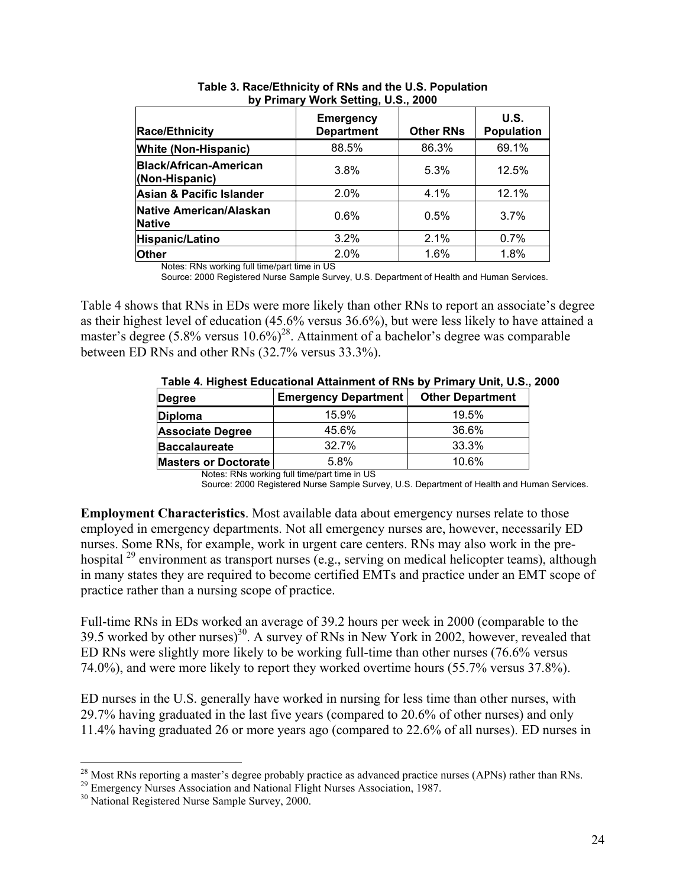**Table 3. Race/Ethnicity of RNs and the U.S. Population by Primary Work Setting, U.S., 2000**

| Race/Ethnicity | Emergency Department | Other RNs | U.S. Population |
|---|---|---|---|
| **White (Non-Hispanic)** | 88.5% | 86.3% | 69.1% |
| **Black/African-American (Non-Hispanic)** | 3.8% | 5.3% | 12.5% |
| **Asian & Pacific Islander** | 2.0% | 4.1% | 12.1% |
| **Native American/Alaskan Native** | 0.6% | 0.5% | 3.7% |
| **Hispanic/Latino** | 3.2% | 2.1% | 0.7% |
| **Other** | 2.0% | 1.6% | 1.8% |

Notes: RNs working full time/part time in US

Source: 2000 Registered Nurse Sample Survey, U.S. Department of Health and Human Services.

Table 4 shows that RNs in EDs were more likely than other RNs to report an associate's degree as their highest level of education (45.6% versus 36.6%), but were less likely to have attained a master's degree (5.8% versus 10.6%)[28]. Attainment of a bachelor's degree was comparable between ED RNs and other RNs (32.7% versus 33.3%).

**Table 4. Highest Educational Attainment of RNs by Primary Unit, U.S., 2000**

| Degree | Emergency Department | Other Department |
|---|---|---|
| **Diploma** | 15.9% | 19.5% |
| **Associate Degree** | 45.6% | 36.6% |
| **Baccalaureate** | 32.7% | 33.3% |
| **Masters or Doctorate** | 5.8% | 10.6% |

Notes: RNs working full time/part time in US

Source: 2000 Registered Nurse Sample Survey, U.S. Department of Health and Human Services.

**Employment Characteristics**. Most available data about emergency nurses relate to those employed in emergency departments. Not all emergency nurses are, however, necessarily ED nurses. Some RNs, for example, work in urgent care centers. RNs may also work in the pre-hospital [29] environment as transport nurses (e.g., serving on medical helicopter teams), although in many states they are required to become certified EMTs and practice under an EMT scope of practice rather than a nursing scope of practice.

Full-time RNs in EDs worked an average of 39.2 hours per week in 2000 (comparable to the 39.5 worked by other nurses)[30]. A survey of RNs in New York in 2002, however, revealed that ED RNs were slightly more likely to be working full-time than other nurses (76.6% versus 74.0%), and were more likely to report they worked overtime hours (55.7% versus 37.8%).

ED nurses in the U.S. generally have worked in nursing for less time than other nurses, with 29.7% having graduated in the last five years (compared to 20.6% of other nurses) and only 11.4% having graduated 26 or more years ago (compared to 22.6% of all nurses). ED nurses in

[28] Most RNs reporting a master's degree probably practice as advanced practice nurses (APNs) rather than RNs.

[29] Emergency Nurses Association and National Flight Nurses Association, 1987.

[30] National Registered Nurse Sample Survey, 2000.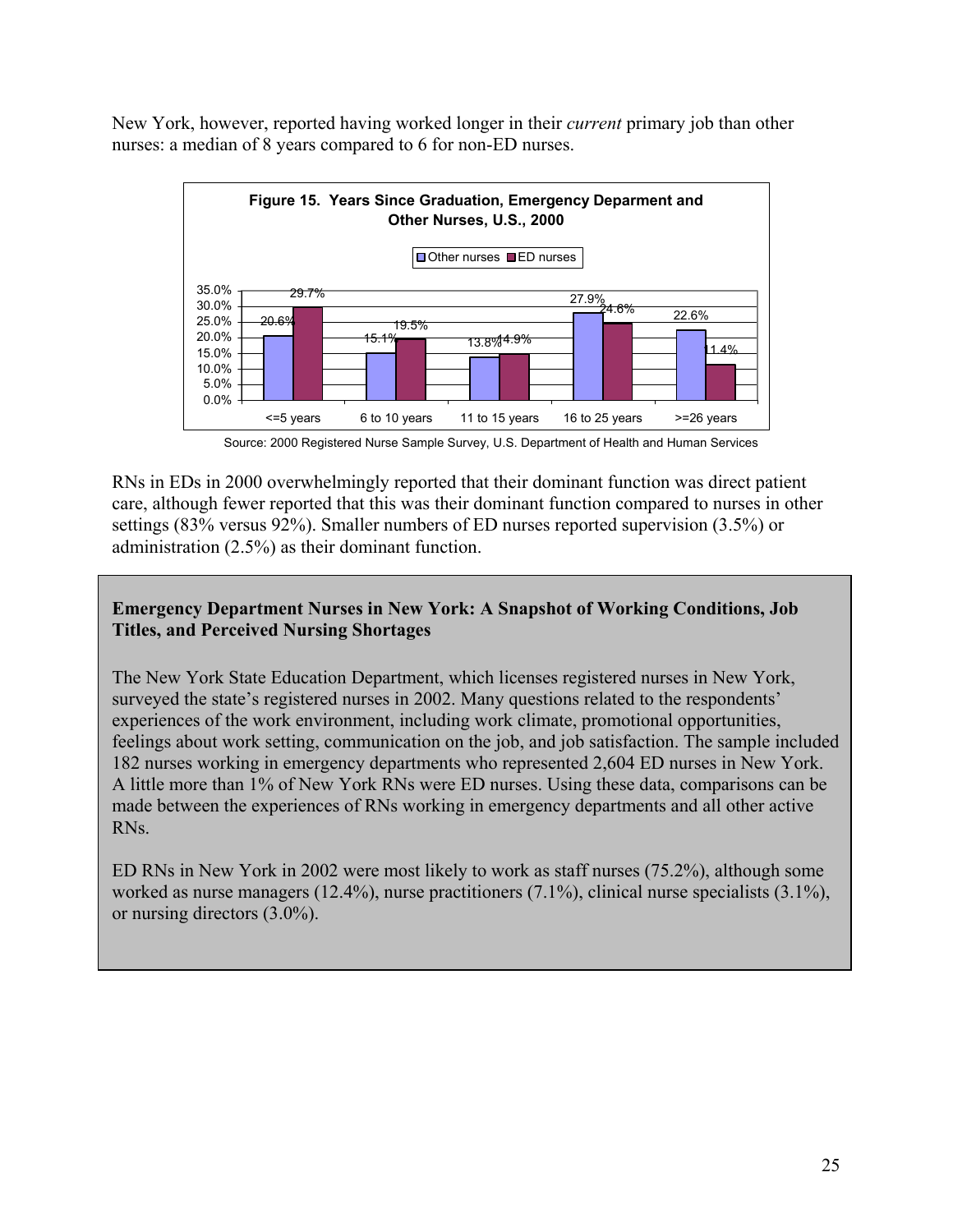New York, however, reported having worked longer in their *current* primary job than other nurses: a median of 8 years compared to 6 for non-ED nurses.

**Figure 15. Years Since Graduation, Emergency Deparment and Other Nurses, U.S., 2000**

| | <=5 years | 6 to 10 years | 11 to 15 years | 16 to 25 years | >=26 years |
|---|---|---|---|---|---|
| Other nurses | 20.6% | 15.1% | 13.8% | 27.9% | 22.6% |
| ED nurses | 29.7% | 19.5% | 14.9% | 24.6% | 11.4% |

Source: 2000 Registered Nurse Sample Survey, U.S. Department of Health and Human Services

RNs in EDs in 2000 overwhelmingly reported that their dominant function was direct patient care, although fewer reported that this was their dominant function compared to nurses in other settings (83% versus 92%). Smaller numbers of ED nurses reported supervision (3.5%) or administration (2.5%) as their dominant function.

**Emergency Department Nurses in New York: A Snapshot of Working Conditions, Job Titles, and Perceived Nursing Shortages**

The New York State Education Department, which licenses registered nurses in New York, surveyed the state's registered nurses in 2002. Many questions related to the respondents' experiences of the work environment, including work climate, promotional opportunities, feelings about work setting, communication on the job, and job satisfaction. The sample included 182 nurses working in emergency departments who represented 2,604 ED nurses in New York. A little more than 1% of New York RNs were ED nurses. Using these data, comparisons can be made between the experiences of RNs working in emergency departments and all other active RNs.

ED RNs in New York in 2002 were most likely to work as staff nurses (75.2%), although some worked as nurse managers (12.4%), nurse practitioners (7.1%), clinical nurse specialists (3.1%), or nursing directors (3.0%).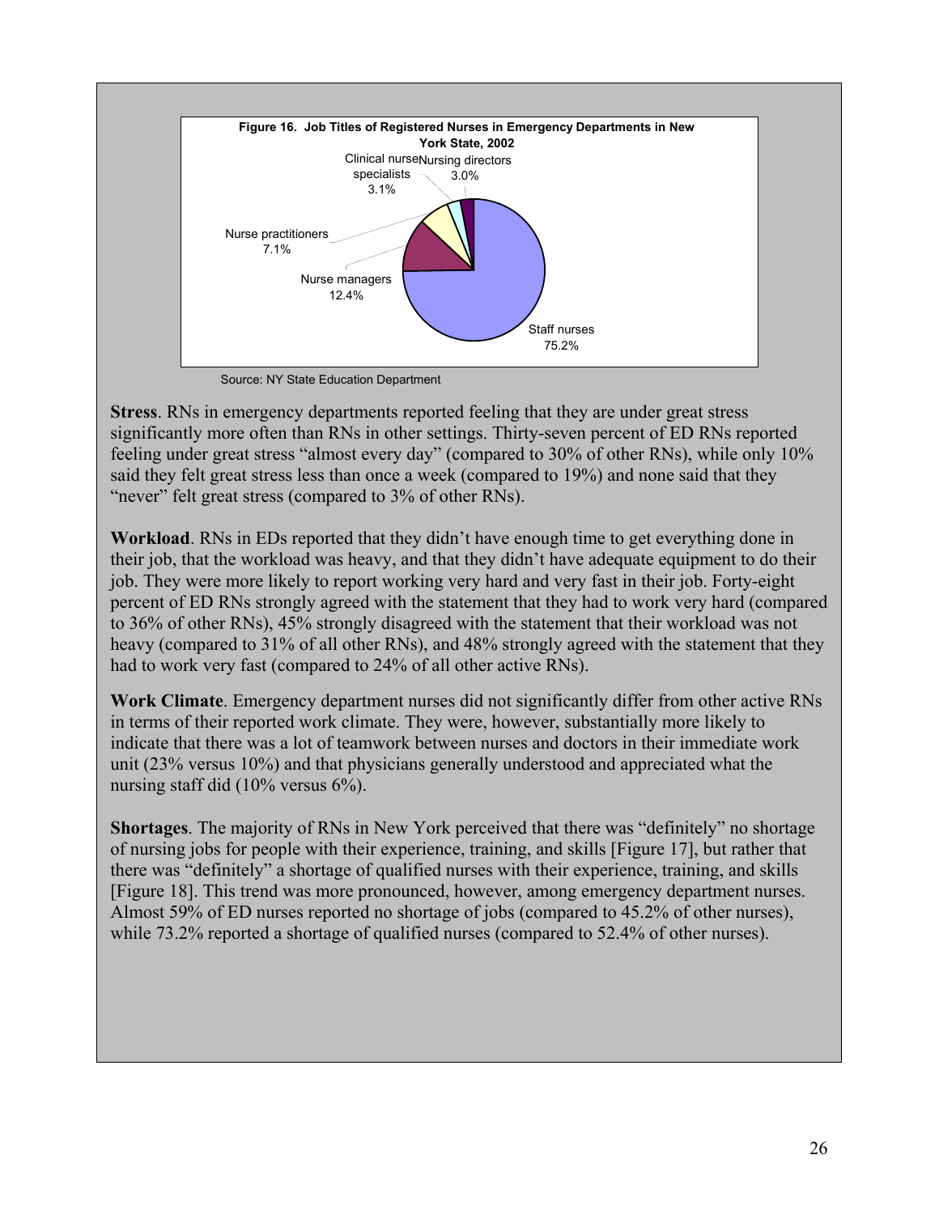**Figure 16. Job Titles of Registered Nurses in Emergency Departments in New York State, 2002**

| Job Title | Percent |
|---|---|
| Staff nurses | 75.2% |
| Nurse managers | 12.4% |
| Nurse practitioners | 7.1% |
| Clinical nurse specialists | 3.1% |
| Nursing directors | 3.0% |

Source: NY State Education Department

**Stress**. RNs in emergency departments reported feeling that they are under great stress significantly more often than RNs in other settings. Thirty-seven percent of ED RNs reported feeling under great stress "almost every day" (compared to 30% of other RNs), while only 10% said they felt great stress less than once a week (compared to 19%) and none said that they "never" felt great stress (compared to 3% of other RNs).

**Workload**. RNs in EDs reported that they didn't have enough time to get everything done in their job, that the workload was heavy, and that they didn't have adequate equipment to do their job. They were more likely to report working very hard and very fast in their job. Forty-eight percent of ED RNs strongly agreed with the statement that they had to work very hard (compared to 36% of other RNs), 45% strongly disagreed with the statement that their workload was not heavy (compared to 31% of all other RNs), and 48% strongly agreed with the statement that they had to work very fast (compared to 24% of all other active RNs).

**Work Climate**. Emergency department nurses did not significantly differ from other active RNs in terms of their reported work climate. They were, however, substantially more likely to indicate that there was a lot of teamwork between nurses and doctors in their immediate work unit (23% versus 10%) and that physicians generally understood and appreciated what the nursing staff did (10% versus 6%).

**Shortages**. The majority of RNs in New York perceived that there was "definitely" no shortage of nursing jobs for people with their experience, training, and skills [Figure 17], but rather that there was "definitely" a shortage of qualified nurses with their experience, training, and skills [Figure 18]. This trend was more pronounced, however, among emergency department nurses. Almost 59% of ED nurses reported no shortage of jobs (compared to 45.2% of other nurses), while 73.2% reported a shortage of qualified nurses (compared to 52.4% of other nurses).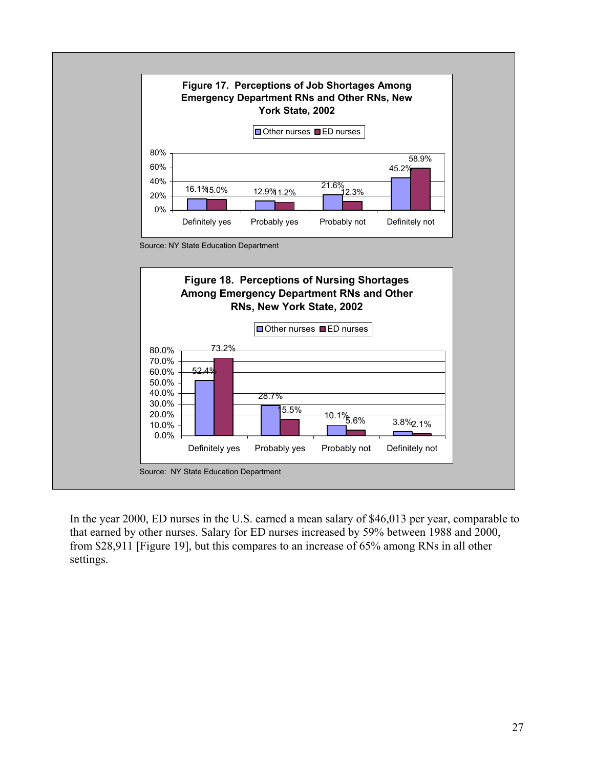**Figure 17. Perceptions of Job Shortages Among Emergency Department RNs and Other RNs, New York State, 2002**

| | Other nurses | ED nurses |
|---|---|---|
| Definitely yes | 16.1% | 15.0% |
| Probably yes | 12.9% | 11.2% |
| Probably not | 21.6% | 12.3% |
| Definitely not | 45.2% | 58.9% |

Source: NY State Education Department

**Figure 18. Perceptions of Nursing Shortages Among Emergency Department RNs and Other RNs, New York State, 2002**

| | Other nurses | ED nurses |
|---|---|---|
| Definitely yes | 52.4% | 73.2% |
| Probably yes | 28.7% | 15.5% |
| Probably not | 10.1% | 5.6% |
| Definitely not | 3.8% | 2.1% |

Source: NY State Education Department

In the year 2000, ED nurses in the U.S. earned a mean salary of $46,013 per year, comparable to that earned by other nurses. Salary for ED nurses increased by 59% between 1988 and 2000, from $28,911 [Figure 19], but this compares to an increase of 65% among RNs in all other settings.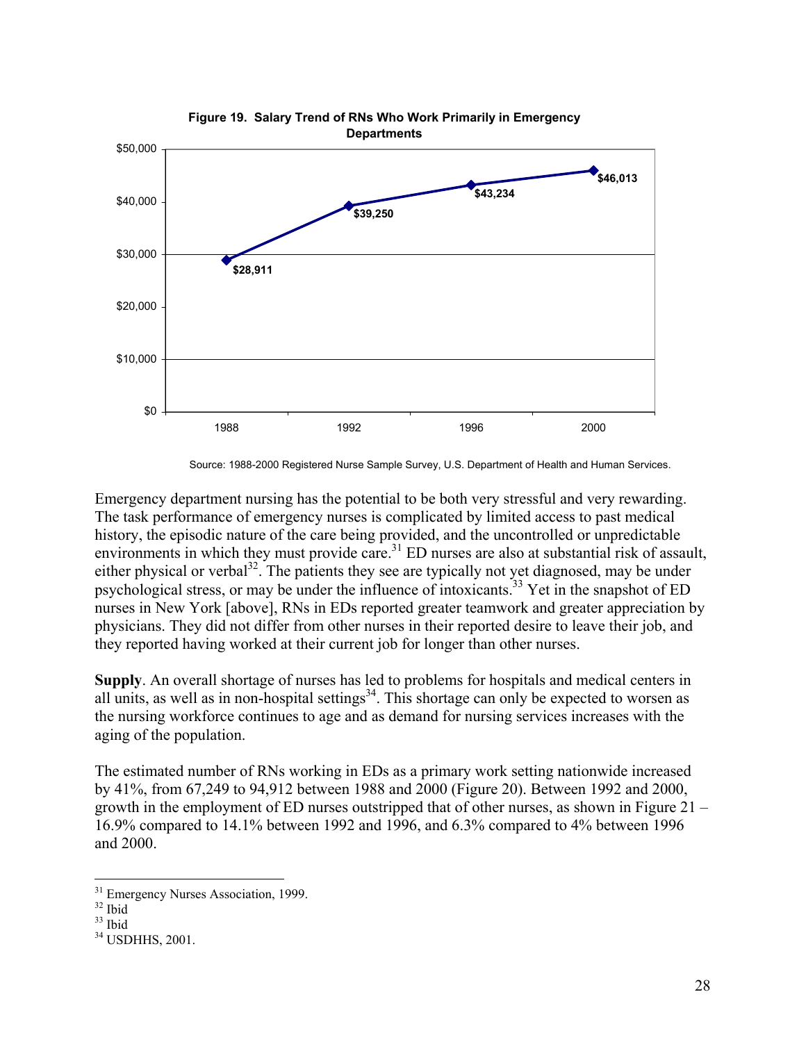**Figure 19. Salary Trend of RNs Who Work Primarily in Emergency Departments**

| Year | Salary |
| --- | --- |
| 1988 | $28,911 |
| 1992 | $39,250 |
| 1996 | $43,234 |
| 2000 | $46,013 |

Source: 1988-2000 Registered Nurse Sample Survey, U.S. Department of Health and Human Services.

Emergency department nursing has the potential to be both very stressful and very rewarding. The task performance of emergency nurses is complicated by limited access to past medical history, the episodic nature of the care being provided, and the uncontrolled or unpredictable environments in which they must provide care.[31] ED nurses are also at substantial risk of assault, either physical or verbal[32]. The patients they see are typically not yet diagnosed, may be under psychological stress, or may be under the influence of intoxicants.[33] Yet in the snapshot of ED nurses in New York [above], RNs in EDs reported greater teamwork and greater appreciation by physicians. They did not differ from other nurses in their reported desire to leave their job, and they reported having worked at their current job for longer than other nurses.

**Supply**. An overall shortage of nurses has led to problems for hospitals and medical centers in all units, as well as in non-hospital settings[34]. This shortage can only be expected to worsen as the nursing workforce continues to age and as demand for nursing services increases with the aging of the population.

The estimated number of RNs working in EDs as a primary work setting nationwide increased by 41%, from 67,249 to 94,912 between 1988 and 2000 (Figure 20). Between 1992 and 2000, growth in the employment of ED nurses outstripped that of other nurses, as shown in Figure 21 – 16.9% compared to 14.1% between 1992 and 1996, and 6.3% compared to 4% between 1996 and 2000.

---

[31] Emergency Nurses Association, 1999.
[32] Ibid
[33] Ibid
[34] USDHHS, 2001.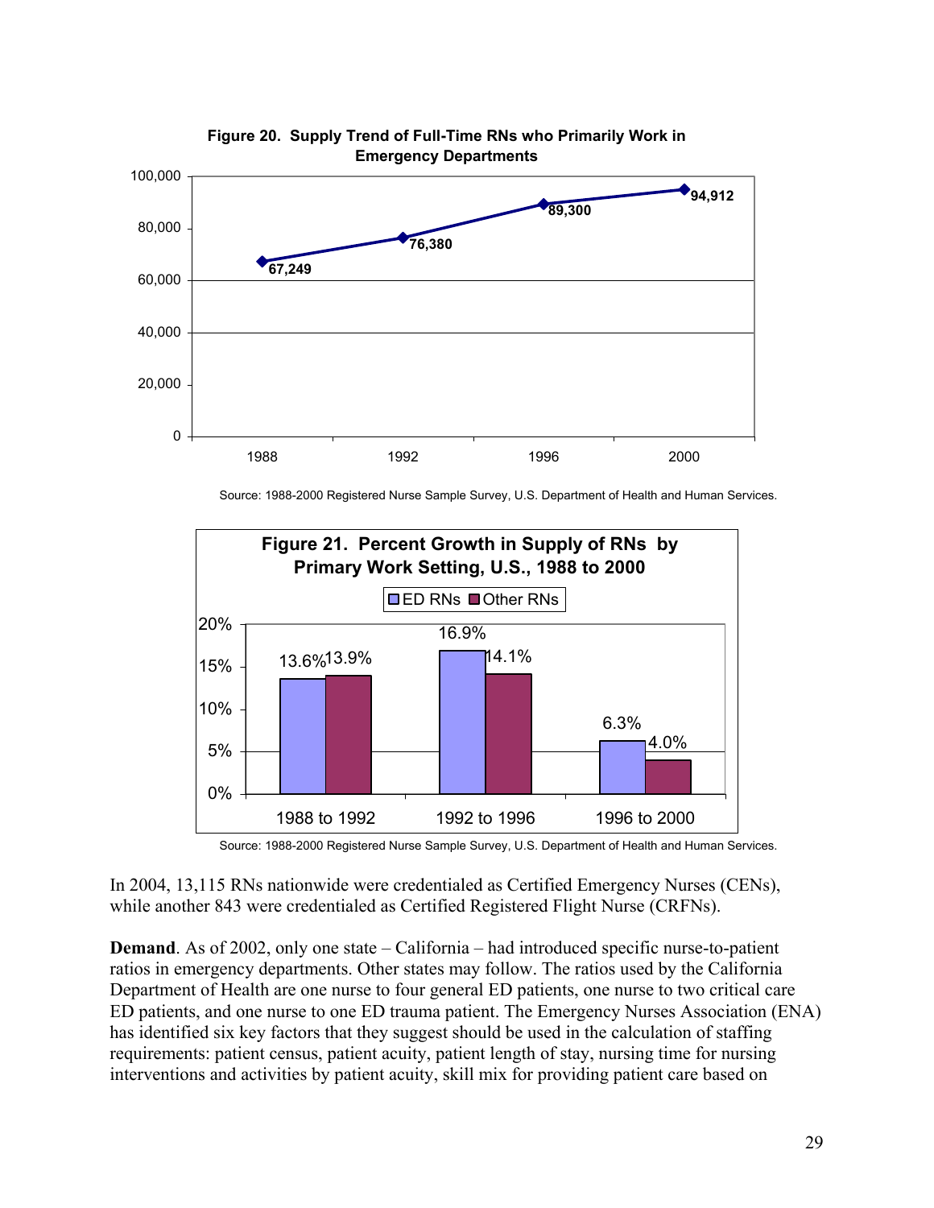**Figure 20. Supply Trend of Full-Time RNs who Primarily Work in Emergency Departments**

| Year | Full-Time ED RNs |
|---|---|
| 1988 | 67,249 |
| 1992 | 76,380 |
| 1996 | 89,300 |
| 2000 | 94,912 |

Source: 1988-2000 Registered Nurse Sample Survey, U.S. Department of Health and Human Services.

**Figure 21. Percent Growth in Supply of RNs by Primary Work Setting, U.S., 1988 to 2000**

| Period | ED RNs | Other RNs |
|---|---|---|
| 1988 to 1992 | 13.6% | 13.9% |
| 1992 to 1996 | 16.9% | 14.1% |
| 1996 to 2000 | 6.3% | 4.0% |

Source: 1988-2000 Registered Nurse Sample Survey, U.S. Department of Health and Human Services.

In 2004, 13,115 RNs nationwide were credentialed as Certified Emergency Nurses (CENs), while another 843 were credentialed as Certified Registered Flight Nurse (CRFNs).

**Demand**. As of 2002, only one state – California – had introduced specific nurse-to-patient ratios in emergency departments. Other states may follow. The ratios used by the California Department of Health are one nurse to four general ED patients, one nurse to two critical care ED patients, and one nurse to one ED trauma patient. The Emergency Nurses Association (ENA) has identified six key factors that they suggest should be used in the calculation of staffing requirements: patient census, patient acuity, patient length of stay, nursing time for nursing interventions and activities by patient acuity, skill mix for providing patient care based on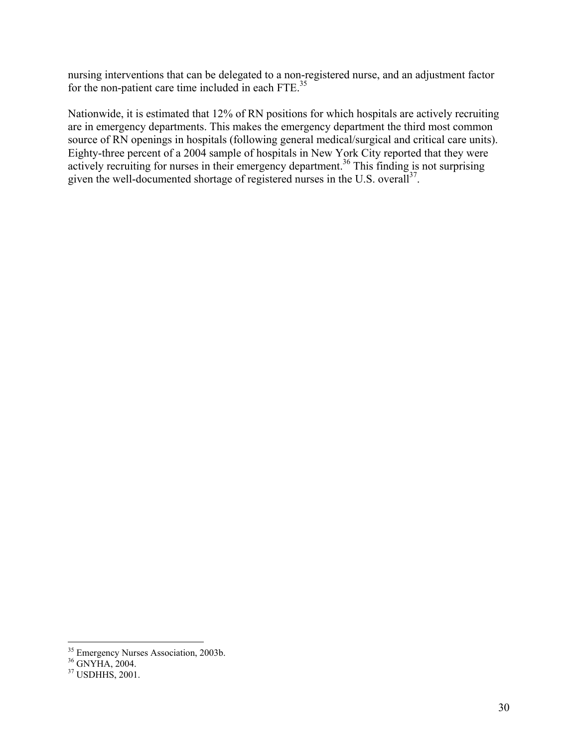nursing interventions that can be delegated to a non-registered nurse, and an adjustment factor for the non-patient care time included in each FTE.[35]

Nationwide, it is estimated that 12% of RN positions for which hospitals are actively recruiting are in emergency departments. This makes the emergency department the third most common source of RN openings in hospitals (following general medical/surgical and critical care units). Eighty-three percent of a 2004 sample of hospitals in New York City reported that they were actively recruiting for nurses in their emergency department.[36] This finding is not surprising given the well-documented shortage of registered nurses in the U.S. overall[37].

---

[35] Emergency Nurses Association, 2003b.
[36] GNYHA, 2004.
[37] USDHHS, 2001.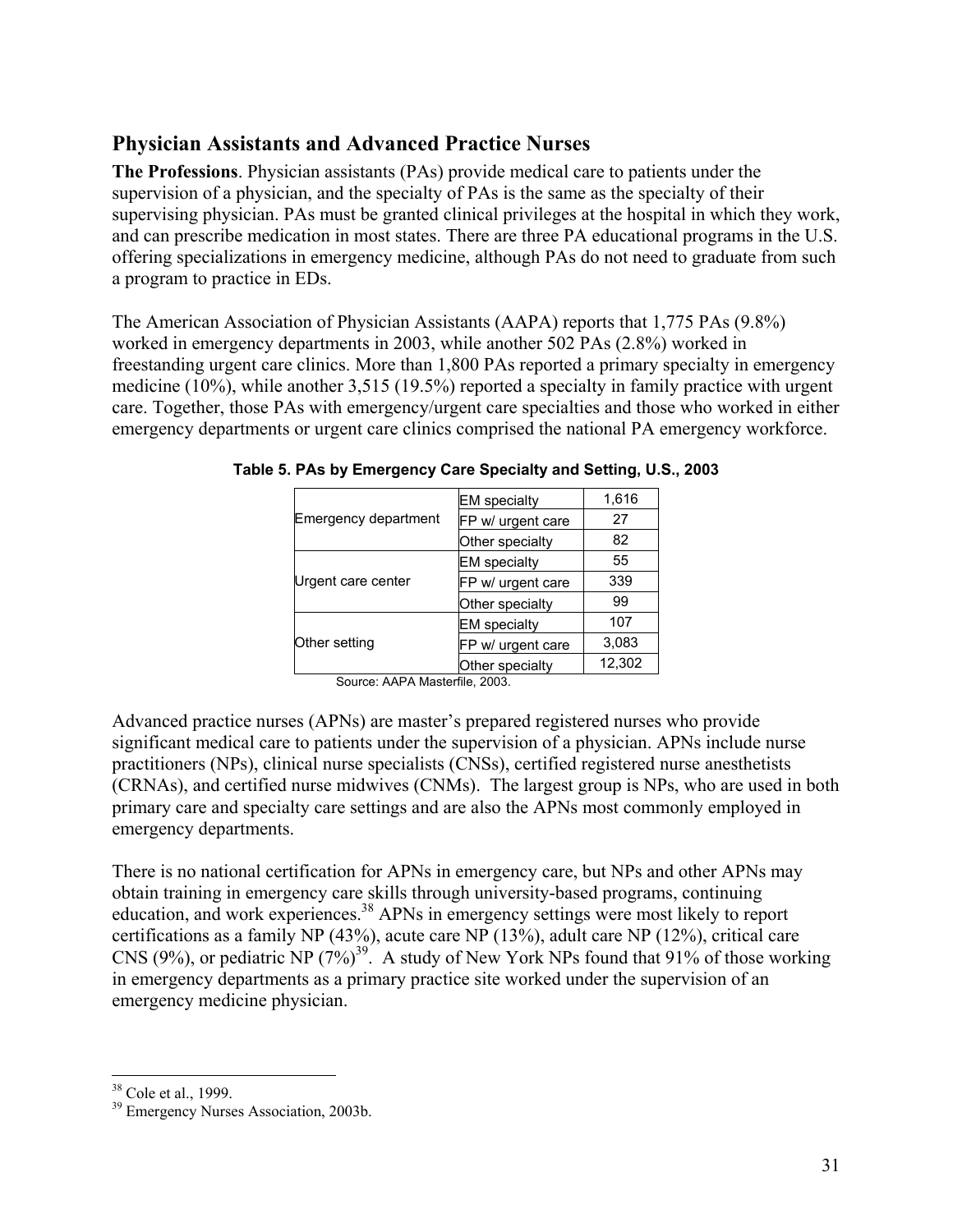## Physician Assistants and Advanced Practice Nurses

**The Professions**. Physician assistants (PAs) provide medical care to patients under the supervision of a physician, and the specialty of PAs is the same as the specialty of their supervising physician. PAs must be granted clinical privileges at the hospital in which they work, and can prescribe medication in most states. There are three PA educational programs in the U.S. offering specializations in emergency medicine, although PAs do not need to graduate from such a program to practice in EDs.

The American Association of Physician Assistants (AAPA) reports that 1,775 PAs (9.8%) worked in emergency departments in 2003, while another 502 PAs (2.8%) worked in freestanding urgent care clinics. More than 1,800 PAs reported a primary specialty in emergency medicine (10%), while another 3,515 (19.5%) reported a specialty in family practice with urgent care. Together, those PAs with emergency/urgent care specialties and those who worked in either emergency departments or urgent care clinics comprised the national PA emergency workforce.

**Table 5. PAs by Emergency Care Specialty and Setting, U.S., 2003**

| Setting | Specialty | Number |
|---|---|---|
| Emergency department | EM specialty | 1,616 |
| | FP w/ urgent care | 27 |
| | Other specialty | 82 |
| Urgent care center | EM specialty | 55 |
| | FP w/ urgent care | 339 |
| | Other specialty | 99 |
| Other setting | EM specialty | 107 |
| | FP w/ urgent care | 3,083 |
| | Other specialty | 12,302 |

Source: AAPA Masterfile, 2003.

Advanced practice nurses (APNs) are master's prepared registered nurses who provide significant medical care to patients under the supervision of a physician. APNs include nurse practitioners (NPs), clinical nurse specialists (CNSs), certified registered nurse anesthetists (CRNAs), and certified nurse midwives (CNMs). The largest group is NPs, who are used in both primary care and specialty care settings and are also the APNs most commonly employed in emergency departments.

There is no national certification for APNs in emergency care, but NPs and other APNs may obtain training in emergency care skills through university-based programs, continuing education, and work experiences.[38] APNs in emergency settings were most likely to report certifications as a family NP (43%), acute care NP (13%), adult care NP (12%), critical care CNS (9%), or pediatric NP (7%)[39]. A study of New York NPs found that 91% of those working in emergency departments as a primary practice site worked under the supervision of an emergency medicine physician.

---

[38] Cole et al., 1999.

[39] Emergency Nurses Association, 2003b.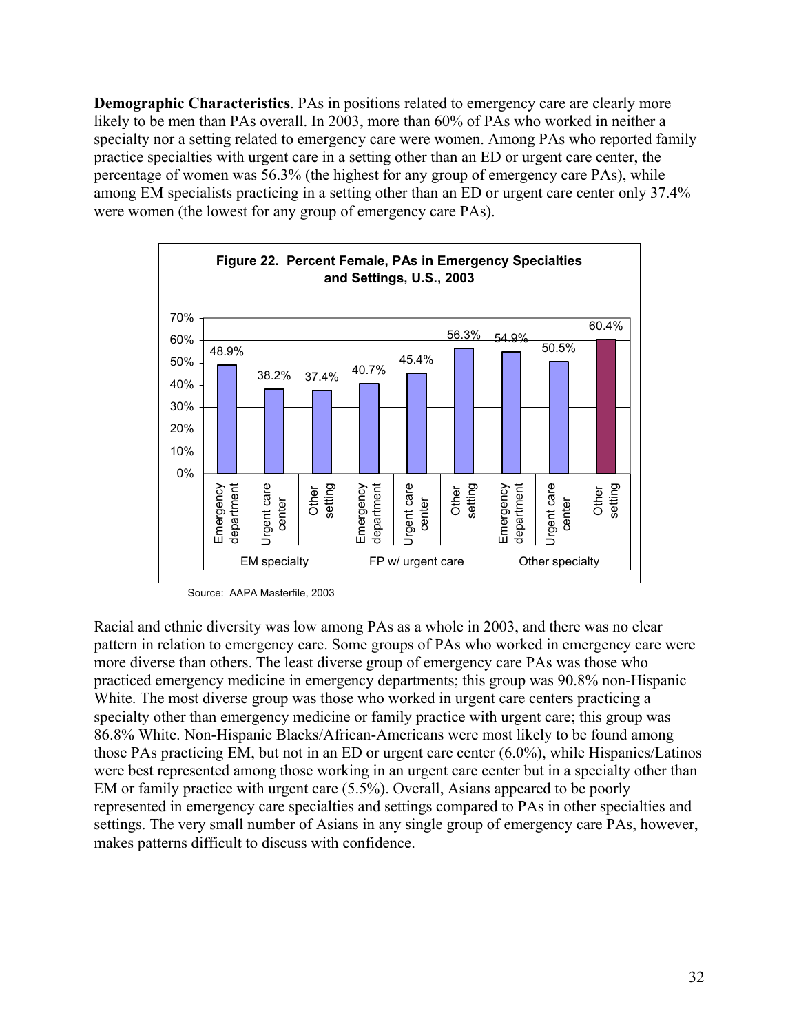**Demographic Characteristics**. PAs in positions related to emergency care are clearly more likely to be men than PAs overall. In 2003, more than 60% of PAs who worked in neither a specialty nor a setting related to emergency care were women. Among PAs who reported family practice specialties with urgent care in a setting other than an ED or urgent care center, the percentage of women was 56.3% (the highest for any group of emergency care PAs), while among EM specialists practicing in a setting other than an ED or urgent care center only 37.4% were women (the lowest for any group of emergency care PAs).

**Figure 22. Percent Female, PAs in Emergency Specialties and Settings, U.S., 2003**

| Specialty | Setting | Percent Female |
|---|---|---|
| EM specialty | Emergency department | 48.9% |
| | Urgent care center | 38.2% |
| | Other setting | 37.4% |
| FP w/ urgent care | Emergency department | 40.7% |
| | Urgent care center | 45.4% |
| | Other setting | 56.3% |
| Other specialty | Emergency department | 54.9% |
| | Urgent care center | 50.5% |
| | Other setting | 60.4% |

Source: AAPA Masterfile, 2003

Racial and ethnic diversity was low among PAs as a whole in 2003, and there was no clear pattern in relation to emergency care. Some groups of PAs who worked in emergency care were more diverse than others. The least diverse group of emergency care PAs was those who practiced emergency medicine in emergency departments; this group was 90.8% non-Hispanic White. The most diverse group was those who worked in urgent care centers practicing a specialty other than emergency medicine or family practice with urgent care; this group was 86.8% White. Non-Hispanic Blacks/African-Americans were most likely to be found among those PAs practicing EM, but not in an ED or urgent care center (6.0%), while Hispanics/Latinos were best represented among those working in an urgent care center but in a specialty other than EM or family practice with urgent care (5.5%). Overall, Asians appeared to be poorly represented in emergency care specialties and settings compared to PAs in other specialties and settings. The very small number of Asians in any single group of emergency care PAs, however, makes patterns difficult to discuss with confidence.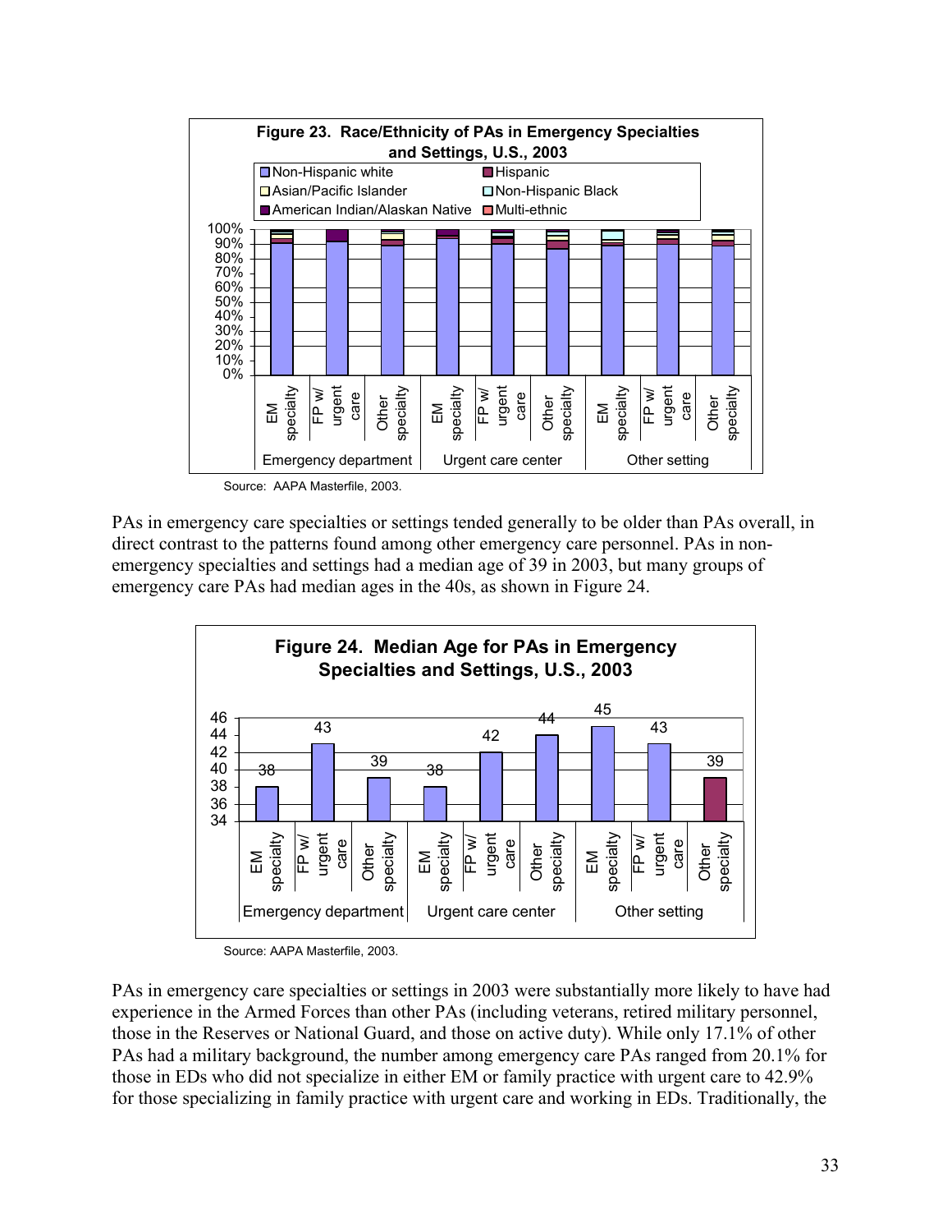**Figure 23. Race/Ethnicity of PAs in Emergency Specialties and Settings, U.S., 2003**

Source: AAPA Masterfile, 2003.

PAs in emergency care specialties or settings tended generally to be older than PAs overall, in direct contrast to the patterns found among other emergency care personnel. PAs in non-emergency specialties and settings had a median age of 39 in 2003, but many groups of emergency care PAs had median ages in the 40s, as shown in Figure 24.

**Figure 24. Median Age for PAs in Emergency Specialties and Settings, U.S., 2003**

| Setting | Specialty | Median Age |
|---|---|---|
| Emergency department | EM specialty | 38 |
| Emergency department | FP w/ urgent care | 43 |
| Emergency department | Other specialty | 39 |
| Urgent care center | EM specialty | 38 |
| Urgent care center | FP w/ urgent care | 42 |
| Urgent care center | Other specialty | 44 |
| Other setting | EM specialty | 45 |
| Other setting | FP w/ urgent care | 43 |
| Other setting | Other specialty | 39 |

Source: AAPA Masterfile, 2003.

PAs in emergency care specialties or settings in 2003 were substantially more likely to have had experience in the Armed Forces than other PAs (including veterans, retired military personnel, those in the Reserves or National Guard, and those on active duty). While only 17.1% of other PAs had a military background, the number among emergency care PAs ranged from 20.1% for those in EDs who did not specialize in either EM or family practice with urgent care to 42.9% for those specializing in family practice with urgent care and working in EDs. Traditionally, the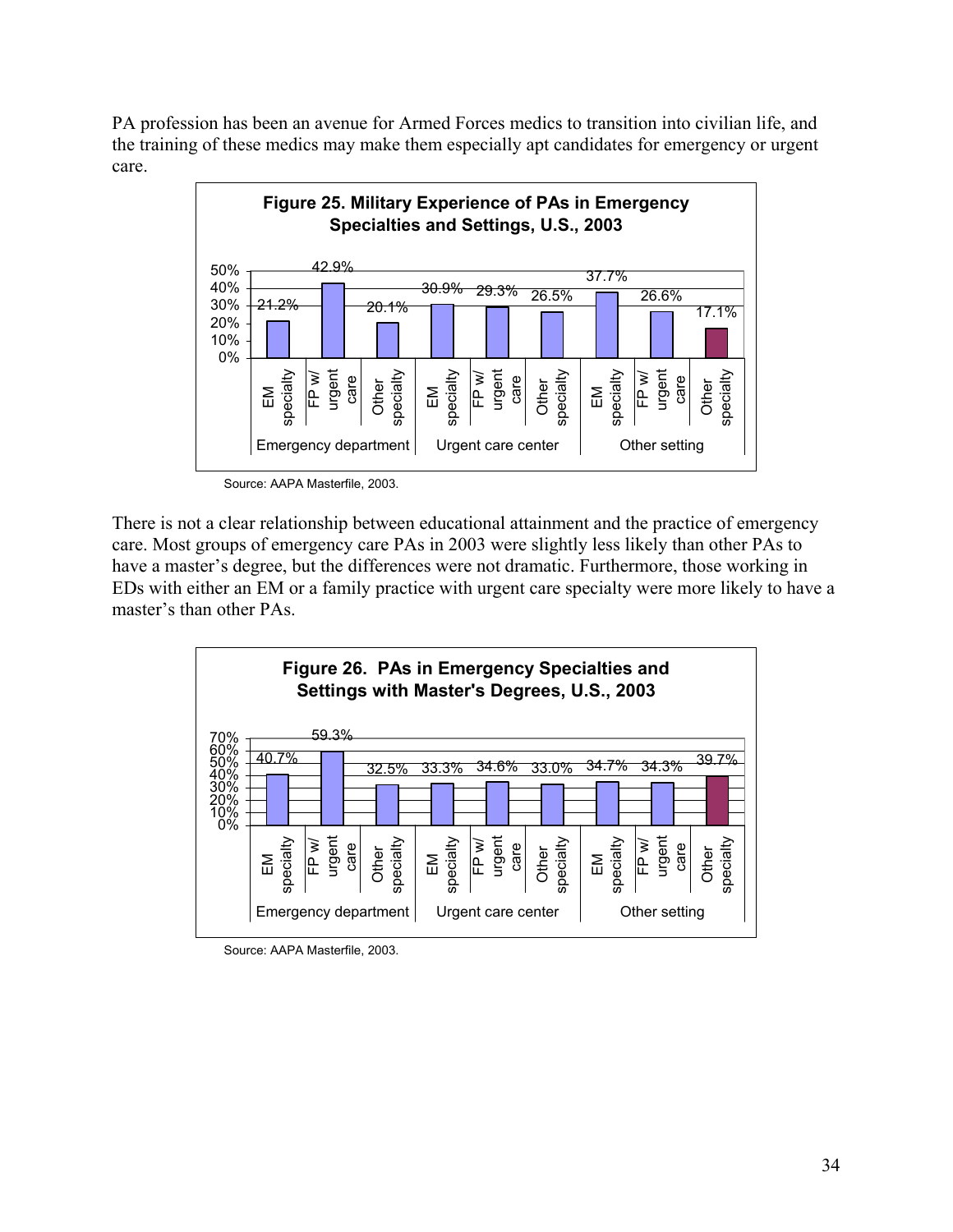PA profession has been an avenue for Armed Forces medics to transition into civilian life, and the training of these medics may make them especially apt candidates for emergency or urgent care.

**Figure 25. Military Experience of PAs in Emergency Specialties and Settings, U.S., 2003**

| Setting | Specialty | Percent |
|---|---|---|
| Emergency department | EM specialty | 21.2% |
| | FP w/ urgent care | 42.9% |
| | Other specialty | 20.1% |
| Urgent care center | EM specialty | 30.9% |
| | FP w/ urgent care | 29.3% |
| | Other specialty | 26.5% |
| Other setting | EM specialty | 37.7% |
| | FP w/ urgent care | 26.6% |
| | Other specialty | 17.1% |

Source: AAPA Masterfile, 2003.

There is not a clear relationship between educational attainment and the practice of emergency care. Most groups of emergency care PAs in 2003 were slightly less likely than other PAs to have a master's degree, but the differences were not dramatic. Furthermore, those working in EDs with either an EM or a family practice with urgent care specialty were more likely to have a master's than other PAs.

**Figure 26. PAs in Emergency Specialties and Settings with Master's Degrees, U.S., 2003**

| Setting | Specialty | Percent |
|---|---|---|
| Emergency department | EM specialty | 40.7% |
| | FP w/ urgent care | 59.3% |
| | Other specialty | 32.5% |
| Urgent care center | EM specialty | 33.3% |
| | FP w/ urgent care | 34.6% |
| | Other specialty | 33.0% |
| Other setting | EM specialty | 34.7% |
| | FP w/ urgent care | 34.3% |
| | Other specialty | 39.7% |

Source: AAPA Masterfile, 2003.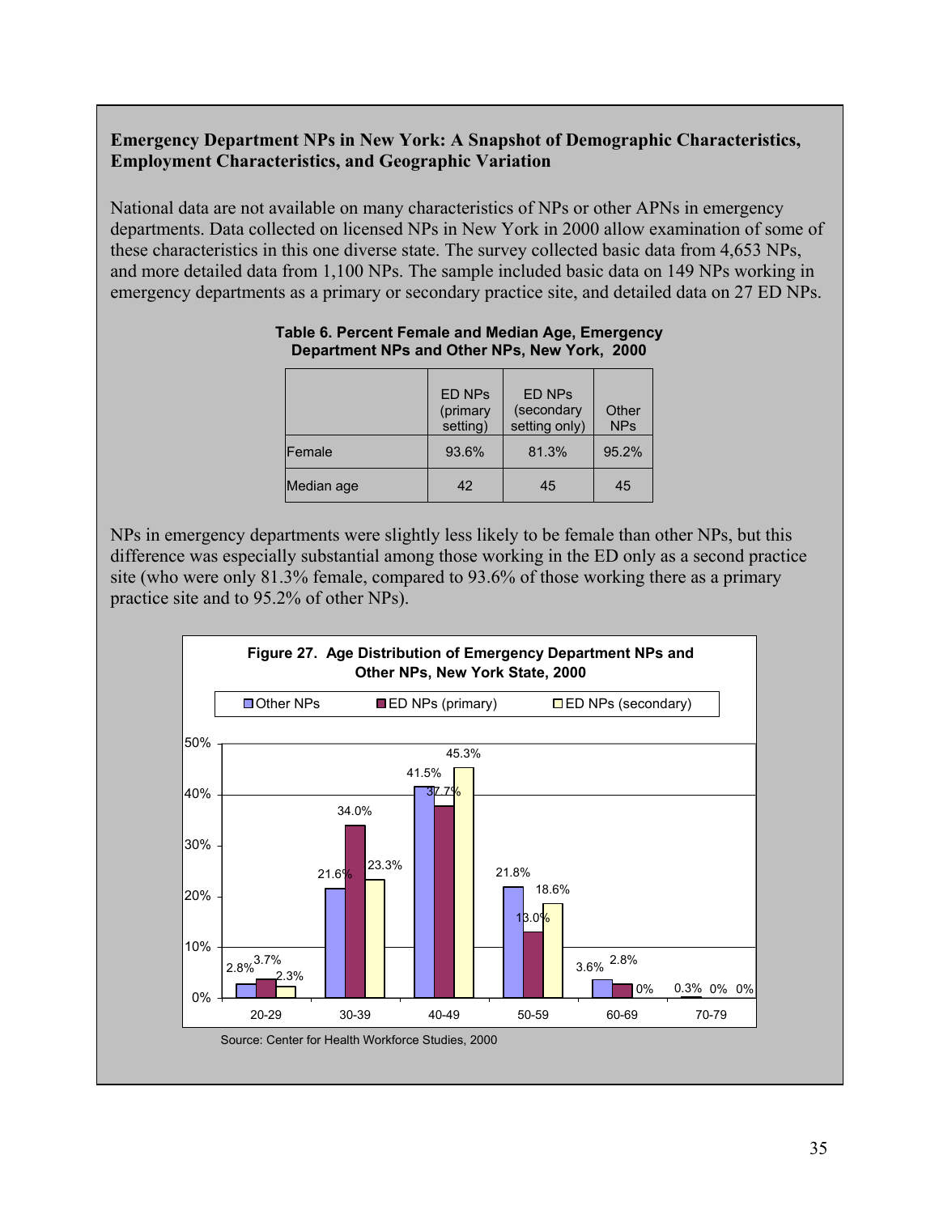**Emergency Department NPs in New York: A Snapshot of Demographic Characteristics, Employment Characteristics, and Geographic Variation**

National data are not available on many characteristics of NPs or other APNs in emergency departments. Data collected on licensed NPs in New York in 2000 allow examination of some of these characteristics in this one diverse state. The survey collected basic data from 4,653 NPs, and more detailed data from 1,100 NPs. The sample included basic data on 149 NPs working in emergency departments as a primary or secondary practice site, and detailed data on 27 ED NPs.

**Table 6. Percent Female and Median Age, Emergency Department NPs and Other NPs, New York, 2000**

| | ED NPs (primary setting) | ED NPs (secondary setting only) | Other NPs |
|---|---|---|---|
| Female | 93.6% | 81.3% | 95.2% |
| Median age | 42 | 45 | 45 |

NPs in emergency departments were slightly less likely to be female than other NPs, but this difference was especially substantial among those working in the ED only as a second practice site (who were only 81.3% female, compared to 93.6% of those working there as a primary practice site and to 95.2% of other NPs).

**Figure 27. Age Distribution of Emergency Department NPs and Other NPs, New York State, 2000**

| Age | Other NPs | ED NPs (primary) | ED NPs (secondary) |
|---|---|---|---|
| 20-29 | 2.8% | 3.7% | 2.3% |
| 30-39 | 21.6% | 34.0% | 23.3% |
| 40-49 | 41.5% | 37.7% | 45.3% |
| 50-59 | 21.8% | 13.0% | 18.6% |
| 60-69 | 3.6% | 2.8% | 0% |
| 70-79 | 0.3% | 0% | 0% |

Source: Center for Health Workforce Studies, 2000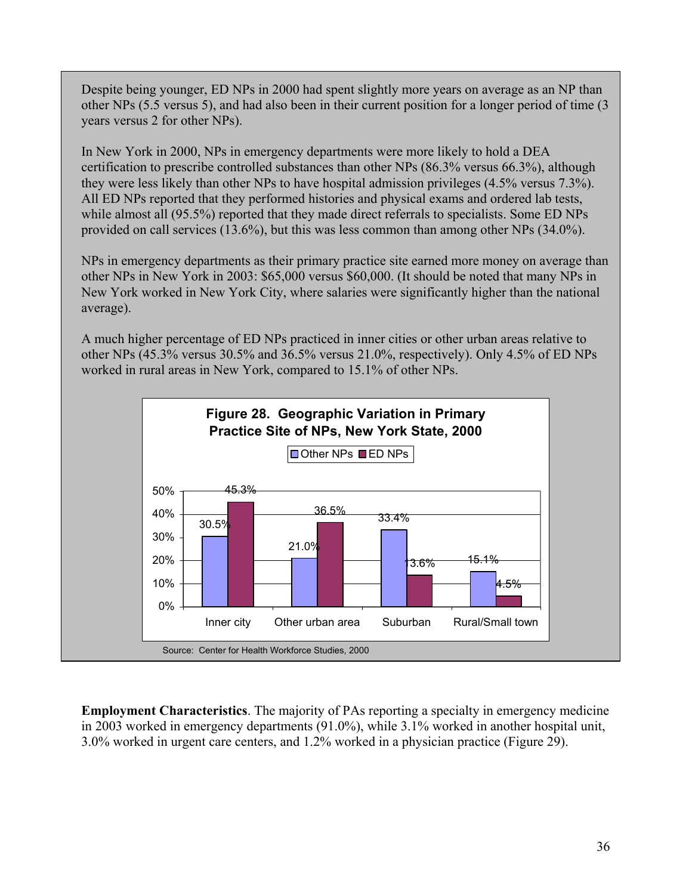Despite being younger, ED NPs in 2000 had spent slightly more years on average as an NP than other NPs (5.5 versus 5), and had also been in their current position for a longer period of time (3 years versus 2 for other NPs).

In New York in 2000, NPs in emergency departments were more likely to hold a DEA certification to prescribe controlled substances than other NPs (86.3% versus 66.3%), although they were less likely than other NPs to have hospital admission privileges (4.5% versus 7.3%). All ED NPs reported that they performed histories and physical exams and ordered lab tests, while almost all (95.5%) reported that they made direct referrals to specialists. Some ED NPs provided on call services (13.6%), but this was less common than among other NPs (34.0%).

NPs in emergency departments as their primary practice site earned more money on average than other NPs in New York in 2003: $65,000 versus $60,000. (It should be noted that many NPs in New York worked in New York City, where salaries were significantly higher than the national average).

A much higher percentage of ED NPs practiced in inner cities or other urban areas relative to other NPs (45.3% versus 30.5% and 36.5% versus 21.0%, respectively). Only 4.5% of ED NPs worked in rural areas in New York, compared to 15.1% of other NPs.

**Figure 28. Geographic Variation in Primary Practice Site of NPs, New York State, 2000**

| | Other NPs | ED NPs |
|---|---|---|
| Inner city | 30.5% | 45.3% |
| Other urban area | 21.0% | 36.5% |
| Suburban | 33.4% | 13.6% |
| Rural/Small town | 15.1% | 4.5% |

Source: Center for Health Workforce Studies, 2000

**Employment Characteristics**. The majority of PAs reporting a specialty in emergency medicine in 2003 worked in emergency departments (91.0%), while 3.1% worked in another hospital unit, 3.0% worked in urgent care centers, and 1.2% worked in a physician practice (Figure 29).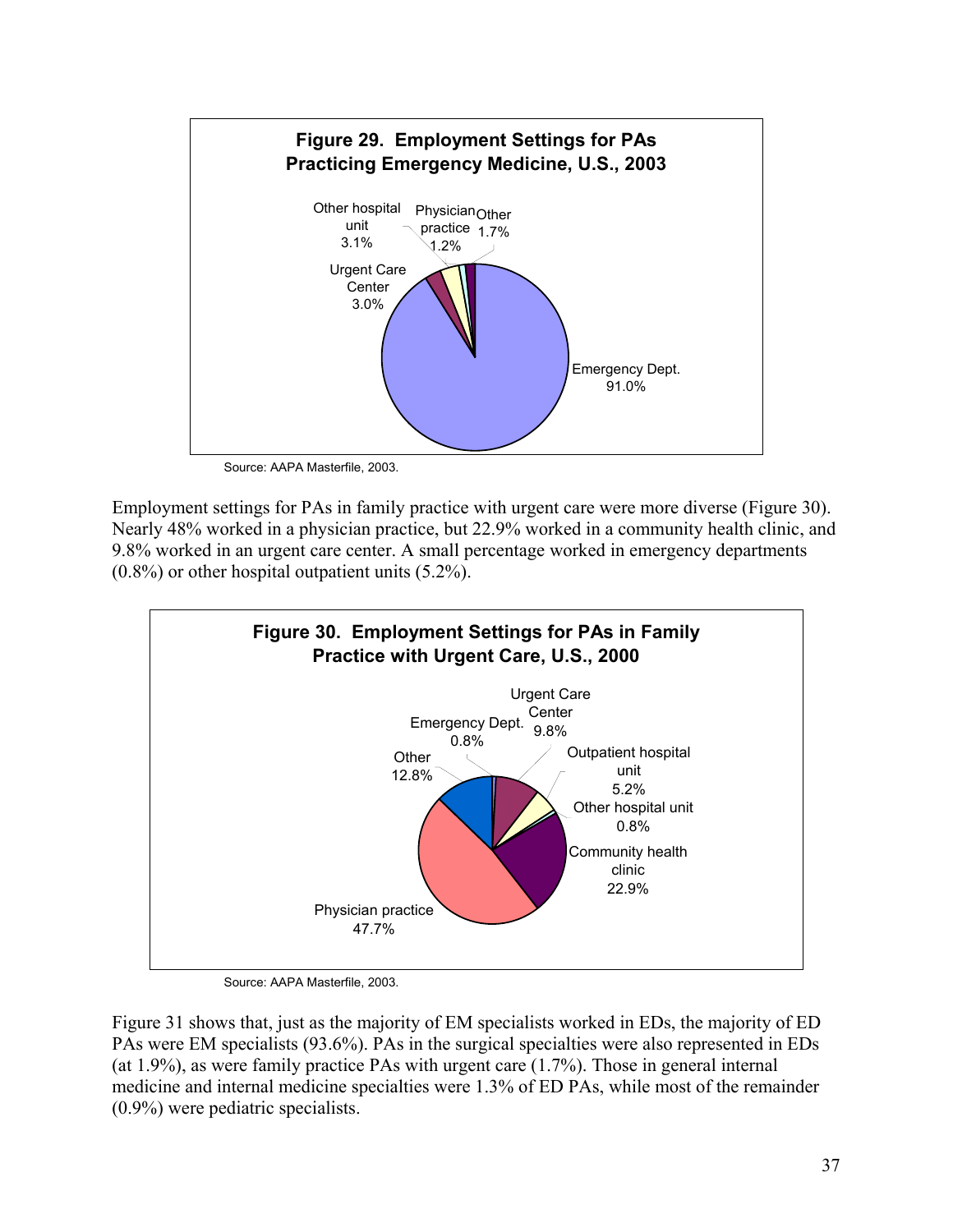**Figure 29. Employment Settings for PAs Practicing Emergency Medicine, U.S., 2003**

| Setting | Percent |
|---|---|
| Emergency Dept. | 91.0% |
| Other hospital unit | 3.1% |
| Urgent Care Center | 3.0% |
| Physician practice | 1.2% |
| Other | 1.7% |

Source: AAPA Masterfile, 2003.

Employment settings for PAs in family practice with urgent care were more diverse (Figure 30). Nearly 48% worked in a physician practice, but 22.9% worked in a community health clinic, and 9.8% worked in an urgent care center. A small percentage worked in emergency departments (0.8%) or other hospital outpatient units (5.2%).

**Figure 30. Employment Settings for PAs in Family Practice with Urgent Care, U.S., 2000**

| Setting | Percent |
|---|---|
| Physician practice | 47.7% |
| Community health clinic | 22.9% |
| Other | 12.8% |
| Urgent Care Center | 9.8% |
| Outpatient hospital unit | 5.2% |
| Emergency Dept. | 0.8% |
| Other hospital unit | 0.8% |

Source: AAPA Masterfile, 2003.

Figure 31 shows that, just as the majority of EM specialists worked in EDs, the majority of ED PAs were EM specialists (93.6%). PAs in the surgical specialties were also represented in EDs (at 1.9%), as were family practice PAs with urgent care (1.7%). Those in general internal medicine and internal medicine specialties were 1.3% of ED PAs, while most of the remainder (0.9%) were pediatric specialists.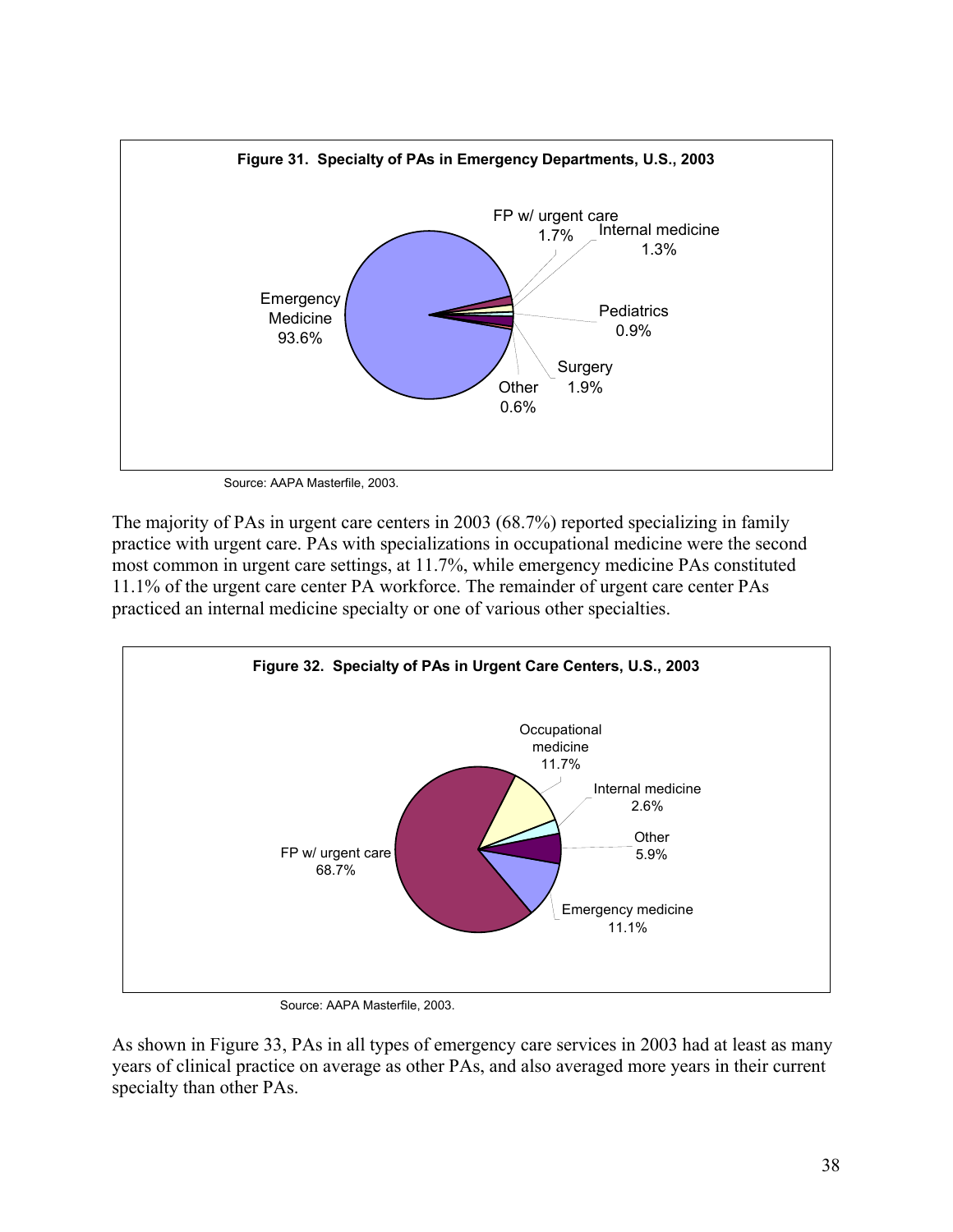**Figure 31. Specialty of PAs in Emergency Departments, U.S., 2003**

Emergency Medicine 93.6%
FP w/ urgent care 1.7%
Internal medicine 1.3%
Pediatrics 0.9%
Surgery 1.9%
Other 0.6%

Source: AAPA Masterfile, 2003.

The majority of PAs in urgent care centers in 2003 (68.7%) reported specializing in family practice with urgent care. PAs with specializations in occupational medicine were the second most common in urgent care settings, at 11.7%, while emergency medicine PAs constituted 11.1% of the urgent care center PA workforce. The remainder of urgent care center PAs practiced an internal medicine specialty or one of various other specialties.

**Figure 32. Specialty of PAs in Urgent Care Centers, U.S., 2003**

FP w/ urgent care 68.7%
Occupational medicine 11.7%
Internal medicine 2.6%
Other 5.9%
Emergency medicine 11.1%

Source: AAPA Masterfile, 2003.

As shown in Figure 33, PAs in all types of emergency care services in 2003 had at least as many years of clinical practice on average as other PAs, and also averaged more years in their current specialty than other PAs.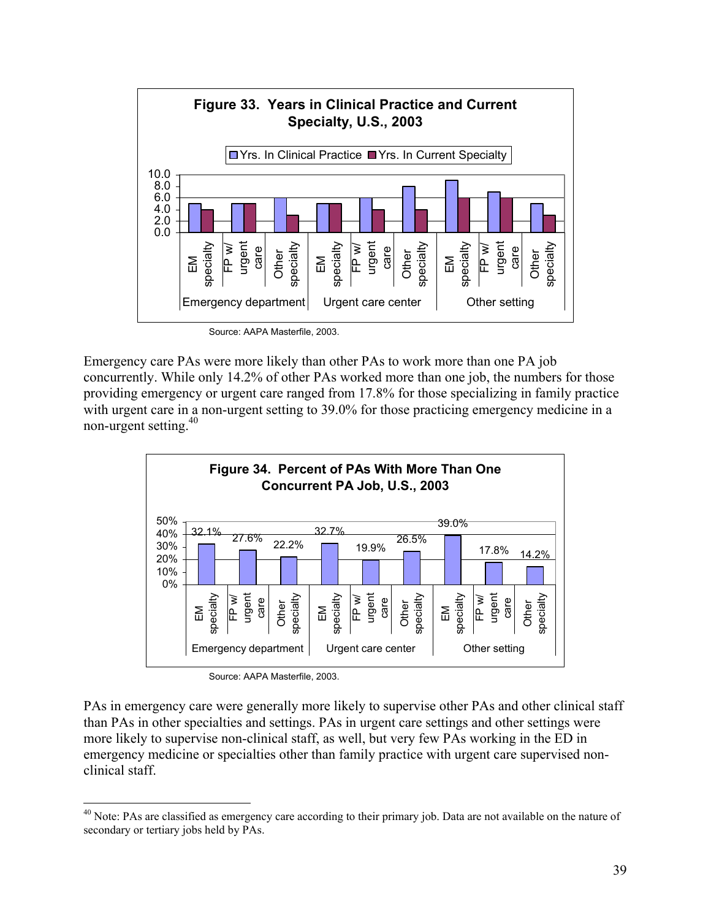**Figure 33. Years in Clinical Practice and Current Specialty, U.S., 2003**

| Setting | Specialty | Yrs. In Clinical Practice | Yrs. In Current Specialty |
|---|---|---|---|
| Emergency department | EM specialty | 5.0 | 4.0 |
| Emergency department | FP w/ urgent care | 5.0 | 5.0 |
| Emergency department | Other specialty | 6.0 | 3.0 |
| Urgent care center | EM specialty | 5.0 | 5.0 |
| Urgent care center | FP w/ urgent care | 6.0 | 4.0 |
| Urgent care center | Other specialty | 8.0 | 4.0 |
| Other setting | EM specialty | 9.0 | 6.0 |
| Other setting | FP w/ urgent care | 7.0 | 6.0 |
| Other setting | Other specialty | 5.0 | 3.0 |

Source: AAPA Masterfile, 2003.

Emergency care PAs were more likely than other PAs to work more than one PA job concurrently. While only 14.2% of other PAs worked more than one job, the numbers for those providing emergency or urgent care ranged from 17.8% for those specializing in family practice with urgent care in a non-urgent setting to 39.0% for those practicing emergency medicine in a non-urgent setting.[40]

**Figure 34. Percent of PAs With More Than One Concurrent PA Job, U.S., 2003**

| Setting | Specialty | Percent |
|---|---|---|
| Emergency department | EM specialty | 32.1% |
| Emergency department | FP w/ urgent care | 27.6% |
| Emergency department | Other specialty | 22.2% |
| Urgent care center | EM specialty | 32.7% |
| Urgent care center | FP w/ urgent care | 19.9% |
| Urgent care center | Other specialty | 26.5% |
| Other setting | EM specialty | 39.0% |
| Other setting | FP w/ urgent care | 17.8% |
| Other setting | Other specialty | 14.2% |

Source: AAPA Masterfile, 2003.

PAs in emergency care were generally more likely to supervise other PAs and other clinical staff than PAs in other specialties and settings. PAs in urgent care settings and other settings were more likely to supervise non-clinical staff, as well, but very few PAs working in the ED in emergency medicine or specialties other than family practice with urgent care supervised non-clinical staff.

[40] Note: PAs are classified as emergency care according to their primary job. Data are not available on the nature of secondary or tertiary jobs held by PAs.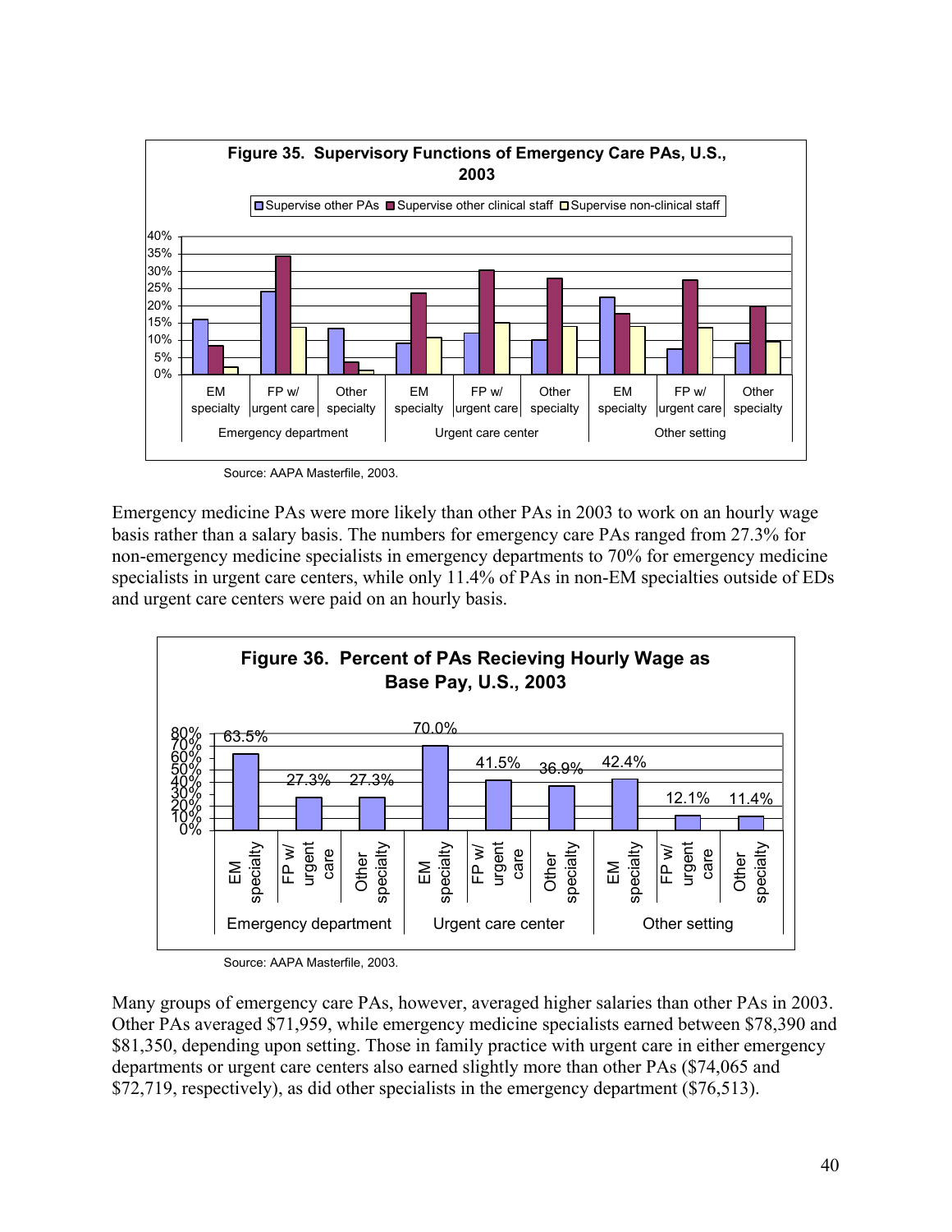**Figure 35. Supervisory Functions of Emergency Care PAs, U.S., 2003**

Source: AAPA Masterfile, 2003.

Emergency medicine PAs were more likely than other PAs in 2003 to work on an hourly wage basis rather than a salary basis. The numbers for emergency care PAs ranged from 27.3% for non-emergency medicine specialists in emergency departments to 70% for emergency medicine specialists in urgent care centers, while only 11.4% of PAs in non-EM specialties outside of EDs and urgent care centers were paid on an hourly basis.

**Figure 36. Percent of PAs Recieving Hourly Wage as Base Pay, U.S., 2003**

| Setting | Specialty | Percent |
|---|---|---|
| Emergency department | EM specialty | 63.5% |
| Emergency department | FP w/ urgent care | 27.3% |
| Emergency department | Other specialty | 27.3% |
| Urgent care center | EM specialty | 70.0% |
| Urgent care center | FP w/ urgent care | 41.5% |
| Urgent care center | Other specialty | 36.9% |
| Other setting | EM specialty | 42.4% |
| Other setting | FP w/ urgent care | 12.1% |
| Other setting | Other specialty | 11.4% |

Source: AAPA Masterfile, 2003.

Many groups of emergency care PAs, however, averaged higher salaries than other PAs in 2003. Other PAs averaged $71,959, while emergency medicine specialists earned between $78,390 and $81,350, depending upon setting. Those in family practice with urgent care in either emergency departments or urgent care centers also earned slightly more than other PAs ($74,065 and $72,719, respectively), as did other specialists in the emergency department ($76,513).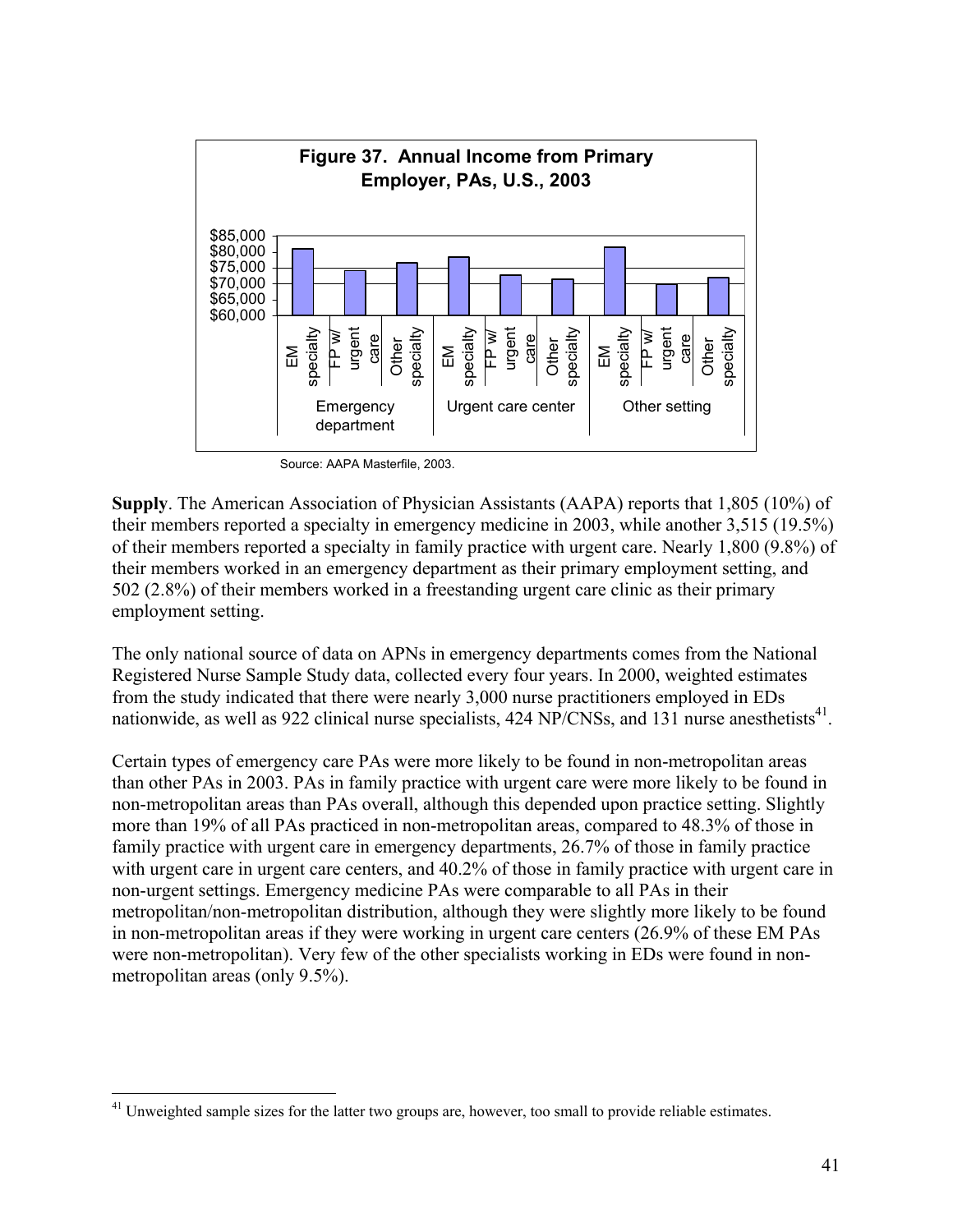**Figure 37. Annual Income from Primary Employer, PAs, U.S., 2003**

Source: AAPA Masterfile, 2003.

**Supply**. The American Association of Physician Assistants (AAPA) reports that 1,805 (10%) of their members reported a specialty in emergency medicine in 2003, while another 3,515 (19.5%) of their members reported a specialty in family practice with urgent care. Nearly 1,800 (9.8%) of their members worked in an emergency department as their primary employment setting, and 502 (2.8%) of their members worked in a freestanding urgent care clinic as their primary employment setting.

The only national source of data on APNs in emergency departments comes from the National Registered Nurse Sample Study data, collected every four years. In 2000, weighted estimates from the study indicated that there were nearly 3,000 nurse practitioners employed in EDs nationwide, as well as 922 clinical nurse specialists, 424 NP/CNSs, and 131 nurse anesthetists[41].

Certain types of emergency care PAs were more likely to be found in non-metropolitan areas than other PAs in 2003. PAs in family practice with urgent care were more likely to be found in non-metropolitan areas than PAs overall, although this depended upon practice setting. Slightly more than 19% of all PAs practiced in non-metropolitan areas, compared to 48.3% of those in family practice with urgent care in emergency departments, 26.7% of those in family practice with urgent care in urgent care centers, and 40.2% of those in family practice with urgent care in non-urgent settings. Emergency medicine PAs were comparable to all PAs in their metropolitan/non-metropolitan distribution, although they were slightly more likely to be found in non-metropolitan areas if they were working in urgent care centers (26.9% of these EM PAs were non-metropolitan). Very few of the other specialists working in EDs were found in non-metropolitan areas (only 9.5%).

[41] Unweighted sample sizes for the latter two groups are, however, too small to provide reliable estimates.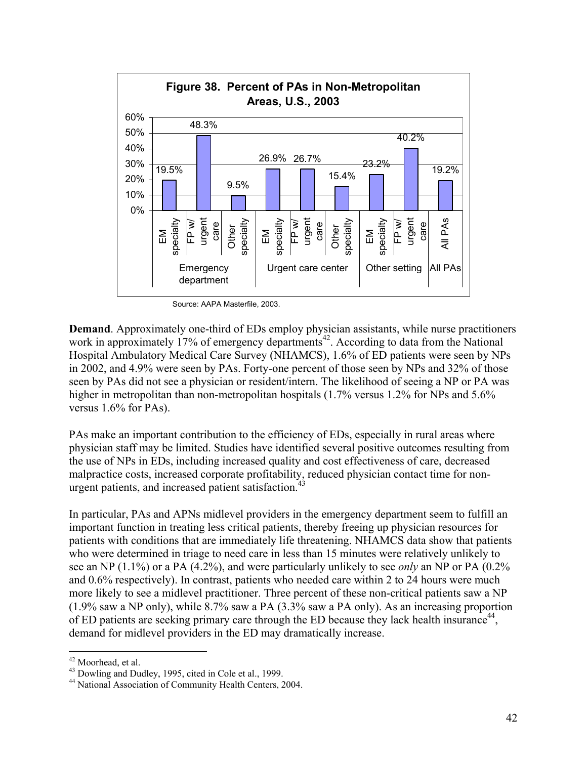**Figure 38. Percent of PAs in Non-Metropolitan Areas, U.S., 2003**

| Setting | Specialty | Percent |
| --- | --- | --- |
| Emergency department | EM specialty | 19.5% |
| | FP w/ urgent care | 48.3% |
| | Other specialty | 9.5% |
| Urgent care center | EM specialty | 26.9% |
| | FP w/ urgent care | 26.7% |
| | Other specialty | 15.4% |
| Other setting | EM specialty | 23.2% |
| | FP w/ urgent care | 40.2% |
| All PAs | All PAs | 19.2% |

Source: AAPA Masterfile, 2003.

**Demand**. Approximately one-third of EDs employ physician assistants, while nurse practitioners work in approximately 17% of emergency departments[42]. According to data from the National Hospital Ambulatory Medical Care Survey (NHAMCS), 1.6% of ED patients were seen by NPs in 2002, and 4.9% were seen by PAs. Forty-one percent of those seen by NPs and 32% of those seen by PAs did not see a physician or resident/intern. The likelihood of seeing a NP or PA was higher in metropolitan than non-metropolitan hospitals (1.7% versus 1.2% for NPs and 5.6% versus 1.6% for PAs).

PAs make an important contribution to the efficiency of EDs, especially in rural areas where physician staff may be limited. Studies have identified several positive outcomes resulting from the use of NPs in EDs, including increased quality and cost effectiveness of care, decreased malpractice costs, increased corporate profitability, reduced physician contact time for non-urgent patients, and increased patient satisfaction.[43]

In particular, PAs and APNs midlevel providers in the emergency department seem to fulfill an important function in treating less critical patients, thereby freeing up physician resources for patients with conditions that are immediately life threatening. NHAMCS data show that patients who were determined in triage to need care in less than 15 minutes were relatively unlikely to see an NP (1.1%) or a PA (4.2%), and were particularly unlikely to see *only* an NP or PA (0.2% and 0.6% respectively). In contrast, patients who needed care within 2 to 24 hours were much more likely to see a midlevel practitioner. Three percent of these non-critical patients saw a NP (1.9% saw a NP only), while 8.7% saw a PA (3.3% saw a PA only). As an increasing proportion of ED patients are seeking primary care through the ED because they lack health insurance[44], demand for midlevel providers in the ED may dramatically increase.

---

[42] Moorhead, et al.

[43] Dowling and Dudley, 1995, cited in Cole et al., 1999.

[44] National Association of Community Health Centers, 2004.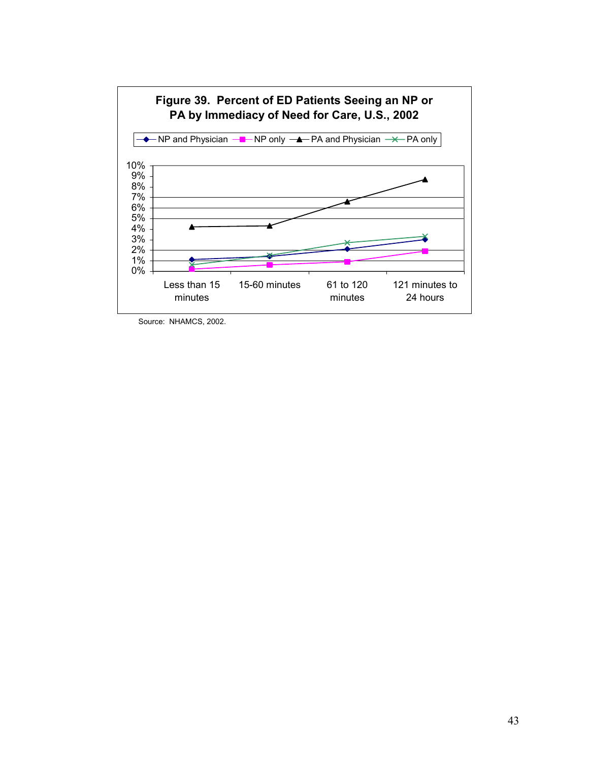**Figure 39. Percent of ED Patients Seeing an NP or PA by Immediacy of Need for Care, U.S., 2002**

Legend: NP and Physician, NP only, PA and Physician, PA only

Y-axis: 0%–10%

X-axis: Less than 15 minutes; 15-60 minutes; 61 to 120 minutes; 121 minutes to 24 hours

Source: NHAMCS, 2002.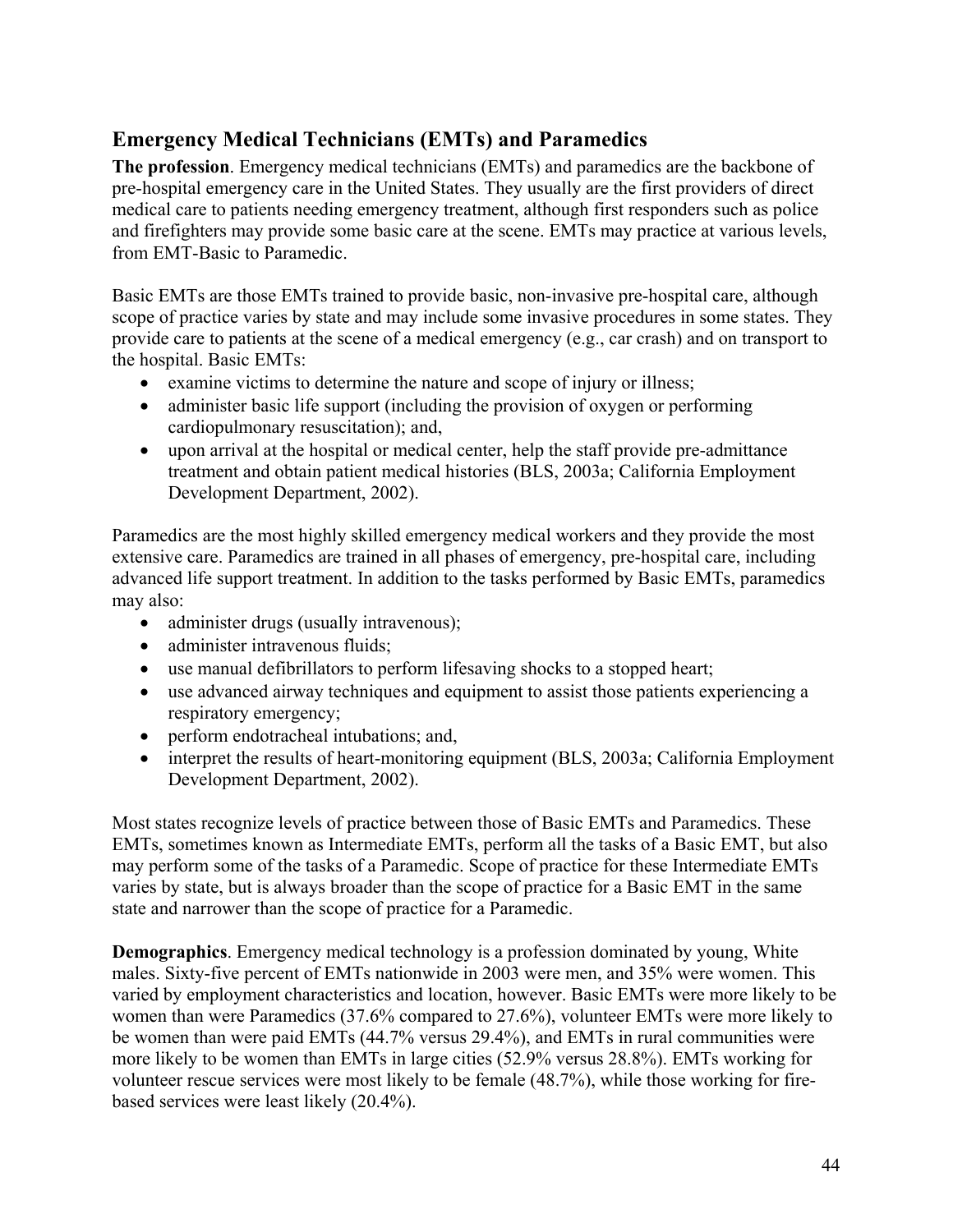## Emergency Medical Technicians (EMTs) and Paramedics

**The profession**. Emergency medical technicians (EMTs) and paramedics are the backbone of pre-hospital emergency care in the United States. They usually are the first providers of direct medical care to patients needing emergency treatment, although first responders such as police and firefighters may provide some basic care at the scene. EMTs may practice at various levels, from EMT-Basic to Paramedic.

Basic EMTs are those EMTs trained to provide basic, non-invasive pre-hospital care, although scope of practice varies by state and may include some invasive procedures in some states. They provide care to patients at the scene of a medical emergency (e.g., car crash) and on transport to the hospital. Basic EMTs:

- examine victims to determine the nature and scope of injury or illness;
- administer basic life support (including the provision of oxygen or performing cardiopulmonary resuscitation); and,
- upon arrival at the hospital or medical center, help the staff provide pre-admittance treatment and obtain patient medical histories (BLS, 2003a; California Employment Development Department, 2002).

Paramedics are the most highly skilled emergency medical workers and they provide the most extensive care. Paramedics are trained in all phases of emergency, pre-hospital care, including advanced life support treatment. In addition to the tasks performed by Basic EMTs, paramedics may also:

- administer drugs (usually intravenous);
- administer intravenous fluids;
- use manual defibrillators to perform lifesaving shocks to a stopped heart;
- use advanced airway techniques and equipment to assist those patients experiencing a respiratory emergency;
- perform endotracheal intubations; and,
- interpret the results of heart-monitoring equipment (BLS, 2003a; California Employment Development Department, 2002).

Most states recognize levels of practice between those of Basic EMTs and Paramedics. These EMTs, sometimes known as Intermediate EMTs, perform all the tasks of a Basic EMT, but also may perform some of the tasks of a Paramedic. Scope of practice for these Intermediate EMTs varies by state, but is always broader than the scope of practice for a Basic EMT in the same state and narrower than the scope of practice for a Paramedic.

**Demographics**. Emergency medical technology is a profession dominated by young, White males. Sixty-five percent of EMTs nationwide in 2003 were men, and 35% were women. This varied by employment characteristics and location, however. Basic EMTs were more likely to be women than were Paramedics (37.6% compared to 27.6%), volunteer EMTs were more likely to be women than were paid EMTs (44.7% versus 29.4%), and EMTs in rural communities were more likely to be women than EMTs in large cities (52.9% versus 28.8%). EMTs working for volunteer rescue services were most likely to be female (48.7%), while those working for fire-based services were least likely (20.4%).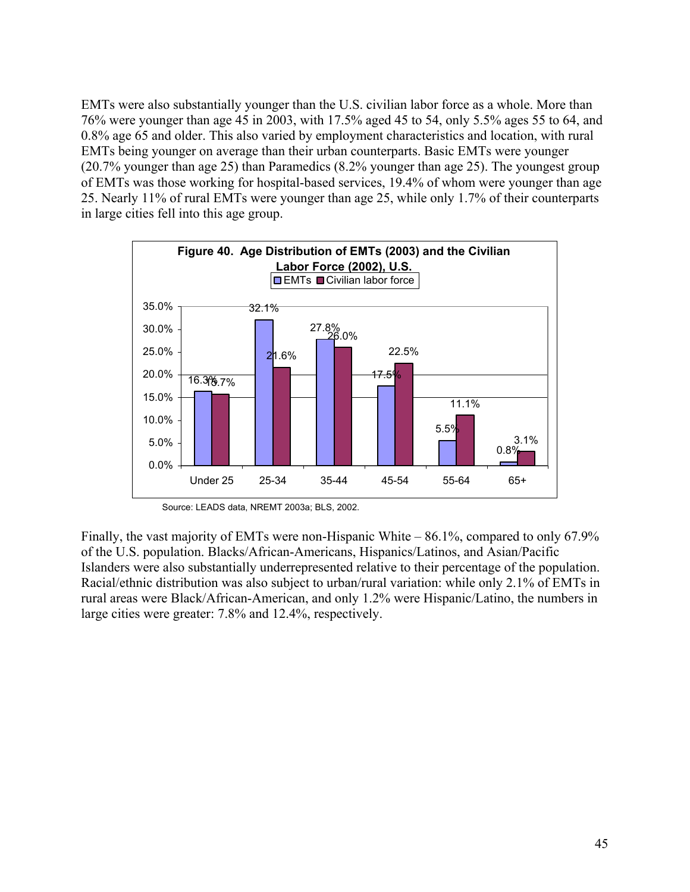EMTs were also substantially younger than the U.S. civilian labor force as a whole. More than 76% were younger than age 45 in 2003, with 17.5% aged 45 to 54, only 5.5% ages 55 to 64, and 0.8% age 65 and older. This also varied by employment characteristics and location, with rural EMTs being younger on average than their urban counterparts. Basic EMTs were younger (20.7% younger than age 25) than Paramedics (8.2% younger than age 25). The youngest group of EMTs was those working for hospital-based services, 19.4% of whom were younger than age 25. Nearly 11% of rural EMTs were younger than age 25, while only 1.7% of their counterparts in large cities fell into this age group.

**Figure 40. Age Distribution of EMTs (2003) and the Civilian Labor Force (2002), U.S.**

| Age | EMTs | Civilian labor force |
|---|---|---|
| Under 25 | 16.3% | 15.7% |
| 25-34 | 32.1% | 21.6% |
| 35-44 | 27.8% | 26.0% |
| 45-54 | 17.5% | 22.5% |
| 55-64 | 5.5% | 11.1% |
| 65+ | 0.8% | 3.1% |

Source: LEADS data, NREMT 2003a; BLS, 2002.

Finally, the vast majority of EMTs were non-Hispanic White – 86.1%, compared to only 67.9% of the U.S. population. Blacks/African-Americans, Hispanics/Latinos, and Asian/Pacific Islanders were also substantially underrepresented relative to their percentage of the population. Racial/ethnic distribution was also subject to urban/rural variation: while only 2.1% of EMTs in rural areas were Black/African-American, and only 1.2% were Hispanic/Latino, the numbers in large cities were greater: 7.8% and 12.4%, respectively.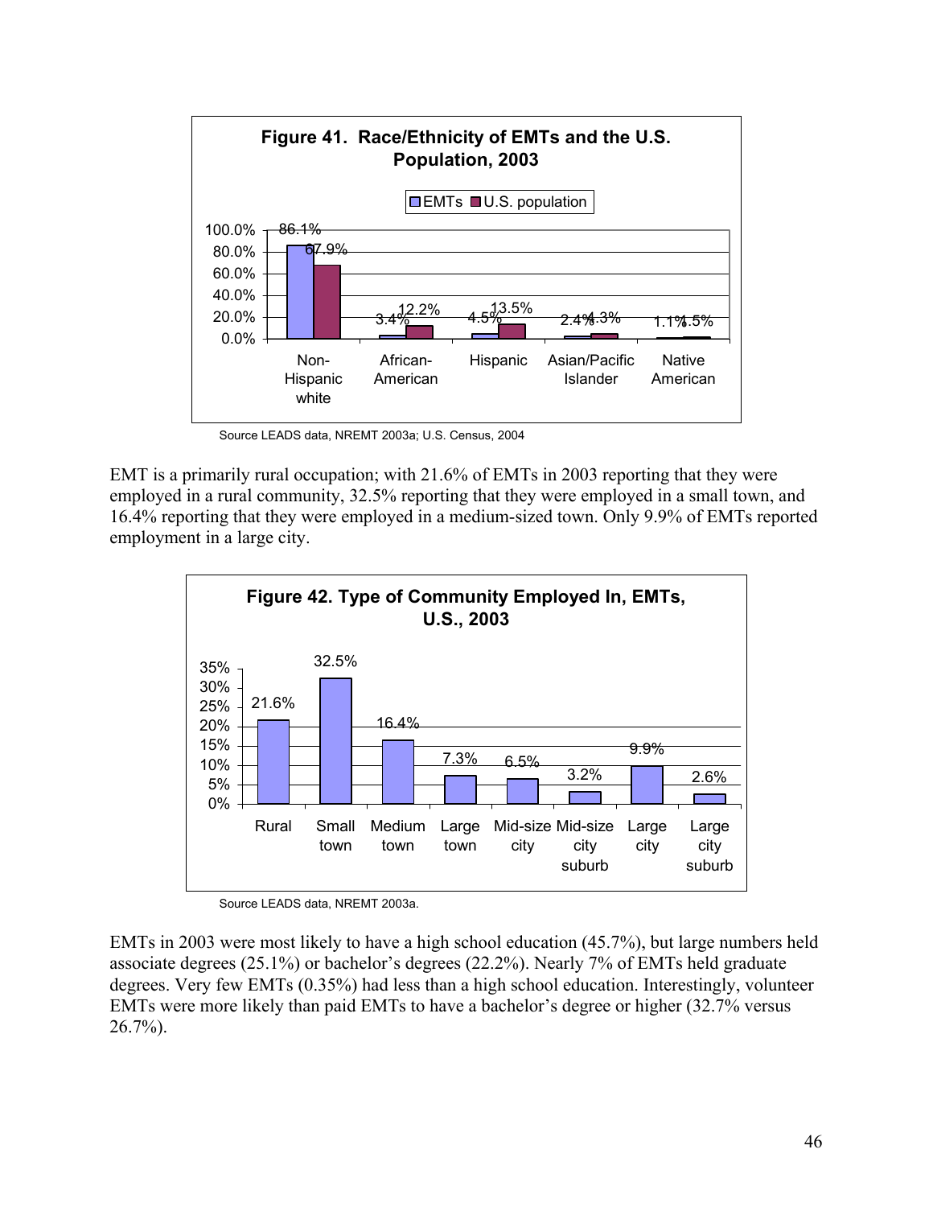**Figure 41. Race/Ethnicity of EMTs and the U.S. Population, 2003**

| | EMTs | U.S. population |
|---|---|---|
| Non-Hispanic white | 86.1% | 67.9% |
| African-American | 3.4% | 12.2% |
| Hispanic | 4.5% | 13.5% |
| Asian/Pacific Islander | 2.4% | 4.3% |
| Native American | 1.1% | 1.5% |

Source LEADS data, NREMT 2003a; U.S. Census, 2004

EMT is a primarily rural occupation; with 21.6% of EMTs in 2003 reporting that they were employed in a rural community, 32.5% reporting that they were employed in a small town, and 16.4% reporting that they were employed in a medium-sized town. Only 9.9% of EMTs reported employment in a large city.

**Figure 42. Type of Community Employed In, EMTs, U.S., 2003**

| Rural | Small town | Medium town | Large town | Mid-size city | Mid-size city suburb | Large city | Large city suburb |
|---|---|---|---|---|---|---|---|
| 21.6% | 32.5% | 16.4% | 7.3% | 6.5% | 3.2% | 9.9% | 2.6% |

Source LEADS data, NREMT 2003a.

EMTs in 2003 were most likely to have a high school education (45.7%), but large numbers held associate degrees (25.1%) or bachelor's degrees (22.2%). Nearly 7% of EMTs held graduate degrees. Very few EMTs (0.35%) had less than a high school education. Interestingly, volunteer EMTs were more likely than paid EMTs to have a bachelor's degree or higher (32.7% versus 26.7%).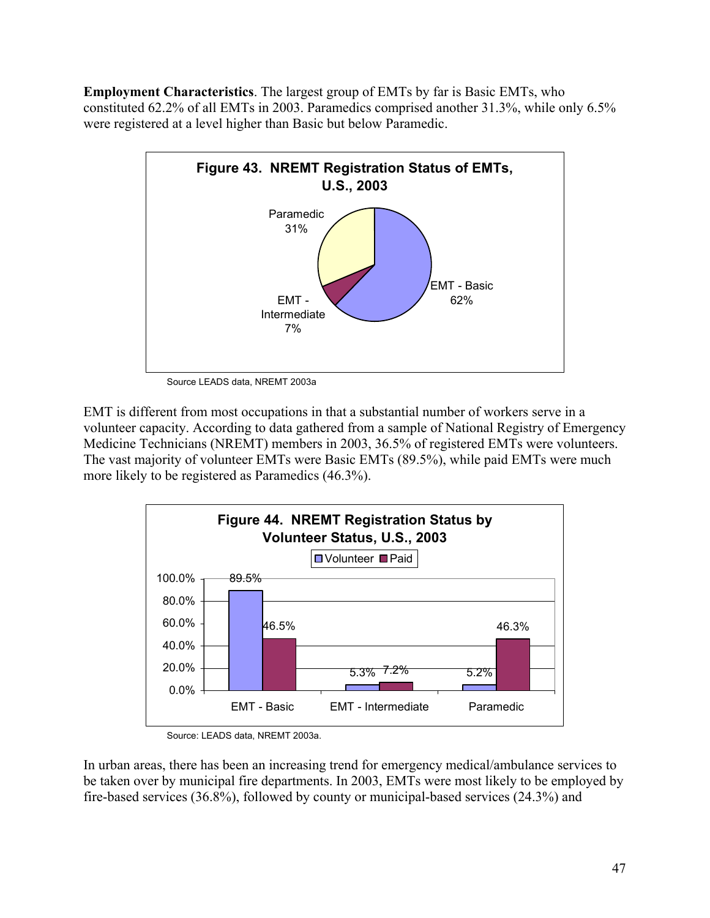**Employment Characteristics**. The largest group of EMTs by far is Basic EMTs, who constituted 62.2% of all EMTs in 2003. Paramedics comprised another 31.3%, while only 6.5% were registered at a level higher than Basic but below Paramedic.

**Figure 43. NREMT Registration Status of EMTs, U.S., 2003**

| Registration Status | Percent |
| --- | --- |
| EMT - Basic | 62% |
| EMT - Intermediate | 7% |
| Paramedic | 31% |

Source LEADS data, NREMT 2003a

EMT is different from most occupations in that a substantial number of workers serve in a volunteer capacity. According to data gathered from a sample of National Registry of Emergency Medicine Technicians (NREMT) members in 2003, 36.5% of registered EMTs were volunteers. The vast majority of volunteer EMTs were Basic EMTs (89.5%), while paid EMTs were much more likely to be registered as Paramedics (46.3%).

**Figure 44. NREMT Registration Status by Volunteer Status, U.S., 2003**

| | Volunteer | Paid |
| --- | --- | --- |
| EMT - Basic | 89.5% | 46.5% |
| EMT - Intermediate | 5.3% | 7.2% |
| Paramedic | 5.2% | 46.3% |

Source: LEADS data, NREMT 2003a.

In urban areas, there has been an increasing trend for emergency medical/ambulance services to be taken over by municipal fire departments. In 2003, EMTs were most likely to be employed by fire-based services (36.8%), followed by county or municipal-based services (24.3%) and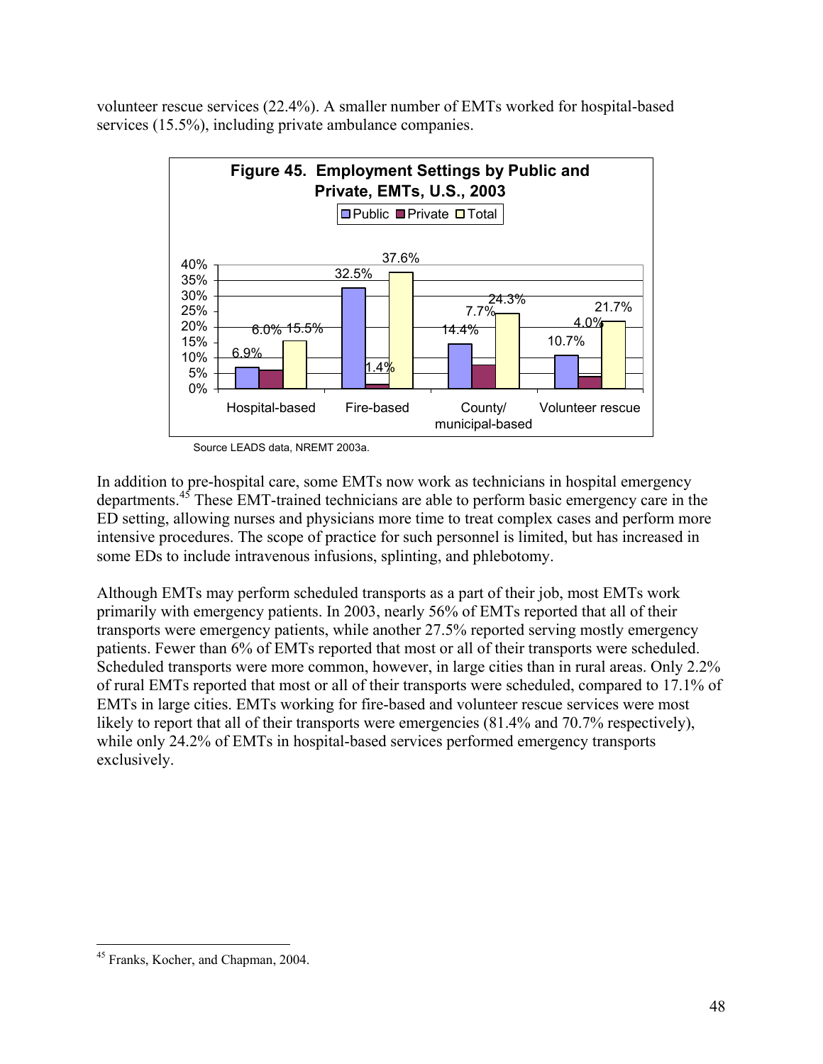volunteer rescue services (22.4%). A smaller number of EMTs worked for hospital-based services (15.5%), including private ambulance companies.

**Figure 45. Employment Settings by Public and Private, EMTs, U.S., 2003**

| | Public | Private | Total |
|---|---|---|---|
| Hospital-based | 6.9% | 6.0% | 15.5% |
| Fire-based | 32.5% | 1.4% | 37.6% |
| County/ municipal-based | 14.4% | 7.7% | 24.3% |
| Volunteer rescue | 10.7% | 4.0% | 21.7% |

Source LEADS data, NREMT 2003a.

In addition to pre-hospital care, some EMTs now work as technicians in hospital emergency departments.[45] These EMT-trained technicians are able to perform basic emergency care in the ED setting, allowing nurses and physicians more time to treat complex cases and perform more intensive procedures. The scope of practice for such personnel is limited, but has increased in some EDs to include intravenous infusions, splinting, and phlebotomy.

Although EMTs may perform scheduled transports as a part of their job, most EMTs work primarily with emergency patients. In 2003, nearly 56% of EMTs reported that all of their transports were emergency patients, while another 27.5% reported serving mostly emergency patients. Fewer than 6% of EMTs reported that most or all of their transports were scheduled. Scheduled transports were more common, however, in large cities than in rural areas. Only 2.2% of rural EMTs reported that most or all of their transports were scheduled, compared to 17.1% of EMTs in large cities. EMTs working for fire-based and volunteer rescue services were most likely to report that all of their transports were emergencies (81.4% and 70.7% respectively), while only 24.2% of EMTs in hospital-based services performed emergency transports exclusively.

[45] Franks, Kocher, and Chapman, 2004.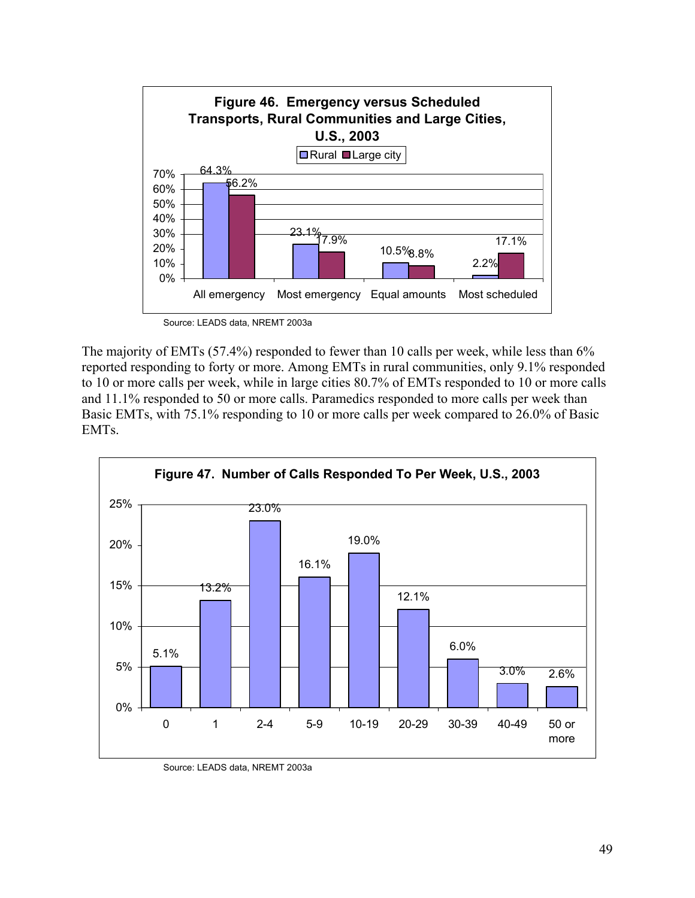**Figure 46. Emergency versus Scheduled Transports, Rural Communities and Large Cities, U.S., 2003**

| | Rural | Large city |
|---|---|---|
| All emergency | 64.3% | 56.2% |
| Most emergency | 23.1% | 17.9% |
| Equal amounts | 10.5% | 8.8% |
| Most scheduled | 2.2% | 17.1% |

Source: LEADS data, NREMT 2003a

The majority of EMTs (57.4%) responded to fewer than 10 calls per week, while less than 6% reported responding to forty or more. Among EMTs in rural communities, only 9.1% responded to 10 or more calls per week, while in large cities 80.7% of EMTs responded to 10 or more calls and 11.1% responded to 50 or more calls. Paramedics responded to more calls per week than Basic EMTs, with 75.1% responding to 10 or more calls per week compared to 26.0% of Basic EMTs.

**Figure 47. Number of Calls Responded To Per Week, U.S., 2003**

| Calls per week | Percent |
|---|---|
| 0 | 5.1% |
| 1 | 13.2% |
| 2-4 | 23.0% |
| 5-9 | 16.1% |
| 10-19 | 19.0% |
| 20-29 | 12.1% |
| 30-39 | 6.0% |
| 40-49 | 3.0% |
| 50 or more | 2.6% |

Source: LEADS data, NREMT 2003a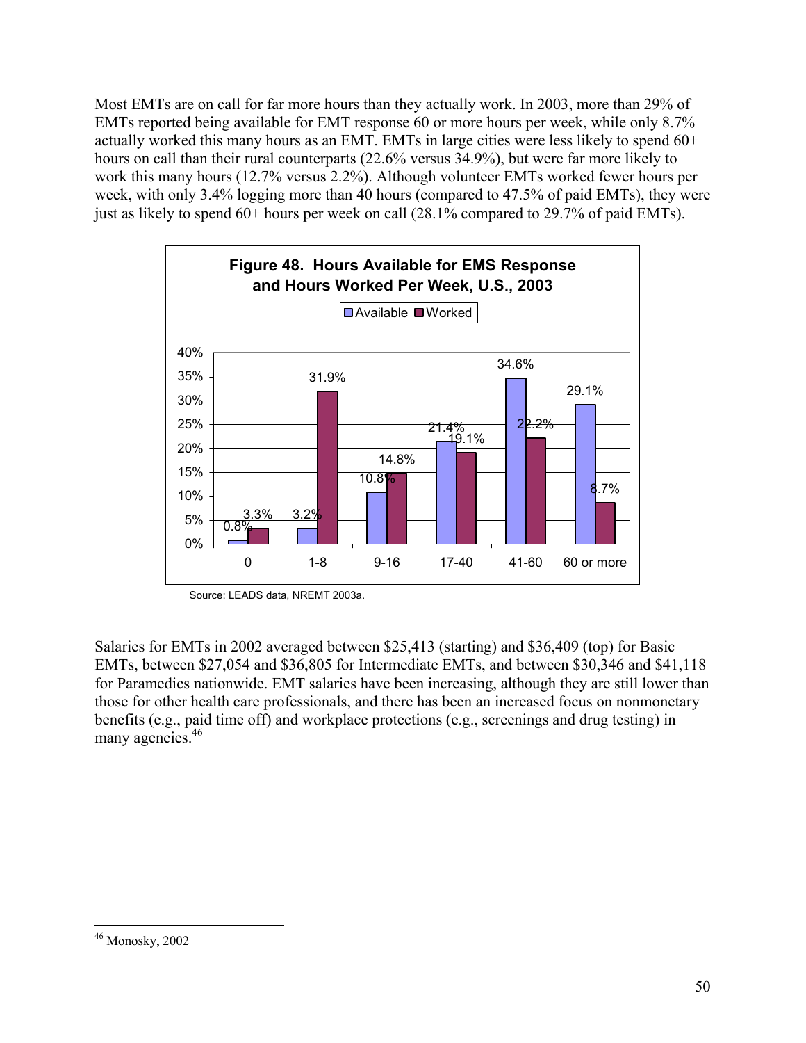Most EMTs are on call for far more hours than they actually work. In 2003, more than 29% of EMTs reported being available for EMT response 60 or more hours per week, while only 8.7% actually worked this many hours as an EMT. EMTs in large cities were less likely to spend 60+ hours on call than their rural counterparts (22.6% versus 34.9%), but were far more likely to work this many hours (12.7% versus 2.2%). Although volunteer EMTs worked fewer hours per week, with only 3.4% logging more than 40 hours (compared to 47.5% of paid EMTs), they were just as likely to spend 60+ hours per week on call (28.1% compared to 29.7% of paid EMTs).

**Figure 48. Hours Available for EMS Response and Hours Worked Per Week, U.S., 2003**

| Hours | Available | Worked |
|---|---|---|
| 0 | 0.8% | 3.3% |
| 1-8 | 3.2% | 31.9% |
| 9-16 | 10.8% | 14.8% |
| 17-40 | 21.4% | 19.1% |
| 41-60 | 34.6% | 22.2% |
| 60 or more | 29.1% | 8.7% |

Source: LEADS data, NREMT 2003a.

Salaries for EMTs in 2002 averaged between $25,413 (starting) and $36,409 (top) for Basic EMTs, between $27,054 and $36,805 for Intermediate EMTs, and between $30,346 and $41,118 for Paramedics nationwide. EMT salaries have been increasing, although they are still lower than those for other health care professionals, and there has been an increased focus on nonmonetary benefits (e.g., paid time off) and workplace protections (e.g., screenings and drug testing) in many agencies.[46]

---

[46] Monosky, 2002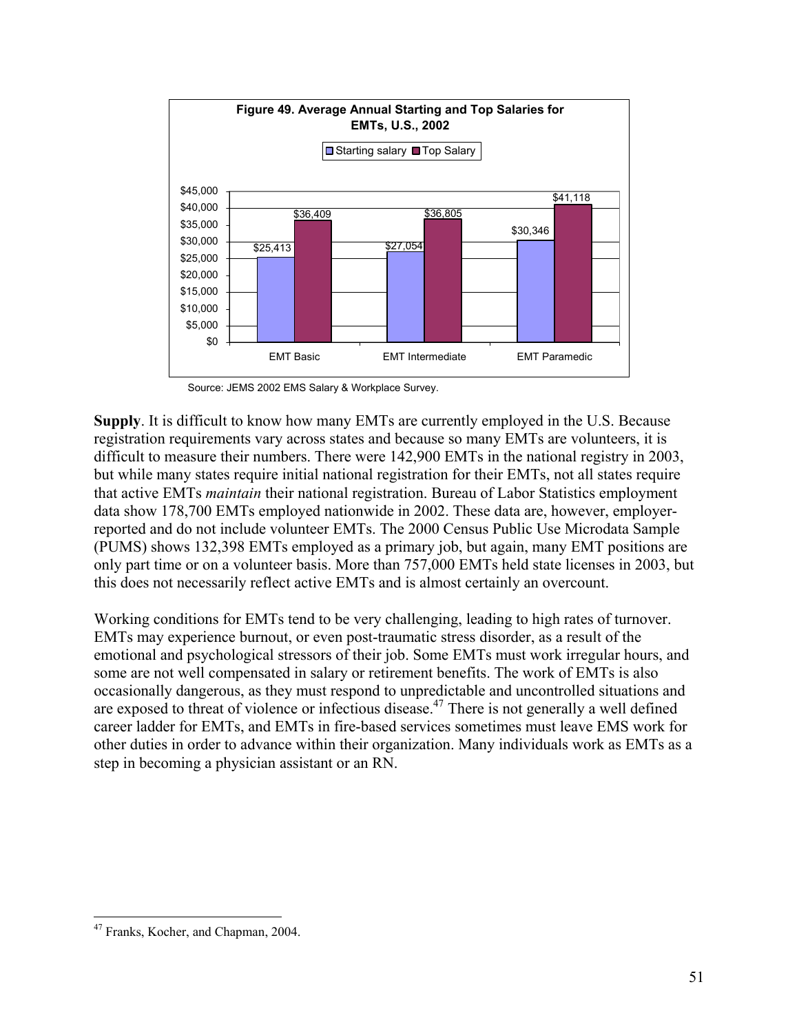**Figure 49. Average Annual Starting and Top Salaries for EMTs, U.S., 2002**

| | Starting salary | Top Salary |
|---|---|---|
| EMT Basic | $25,413 | $36,409 |
| EMT Intermediate | $27,054 | $36,805 |
| EMT Paramedic | $30,346 | $41,118 |

Source: JEMS 2002 EMS Salary & Workplace Survey.

**Supply**. It is difficult to know how many EMTs are currently employed in the U.S. Because registration requirements vary across states and because so many EMTs are volunteers, it is difficult to measure their numbers. There were 142,900 EMTs in the national registry in 2003, but while many states require initial national registration for their EMTs, not all states require that active EMTs *maintain* their national registration. Bureau of Labor Statistics employment data show 178,700 EMTs employed nationwide in 2002. These data are, however, employer-reported and do not include volunteer EMTs. The 2000 Census Public Use Microdata Sample (PUMS) shows 132,398 EMTs employed as a primary job, but again, many EMT positions are only part time or on a volunteer basis. More than 757,000 EMTs held state licenses in 2003, but this does not necessarily reflect active EMTs and is almost certainly an overcount.

Working conditions for EMTs tend to be very challenging, leading to high rates of turnover. EMTs may experience burnout, or even post-traumatic stress disorder, as a result of the emotional and psychological stressors of their job. Some EMTs must work irregular hours, and some are not well compensated in salary or retirement benefits. The work of EMTs is also occasionally dangerous, as they must respond to unpredictable and uncontrolled situations and are exposed to threat of violence or infectious disease.[47] There is not generally a well defined career ladder for EMTs, and EMTs in fire-based services sometimes must leave EMS work for other duties in order to advance within their organization. Many individuals work as EMTs as a step in becoming a physician assistant or an RN.

[47] Franks, Kocher, and Chapman, 2004.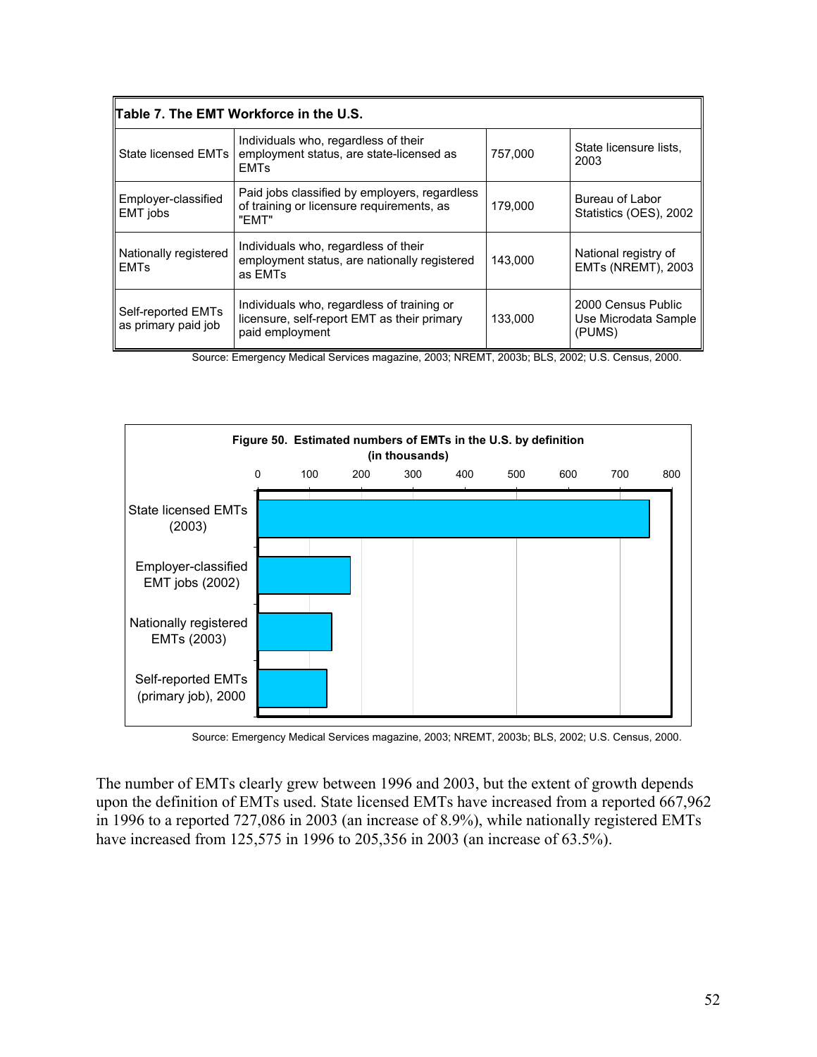| Table 7. The EMT Workforce in the U.S. | | | |
|---|---|---|---|
| State licensed EMTs | Individuals who, regardless of their employment status, are state-licensed as EMTs | 757,000 | State licensure lists, 2003 |
| Employer-classified EMT jobs | Paid jobs classified by employers, regardless of training or licensure requirements, as "EMT" | 179,000 | Bureau of Labor Statistics (OES), 2002 |
| Nationally registered EMTs | Individuals who, regardless of their employment status, are nationally registered as EMTs | 143,000 | National registry of EMTs (NREMT), 2003 |
| Self-reported EMTs as primary paid job | Individuals who, regardless of training or licensure, self-report EMT as their primary paid employment | 133,000 | 2000 Census Public Use Microdata Sample (PUMS) |

Source: Emergency Medical Services magazine, 2003; NREMT, 2003b; BLS, 2002; U.S. Census, 2000.

**Figure 50. Estimated numbers of EMTs in the U.S. by definition (in thousands)**

| Definition | Number (thousands) |
|---|---|
| State licensed EMTs (2003) | 757 |
| Employer-classified EMT jobs (2002) | 179 |
| Nationally registered EMTs (2003) | 143 |
| Self-reported EMTs (primary job), 2000 | 133 |

Source: Emergency Medical Services magazine, 2003; NREMT, 2003b; BLS, 2002; U.S. Census, 2000.

The number of EMTs clearly grew between 1996 and 2003, but the extent of growth depends upon the definition of EMTs used. State licensed EMTs have increased from a reported 667,962 in 1996 to a reported 727,086 in 2003 (an increase of 8.9%), while nationally registered EMTs have increased from 125,575 in 1996 to 205,356 in 2003 (an increase of 63.5%).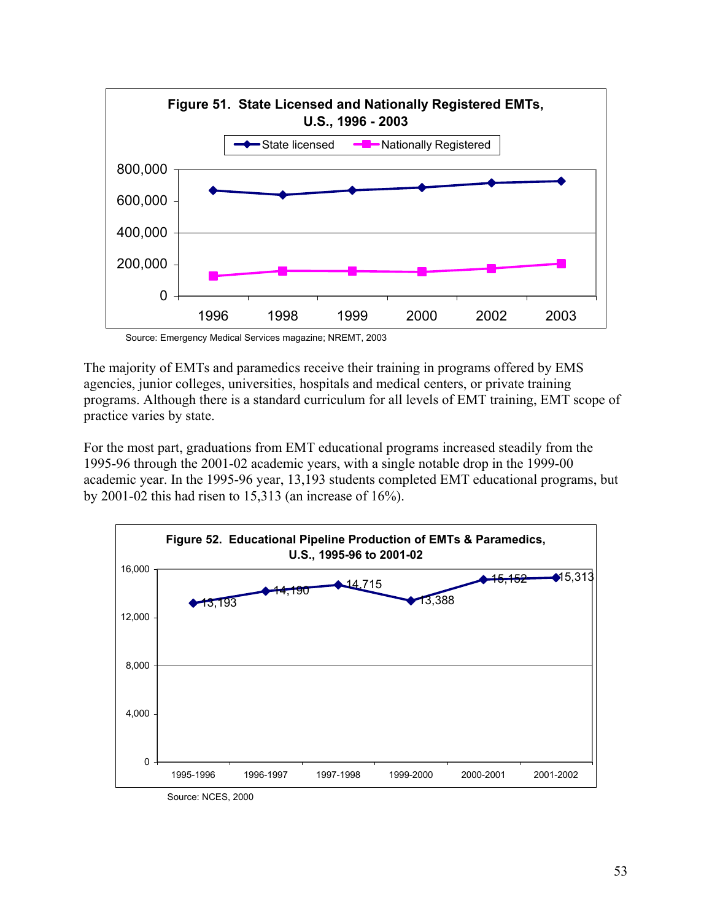**Figure 51. State Licensed and Nationally Registered EMTs, U.S., 1996 - 2003**

Source: Emergency Medical Services magazine; NREMT, 2003

The majority of EMTs and paramedics receive their training in programs offered by EMS agencies, junior colleges, universities, hospitals and medical centers, or private training programs. Although there is a standard curriculum for all levels of EMT training, EMT scope of practice varies by state.

For the most part, graduations from EMT educational programs increased steadily from the 1995-96 through the 2001-02 academic years, with a single notable drop in the 1999-00 academic year. In the 1995-96 year, 13,193 students completed EMT educational programs, but by 2001-02 this had risen to 15,313 (an increase of 16%).

**Figure 52. Educational Pipeline Production of EMTs & Paramedics, U.S., 1995-96 to 2001-02**

| Year | Graduates |
|---|---|
| 1995-1996 | 13,193 |
| 1996-1997 | 14,190 |
| 1997-1998 | 14,715 |
| 1999-2000 | 13,388 |
| 2000-2001 | 15,152 |
| 2001-2002 | 15,313 |

Source: NCES, 2000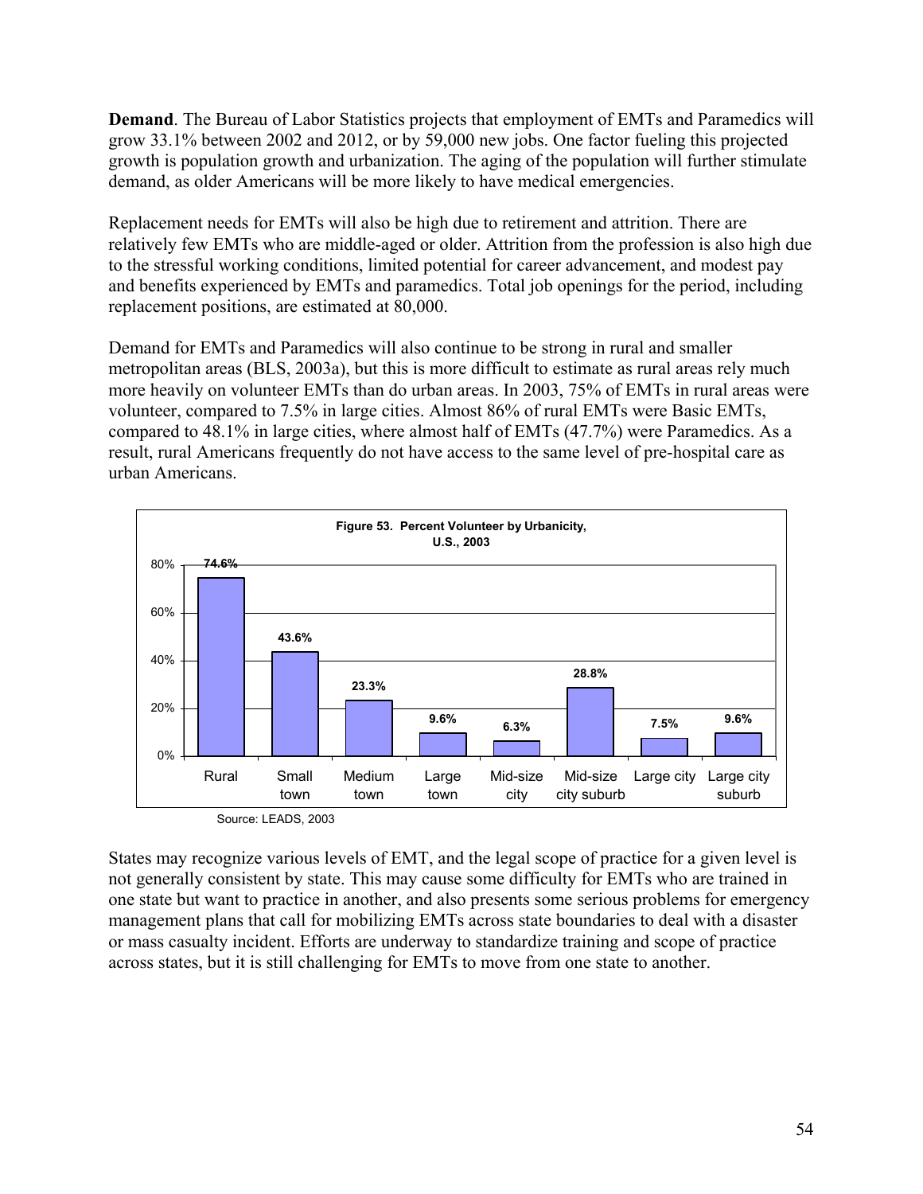**Demand**. The Bureau of Labor Statistics projects that employment of EMTs and Paramedics will grow 33.1% between 2002 and 2012, or by 59,000 new jobs. One factor fueling this projected growth is population growth and urbanization. The aging of the population will further stimulate demand, as older Americans will be more likely to have medical emergencies.

Replacement needs for EMTs will also be high due to retirement and attrition. There are relatively few EMTs who are middle-aged or older. Attrition from the profession is also high due to the stressful working conditions, limited potential for career advancement, and modest pay and benefits experienced by EMTs and paramedics. Total job openings for the period, including replacement positions, are estimated at 80,000.

Demand for EMTs and Paramedics will also continue to be strong in rural and smaller metropolitan areas (BLS, 2003a), but this is more difficult to estimate as rural areas rely much more heavily on volunteer EMTs than do urban areas. In 2003, 75% of EMTs in rural areas were volunteer, compared to 7.5% in large cities. Almost 86% of rural EMTs were Basic EMTs, compared to 48.1% in large cities, where almost half of EMTs (47.7%) were Paramedics. As a result, rural Americans frequently do not have access to the same level of pre-hospital care as urban Americans.

**Figure 53. Percent Volunteer by Urbanicity, U.S., 2003**

| Urbanicity | Percent Volunteer |
|---|---|
| Rural | 74.6% |
| Small town | 43.6% |
| Medium town | 23.3% |
| Large town | 9.6% |
| Mid-size city | 6.3% |
| Mid-size city suburb | 28.8% |
| Large city | 7.5% |
| Large city suburb | 9.6% |

Source: LEADS, 2003

States may recognize various levels of EMT, and the legal scope of practice for a given level is not generally consistent by state. This may cause some difficulty for EMTs who are trained in one state but want to practice in another, and also presents some serious problems for emergency management plans that call for mobilizing EMTs across state boundaries to deal with a disaster or mass casualty incident. Efforts are underway to standardize training and scope of practice across states, but it is still challenging for EMTs to move from one state to another.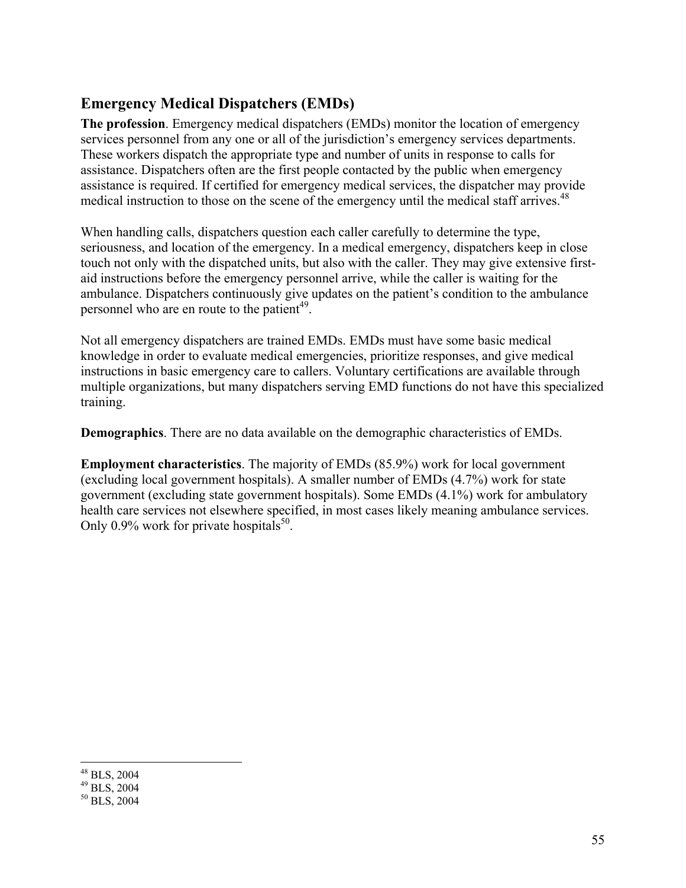## Emergency Medical Dispatchers (EMDs)

**The profession**. Emergency medical dispatchers (EMDs) monitor the location of emergency services personnel from any one or all of the jurisdiction's emergency services departments. These workers dispatch the appropriate type and number of units in response to calls for assistance. Dispatchers often are the first people contacted by the public when emergency assistance is required. If certified for emergency medical services, the dispatcher may provide medical instruction to those on the scene of the emergency until the medical staff arrives.[48]

When handling calls, dispatchers question each caller carefully to determine the type, seriousness, and location of the emergency. In a medical emergency, dispatchers keep in close touch not only with the dispatched units, but also with the caller. They may give extensive first-aid instructions before the emergency personnel arrive, while the caller is waiting for the ambulance. Dispatchers continuously give updates on the patient's condition to the ambulance personnel who are en route to the patient[49].

Not all emergency dispatchers are trained EMDs. EMDs must have some basic medical knowledge in order to evaluate medical emergencies, prioritize responses, and give medical instructions in basic emergency care to callers. Voluntary certifications are available through multiple organizations, but many dispatchers serving EMD functions do not have this specialized training.

**Demographics**. There are no data available on the demographic characteristics of EMDs.

**Employment characteristics**. The majority of EMDs (85.9%) work for local government (excluding local government hospitals). A smaller number of EMDs (4.7%) work for state government (excluding state government hospitals). Some EMDs (4.1%) work for ambulatory health care services not elsewhere specified, in most cases likely meaning ambulance services. Only 0.9% work for private hospitals[50].

---

[48] BLS, 2004
[49] BLS, 2004
[50] BLS, 2004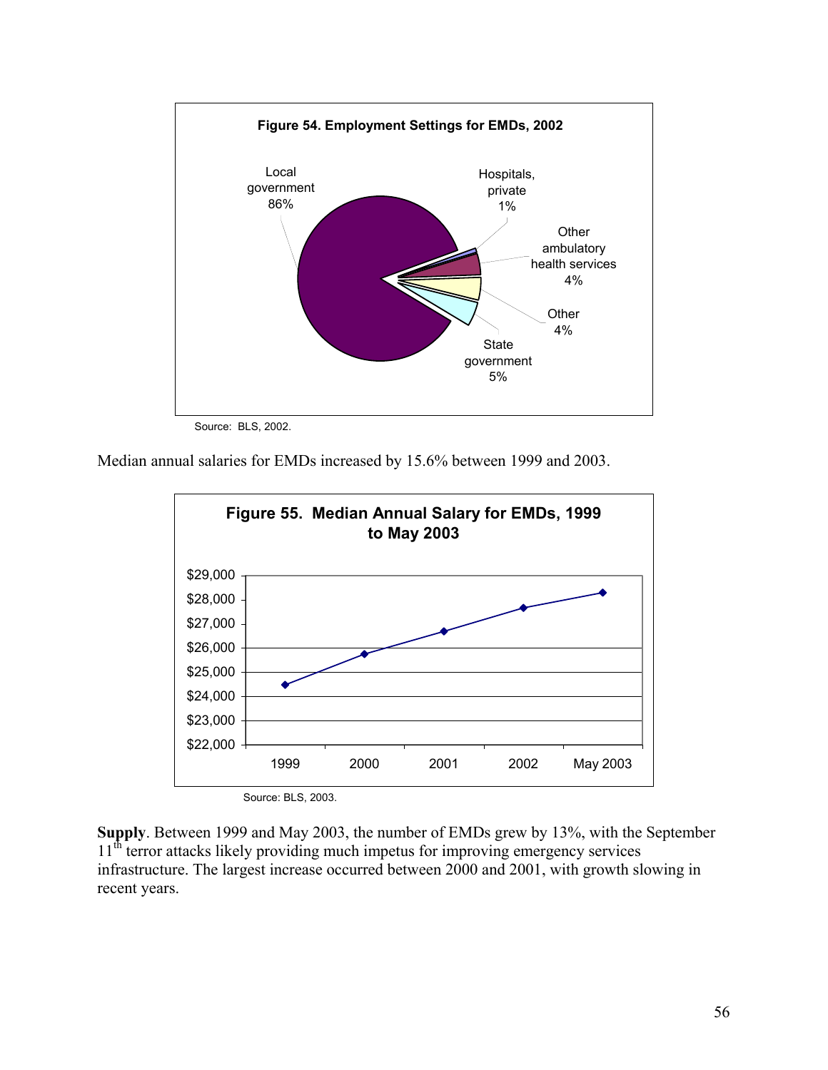**Figure 54. Employment Settings for EMDs, 2002**

Local government 86%; Hospitals, private 1%; Other ambulatory health services 4%; Other 4%; State government 5%

Source: BLS, 2002.

Median annual salaries for EMDs increased by 15.6% between 1999 and 2003.

**Figure 55. Median Annual Salary for EMDs, 1999 to May 2003**

Source: BLS, 2003.

**Supply**. Between 1999 and May 2003, the number of EMDs grew by 13%, with the September 11th terror attacks likely providing much impetus for improving emergency services infrastructure. The largest increase occurred between 2000 and 2001, with growth slowing in recent years.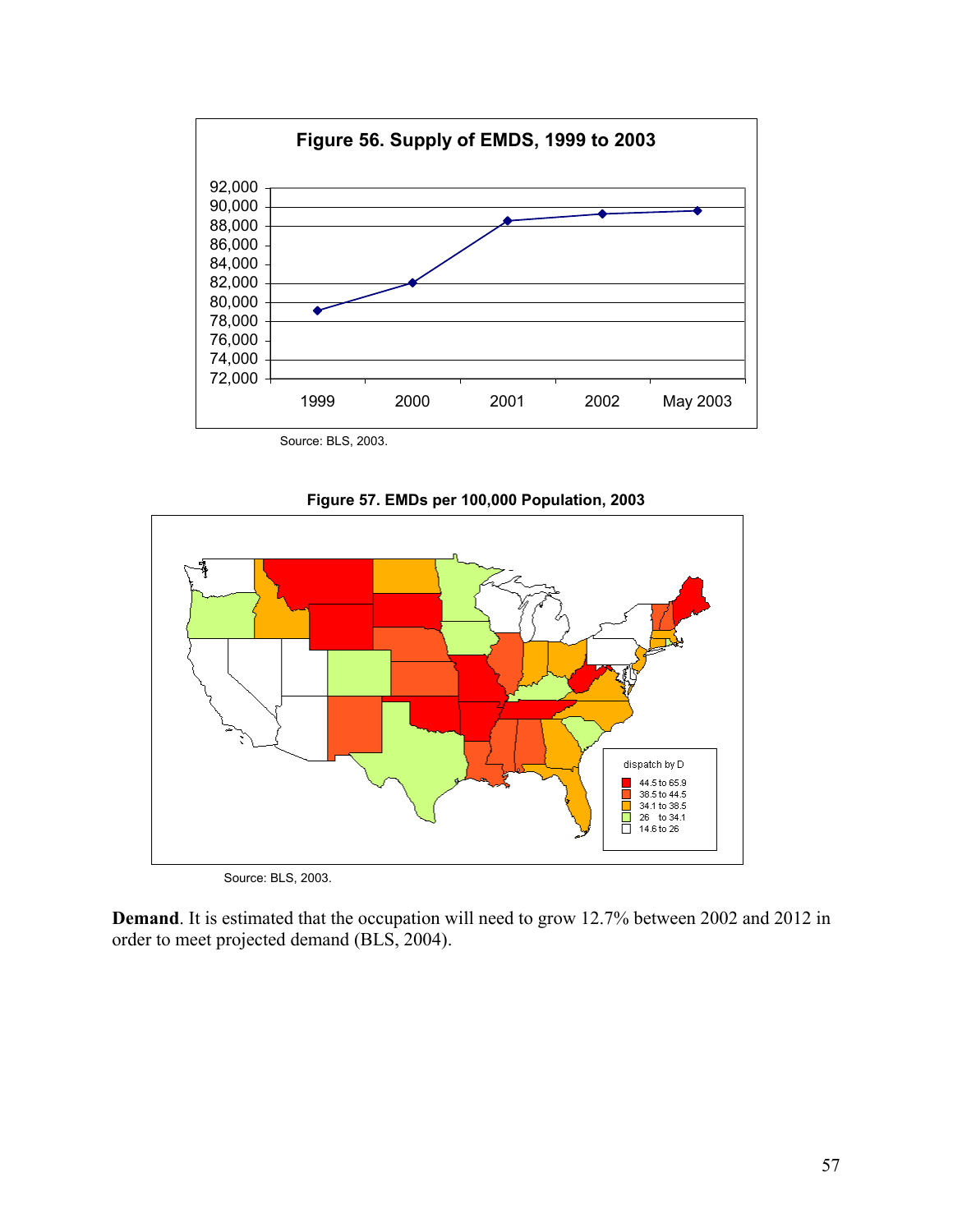**Figure 56. Supply of EMDS, 1999 to 2003**

Source: BLS, 2003.

**Figure 57. EMDs per 100,000 Population, 2003**

Source: BLS, 2003.

**Demand**. It is estimated that the occupation will need to grow 12.7% between 2002 and 2012 in order to meet projected demand (BLS, 2004).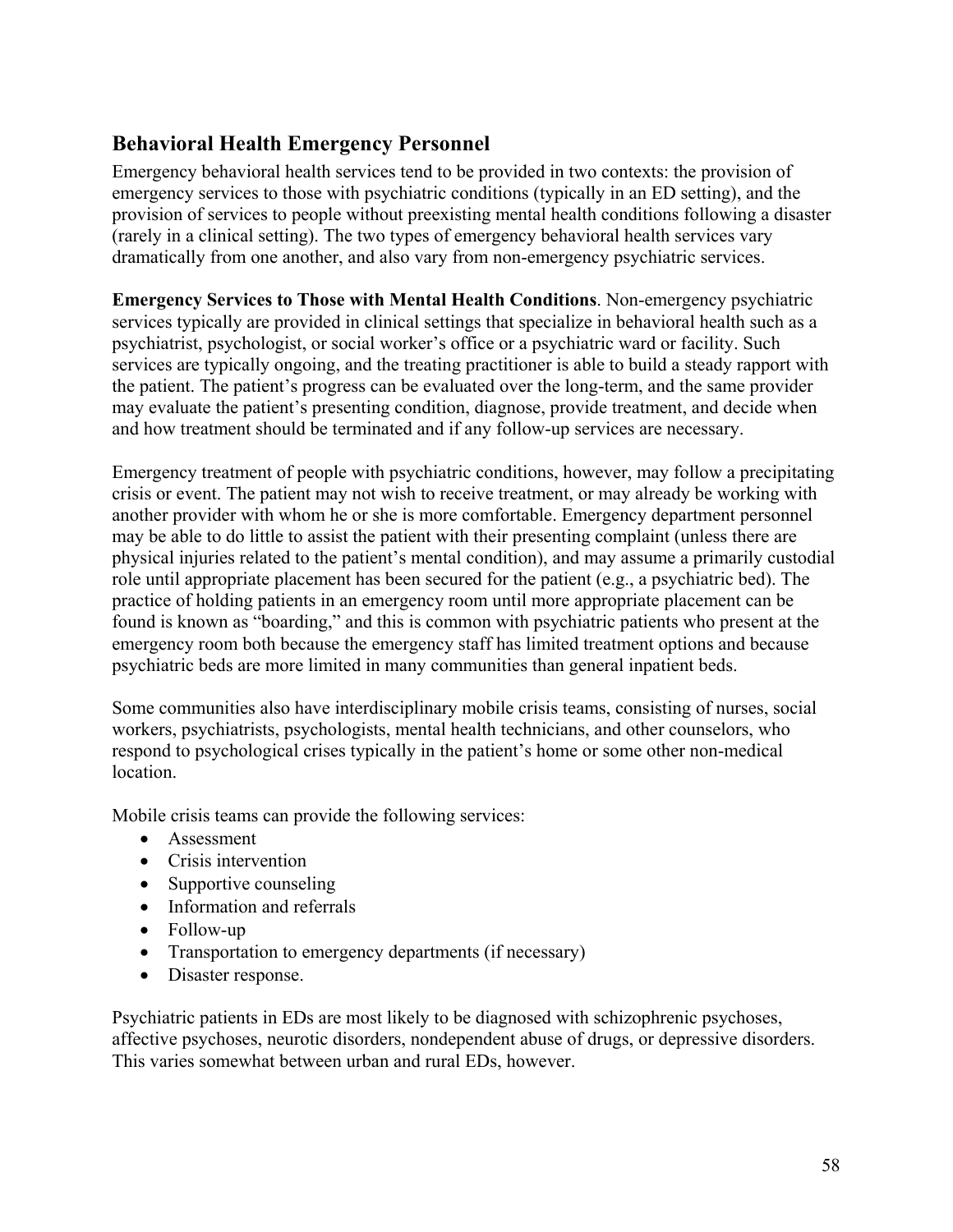## Behavioral Health Emergency Personnel

Emergency behavioral health services tend to be provided in two contexts: the provision of emergency services to those with psychiatric conditions (typically in an ED setting), and the provision of services to people without preexisting mental health conditions following a disaster (rarely in a clinical setting). The two types of emergency behavioral health services vary dramatically from one another, and also vary from non-emergency psychiatric services.

**Emergency Services to Those with Mental Health Conditions**. Non-emergency psychiatric services typically are provided in clinical settings that specialize in behavioral health such as a psychiatrist, psychologist, or social worker's office or a psychiatric ward or facility. Such services are typically ongoing, and the treating practitioner is able to build a steady rapport with the patient. The patient's progress can be evaluated over the long-term, and the same provider may evaluate the patient's presenting condition, diagnose, provide treatment, and decide when and how treatment should be terminated and if any follow-up services are necessary.

Emergency treatment of people with psychiatric conditions, however, may follow a precipitating crisis or event. The patient may not wish to receive treatment, or may already be working with another provider with whom he or she is more comfortable. Emergency department personnel may be able to do little to assist the patient with their presenting complaint (unless there are physical injuries related to the patient's mental condition), and may assume a primarily custodial role until appropriate placement has been secured for the patient (e.g., a psychiatric bed). The practice of holding patients in an emergency room until more appropriate placement can be found is known as "boarding," and this is common with psychiatric patients who present at the emergency room both because the emergency staff has limited treatment options and because psychiatric beds are more limited in many communities than general inpatient beds.

Some communities also have interdisciplinary mobile crisis teams, consisting of nurses, social workers, psychiatrists, psychologists, mental health technicians, and other counselors, who respond to psychological crises typically in the patient's home or some other non-medical location.

Mobile crisis teams can provide the following services:

- Assessment
- Crisis intervention
- Supportive counseling
- Information and referrals
- Follow-up
- Transportation to emergency departments (if necessary)
- Disaster response.

Psychiatric patients in EDs are most likely to be diagnosed with schizophrenic psychoses, affective psychoses, neurotic disorders, nondependent abuse of drugs, or depressive disorders. This varies somewhat between urban and rural EDs, however.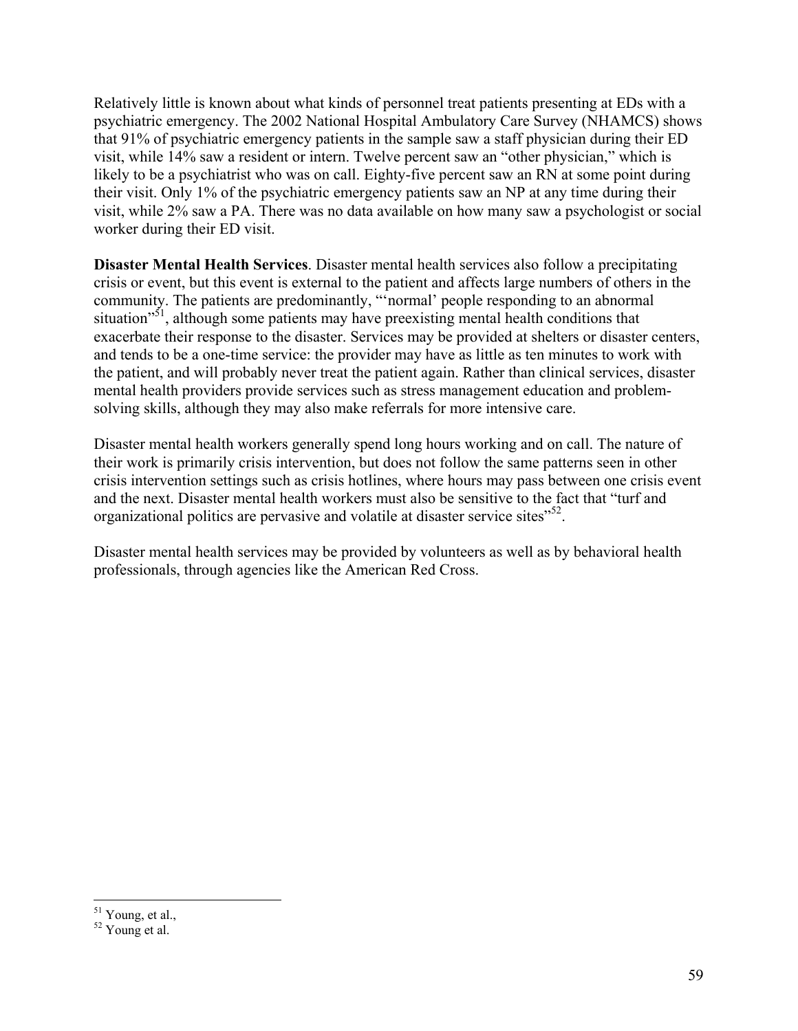Relatively little is known about what kinds of personnel treat patients presenting at EDs with a psychiatric emergency. The 2002 National Hospital Ambulatory Care Survey (NHAMCS) shows that 91% of psychiatric emergency patients in the sample saw a staff physician during their ED visit, while 14% saw a resident or intern. Twelve percent saw an "other physician," which is likely to be a psychiatrist who was on call. Eighty-five percent saw an RN at some point during their visit. Only 1% of the psychiatric emergency patients saw an NP at any time during their visit, while 2% saw a PA. There was no data available on how many saw a psychologist or social worker during their ED visit.

**Disaster Mental Health Services**. Disaster mental health services also follow a precipitating crisis or event, but this event is external to the patient and affects large numbers of others in the community. The patients are predominantly, "'normal' people responding to an abnormal situation"[51], although some patients may have preexisting mental health conditions that exacerbate their response to the disaster. Services may be provided at shelters or disaster centers, and tends to be a one-time service: the provider may have as little as ten minutes to work with the patient, and will probably never treat the patient again. Rather than clinical services, disaster mental health providers provide services such as stress management education and problem-solving skills, although they may also make referrals for more intensive care.

Disaster mental health workers generally spend long hours working and on call. The nature of their work is primarily crisis intervention, but does not follow the same patterns seen in other crisis intervention settings such as crisis hotlines, where hours may pass between one crisis event and the next. Disaster mental health workers must also be sensitive to the fact that "turf and organizational politics are pervasive and volatile at disaster service sites"[52].

Disaster mental health services may be provided by volunteers as well as by behavioral health professionals, through agencies like the American Red Cross.

---

[51] Young, et al.,

[52] Young et al.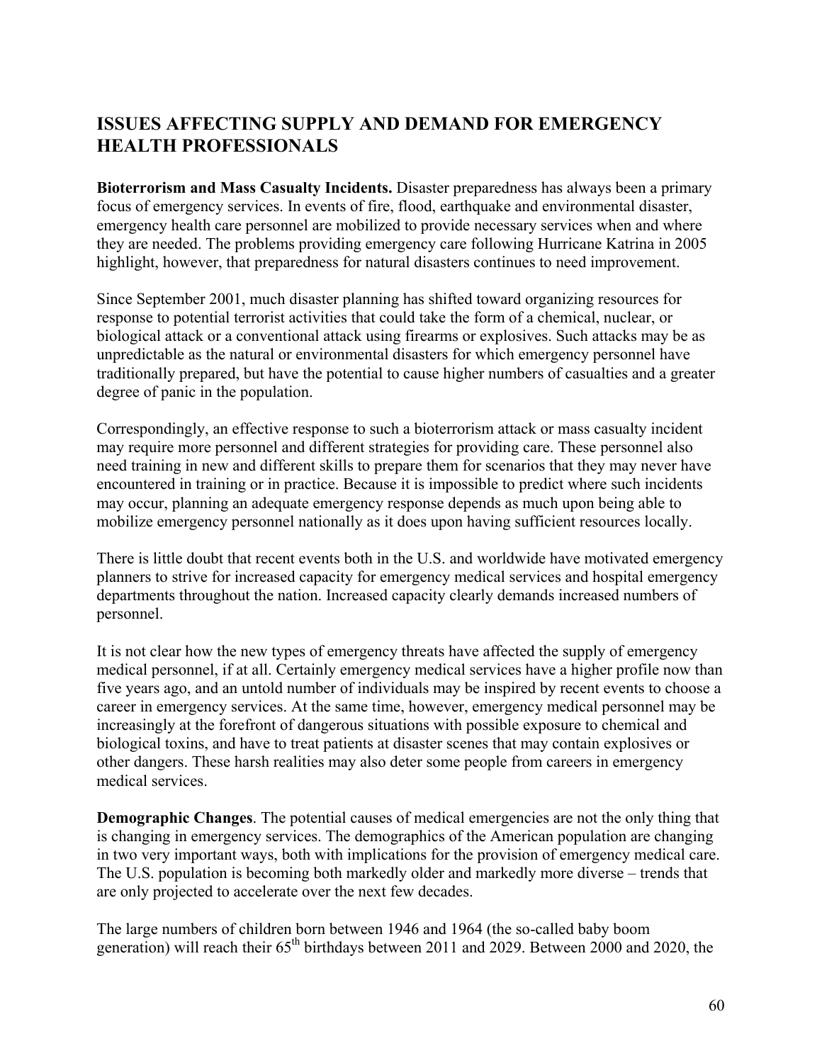## ISSUES AFFECTING SUPPLY AND DEMAND FOR EMERGENCY HEALTH PROFESSIONALS

**Bioterrorism and Mass Casualty Incidents.** Disaster preparedness has always been a primary focus of emergency services. In events of fire, flood, earthquake and environmental disaster, emergency health care personnel are mobilized to provide necessary services when and where they are needed. The problems providing emergency care following Hurricane Katrina in 2005 highlight, however, that preparedness for natural disasters continues to need improvement.

Since September 2001, much disaster planning has shifted toward organizing resources for response to potential terrorist activities that could take the form of a chemical, nuclear, or biological attack or a conventional attack using firearms or explosives. Such attacks may be as unpredictable as the natural or environmental disasters for which emergency personnel have traditionally prepared, but have the potential to cause higher numbers of casualties and a greater degree of panic in the population.

Correspondingly, an effective response to such a bioterrorism attack or mass casualty incident may require more personnel and different strategies for providing care. These personnel also need training in new and different skills to prepare them for scenarios that they may never have encountered in training or in practice. Because it is impossible to predict where such incidents may occur, planning an adequate emergency response depends as much upon being able to mobilize emergency personnel nationally as it does upon having sufficient resources locally.

There is little doubt that recent events both in the U.S. and worldwide have motivated emergency planners to strive for increased capacity for emergency medical services and hospital emergency departments throughout the nation. Increased capacity clearly demands increased numbers of personnel.

It is not clear how the new types of emergency threats have affected the supply of emergency medical personnel, if at all. Certainly emergency medical services have a higher profile now than five years ago, and an untold number of individuals may be inspired by recent events to choose a career in emergency services. At the same time, however, emergency medical personnel may be increasingly at the forefront of dangerous situations with possible exposure to chemical and biological toxins, and have to treat patients at disaster scenes that may contain explosives or other dangers. These harsh realities may also deter some people from careers in emergency medical services.

**Demographic Changes**. The potential causes of medical emergencies are not the only thing that is changing in emergency services. The demographics of the American population are changing in two very important ways, both with implications for the provision of emergency medical care. The U.S. population is becoming both markedly older and markedly more diverse – trends that are only projected to accelerate over the next few decades.

The large numbers of children born between 1946 and 1964 (the so-called baby boom generation) will reach their 65th birthdays between 2011 and 2029. Between 2000 and 2020, the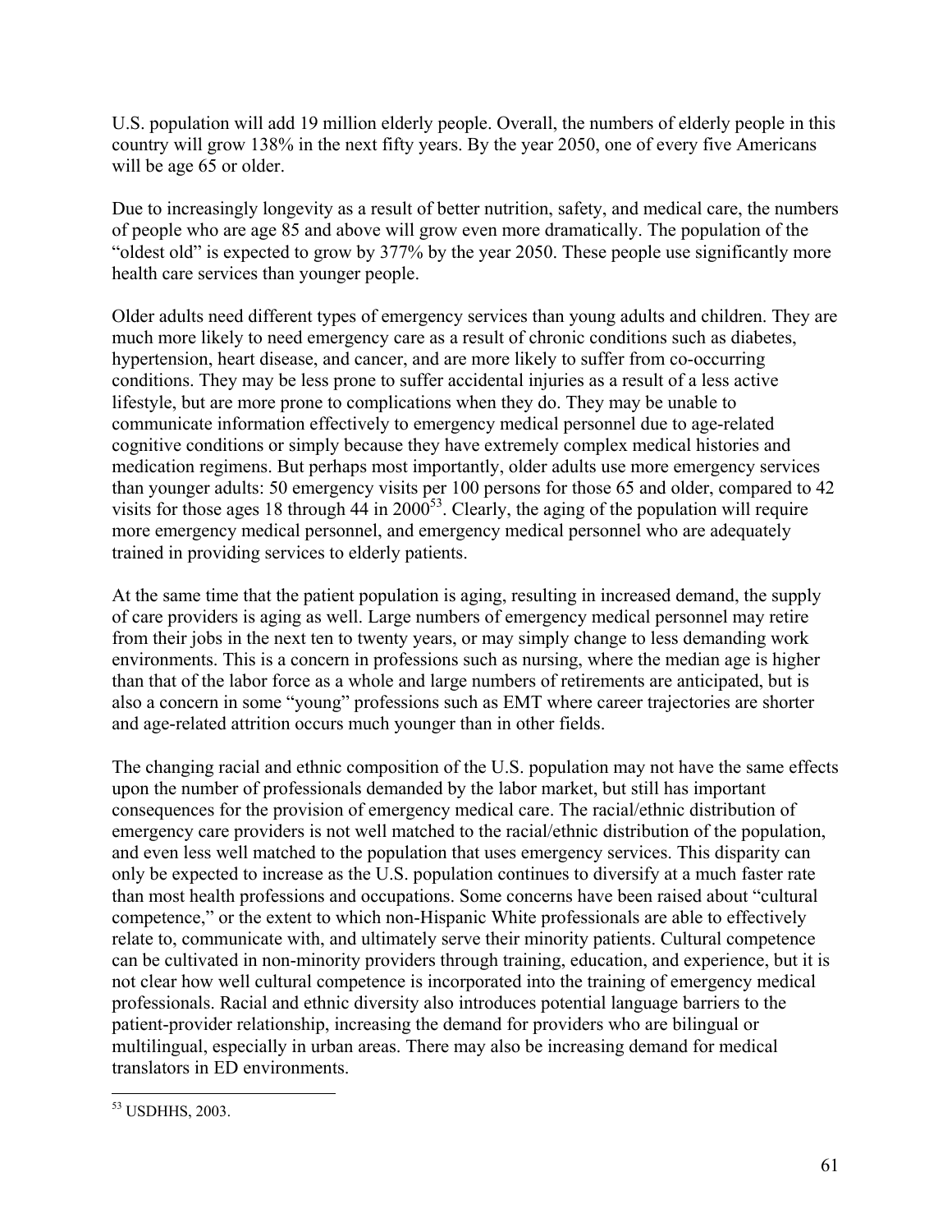U.S. population will add 19 million elderly people. Overall, the numbers of elderly people in this country will grow 138% in the next fifty years. By the year 2050, one of every five Americans will be age 65 or older.

Due to increasingly longevity as a result of better nutrition, safety, and medical care, the numbers of people who are age 85 and above will grow even more dramatically. The population of the "oldest old" is expected to grow by 377% by the year 2050. These people use significantly more health care services than younger people.

Older adults need different types of emergency services than young adults and children. They are much more likely to need emergency care as a result of chronic conditions such as diabetes, hypertension, heart disease, and cancer, and are more likely to suffer from co-occurring conditions. They may be less prone to suffer accidental injuries as a result of a less active lifestyle, but are more prone to complications when they do. They may be unable to communicate information effectively to emergency medical personnel due to age-related cognitive conditions or simply because they have extremely complex medical histories and medication regimens. But perhaps most importantly, older adults use more emergency services than younger adults: 50 emergency visits per 100 persons for those 65 and older, compared to 42 visits for those ages 18 through 44 in 2000[53]. Clearly, the aging of the population will require more emergency medical personnel, and emergency medical personnel who are adequately trained in providing services to elderly patients.

At the same time that the patient population is aging, resulting in increased demand, the supply of care providers is aging as well. Large numbers of emergency medical personnel may retire from their jobs in the next ten to twenty years, or may simply change to less demanding work environments. This is a concern in professions such as nursing, where the median age is higher than that of the labor force as a whole and large numbers of retirements are anticipated, but is also a concern in some "young" professions such as EMT where career trajectories are shorter and age-related attrition occurs much younger than in other fields.

The changing racial and ethnic composition of the U.S. population may not have the same effects upon the number of professionals demanded by the labor market, but still has important consequences for the provision of emergency medical care. The racial/ethnic distribution of emergency care providers is not well matched to the racial/ethnic distribution of the population, and even less well matched to the population that uses emergency services. This disparity can only be expected to increase as the U.S. population continues to diversify at a much faster rate than most health professions and occupations. Some concerns have been raised about "cultural competence," or the extent to which non-Hispanic White professionals are able to effectively relate to, communicate with, and ultimately serve their minority patients. Cultural competence can be cultivated in non-minority providers through training, education, and experience, but it is not clear how well cultural competence is incorporated into the training of emergency medical professionals. Racial and ethnic diversity also introduces potential language barriers to the patient-provider relationship, increasing the demand for providers who are bilingual or multilingual, especially in urban areas. There may also be increasing demand for medical translators in ED environments.

---

[53] USDHHS, 2003.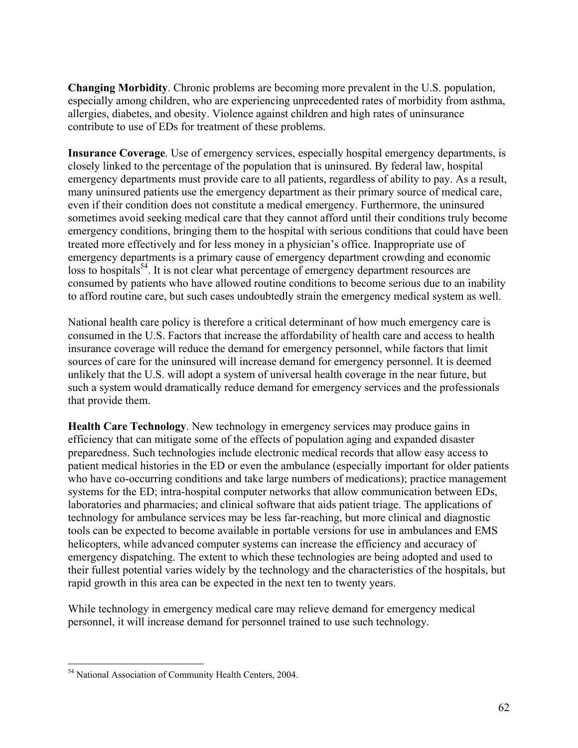**Changing Morbidity**. Chronic problems are becoming more prevalent in the U.S. population, especially among children, who are experiencing unprecedented rates of morbidity from asthma, allergies, diabetes, and obesity. Violence against children and high rates of uninsurance contribute to use of EDs for treatment of these problems.

**Insurance Coverage**. Use of emergency services, especially hospital emergency departments, is closely linked to the percentage of the population that is uninsured. By federal law, hospital emergency departments must provide care to all patients, regardless of ability to pay. As a result, many uninsured patients use the emergency department as their primary source of medical care, even if their condition does not constitute a medical emergency. Furthermore, the uninsured sometimes avoid seeking medical care that they cannot afford until their conditions truly become emergency conditions, bringing them to the hospital with serious conditions that could have been treated more effectively and for less money in a physician's office. Inappropriate use of emergency departments is a primary cause of emergency department crowding and economic loss to hospitals[54]. It is not clear what percentage of emergency department resources are consumed by patients who have allowed routine conditions to become serious due to an inability to afford routine care, but such cases undoubtedly strain the emergency medical system as well.

National health care policy is therefore a critical determinant of how much emergency care is consumed in the U.S. Factors that increase the affordability of health care and access to health insurance coverage will reduce the demand for emergency personnel, while factors that limit sources of care for the uninsured will increase demand for emergency personnel. It is deemed unlikely that the U.S. will adopt a system of universal health coverage in the near future, but such a system would dramatically reduce demand for emergency services and the professionals that provide them.

**Health Care Technology**. New technology in emergency services may produce gains in efficiency that can mitigate some of the effects of population aging and expanded disaster preparedness. Such technologies include electronic medical records that allow easy access to patient medical histories in the ED or even the ambulance (especially important for older patients who have co-occurring conditions and take large numbers of medications); practice management systems for the ED; intra-hospital computer networks that allow communication between EDs, laboratories and pharmacies; and clinical software that aids patient triage. The applications of technology for ambulance services may be less far-reaching, but more clinical and diagnostic tools can be expected to become available in portable versions for use in ambulances and EMS helicopters, while advanced computer systems can increase the efficiency and accuracy of emergency dispatching. The extent to which these technologies are being adopted and used to their fullest potential varies widely by the technology and the characteristics of the hospitals, but rapid growth in this area can be expected in the next ten to twenty years.

While technology in emergency medical care may relieve demand for emergency medical personnel, it will increase demand for personnel trained to use such technology.

---

[54] National Association of Community Health Centers, 2004.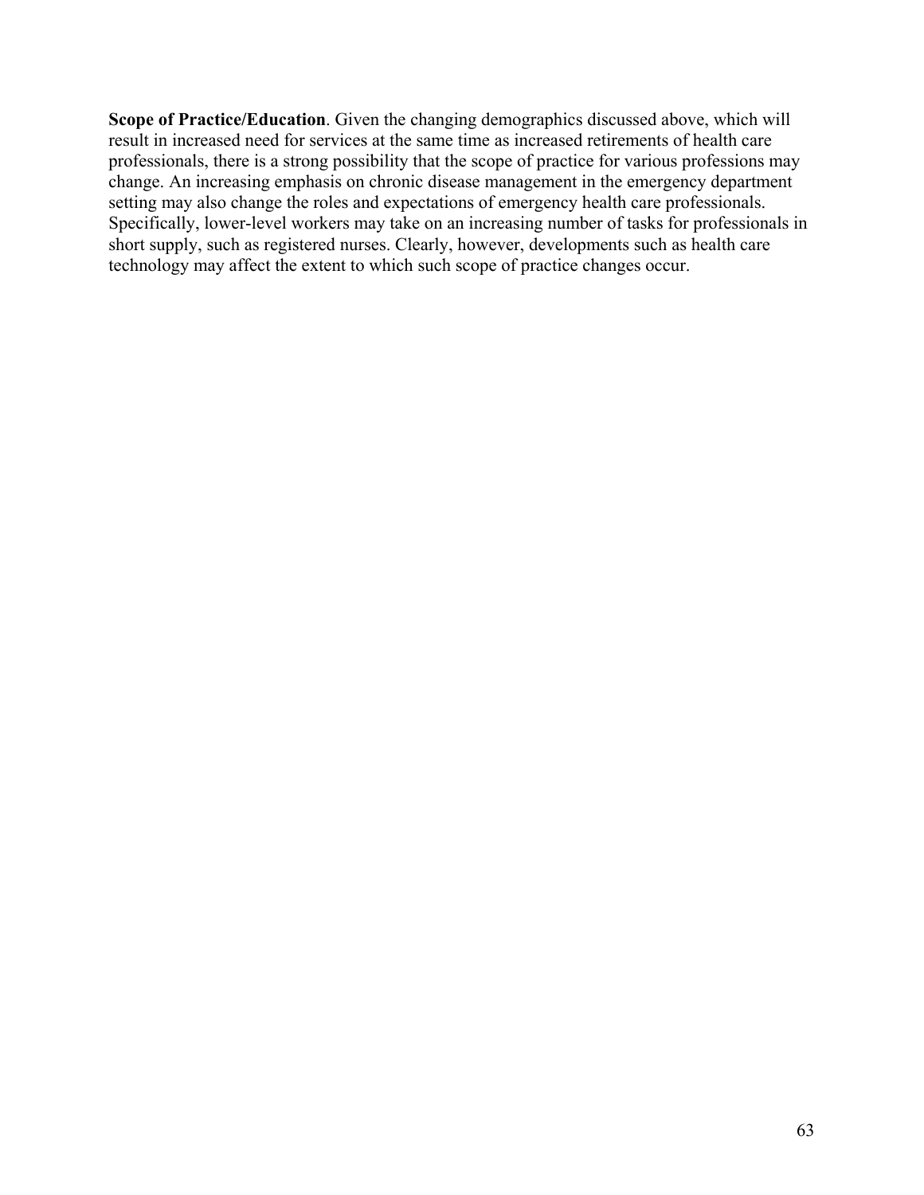**Scope of Practice/Education**. Given the changing demographics discussed above, which will result in increased need for services at the same time as increased retirements of health care professionals, there is a strong possibility that the scope of practice for various professions may change. An increasing emphasis on chronic disease management in the emergency department setting may also change the roles and expectations of emergency health care professionals. Specifically, lower-level workers may take on an increasing number of tasks for professionals in short supply, such as registered nurses. Clearly, however, developments such as health care technology may affect the extent to which such scope of practice changes occur.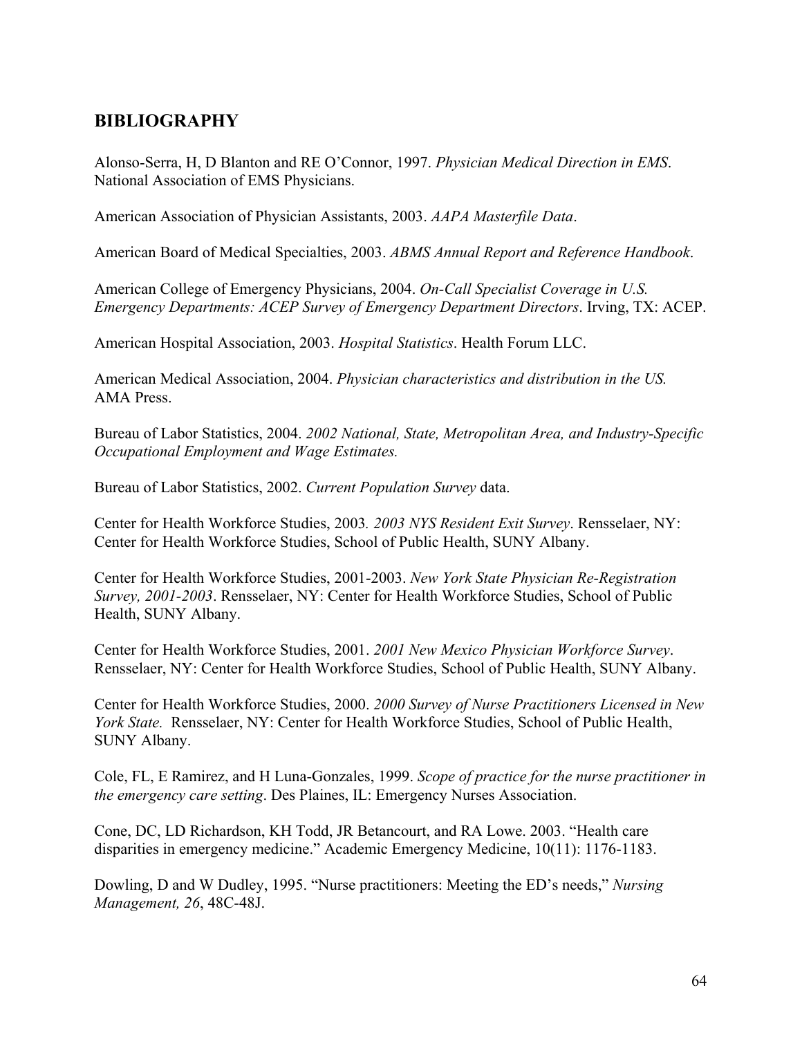## BIBLIOGRAPHY

Alonso-Serra, H, D Blanton and RE O'Connor, 1997. *Physician Medical Direction in EMS*. National Association of EMS Physicians.

American Association of Physician Assistants, 2003. *AAPA Masterfile Data*.

American Board of Medical Specialties, 2003. *ABMS Annual Report and Reference Handbook*.

American College of Emergency Physicians, 2004. *On-Call Specialist Coverage in U.S. Emergency Departments: ACEP Survey of Emergency Department Directors*. Irving, TX: ACEP.

American Hospital Association, 2003. *Hospital Statistics*. Health Forum LLC.

American Medical Association, 2004. *Physician characteristics and distribution in the US.* AMA Press.

Bureau of Labor Statistics, 2004. *2002 National, State, Metropolitan Area, and Industry-Specific Occupational Employment and Wage Estimates.*

Bureau of Labor Statistics, 2002. *Current Population Survey* data.

Center for Health Workforce Studies, 2003*. 2003 NYS Resident Exit Survey*. Rensselaer, NY: Center for Health Workforce Studies, School of Public Health, SUNY Albany.

Center for Health Workforce Studies, 2001-2003. *New York State Physician Re-Registration Survey, 2001-2003*. Rensselaer, NY: Center for Health Workforce Studies, School of Public Health, SUNY Albany.

Center for Health Workforce Studies, 2001. *2001 New Mexico Physician Workforce Survey*. Rensselaer, NY: Center for Health Workforce Studies, School of Public Health, SUNY Albany.

Center for Health Workforce Studies, 2000. *2000 Survey of Nurse Practitioners Licensed in New York State.* Rensselaer, NY: Center for Health Workforce Studies, School of Public Health, SUNY Albany.

Cole, FL, E Ramirez, and H Luna-Gonzales, 1999. *Scope of practice for the nurse practitioner in the emergency care setting*. Des Plaines, IL: Emergency Nurses Association.

Cone, DC, LD Richardson, KH Todd, JR Betancourt, and RA Lowe. 2003. "Health care disparities in emergency medicine." Academic Emergency Medicine, 10(11): 1176-1183.

Dowling, D and W Dudley, 1995. "Nurse practitioners: Meeting the ED's needs," *Nursing Management, 26*, 48C-48J.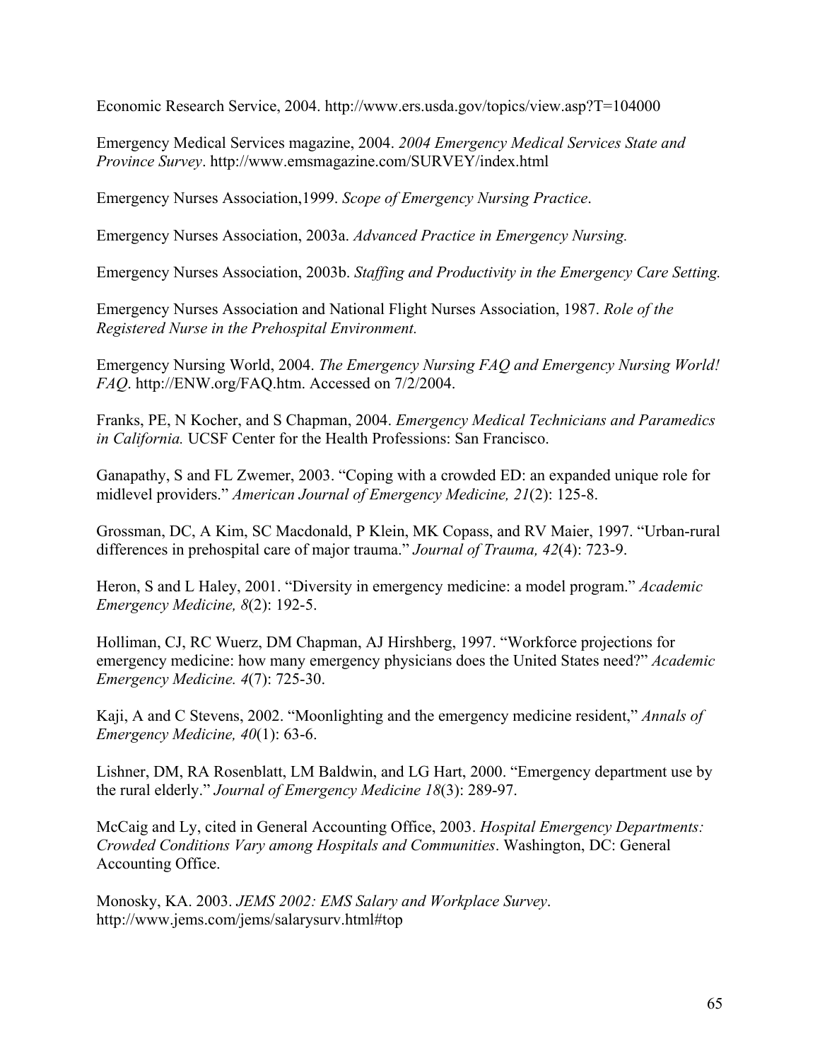Economic Research Service, 2004. http://www.ers.usda.gov/topics/view.asp?T=104000

Emergency Medical Services magazine, 2004. *2004 Emergency Medical Services State and Province Survey*. http://www.emsmagazine.com/SURVEY/index.html

Emergency Nurses Association,1999. *Scope of Emergency Nursing Practice*.

Emergency Nurses Association, 2003a. *Advanced Practice in Emergency Nursing.*

Emergency Nurses Association, 2003b. *Staffing and Productivity in the Emergency Care Setting.*

Emergency Nurses Association and National Flight Nurses Association, 1987. *Role of the Registered Nurse in the Prehospital Environment.*

Emergency Nursing World, 2004. *The Emergency Nursing FAQ and Emergency Nursing World! FAQ*. http://ENW.org/FAQ.htm. Accessed on 7/2/2004.

Franks, PE, N Kocher, and S Chapman, 2004. *Emergency Medical Technicians and Paramedics in California.* UCSF Center for the Health Professions: San Francisco.

Ganapathy, S and FL Zwemer, 2003. "Coping with a crowded ED: an expanded unique role for midlevel providers." *American Journal of Emergency Medicine, 21*(2): 125-8.

Grossman, DC, A Kim, SC Macdonald, P Klein, MK Copass, and RV Maier, 1997. "Urban-rural differences in prehospital care of major trauma." *Journal of Trauma, 42*(4): 723-9.

Heron, S and L Haley, 2001. "Diversity in emergency medicine: a model program." *Academic Emergency Medicine, 8*(2): 192-5.

Holliman, CJ, RC Wuerz, DM Chapman, AJ Hirshberg, 1997. "Workforce projections for emergency medicine: how many emergency physicians does the United States need?" *Academic Emergency Medicine. 4*(7): 725-30.

Kaji, A and C Stevens, 2002. "Moonlighting and the emergency medicine resident," *Annals of Emergency Medicine, 40*(1): 63-6.

Lishner, DM, RA Rosenblatt, LM Baldwin, and LG Hart, 2000. "Emergency department use by the rural elderly." *Journal of Emergency Medicine 18*(3): 289-97.

McCaig and Ly, cited in General Accounting Office, 2003. *Hospital Emergency Departments: Crowded Conditions Vary among Hospitals and Communities*. Washington, DC: General Accounting Office.

Monosky, KA. 2003. *JEMS 2002: EMS Salary and Workplace Survey*. http://www.jems.com/jems/salarysurv.html#top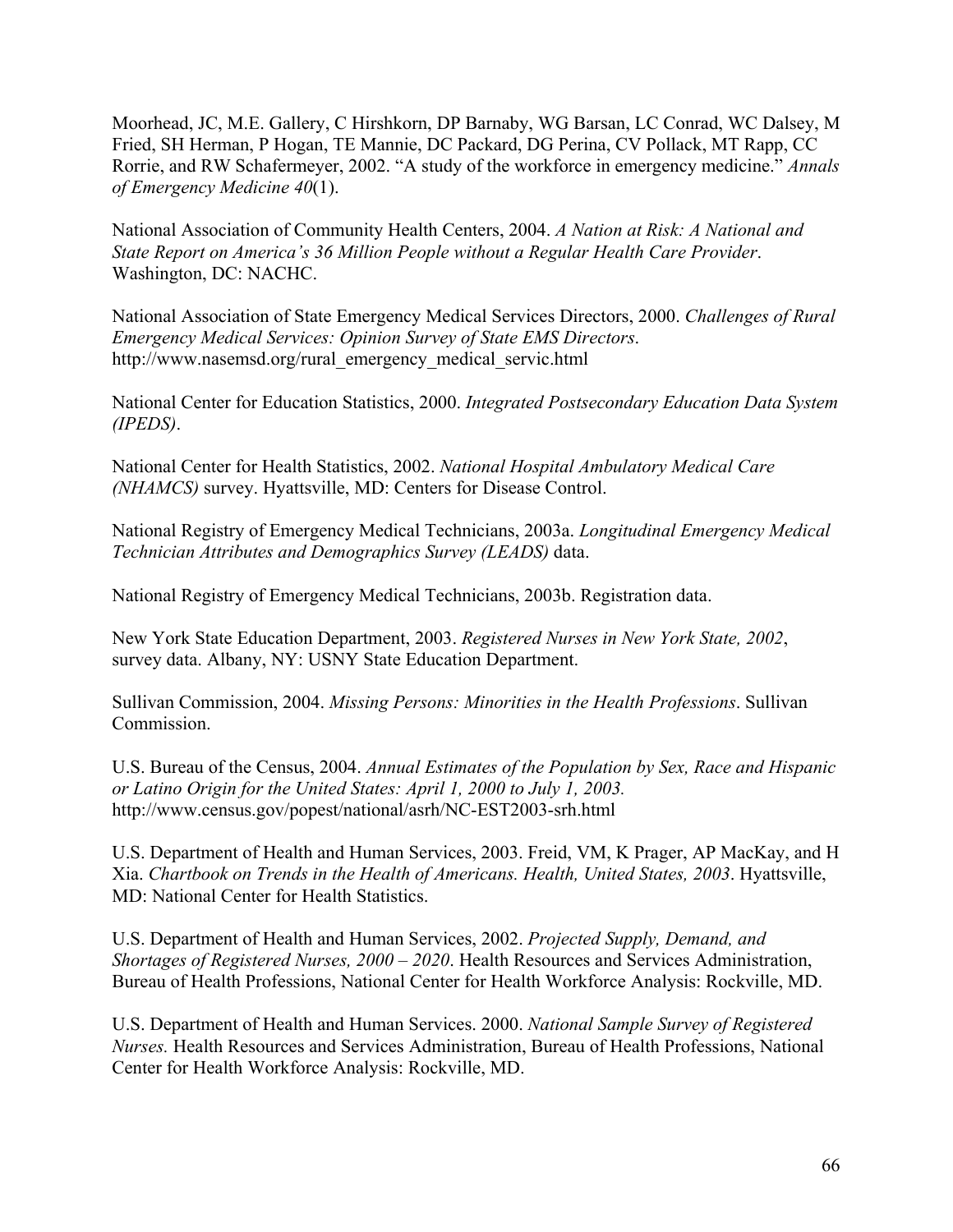Moorhead, JC, M.E. Gallery, C Hirshkorn, DP Barnaby, WG Barsan, LC Conrad, WC Dalsey, M Fried, SH Herman, P Hogan, TE Mannie, DC Packard, DG Perina, CV Pollack, MT Rapp, CC Rorrie, and RW Schafermeyer, 2002. "A study of the workforce in emergency medicine." *Annals of Emergency Medicine 40*(1).

National Association of Community Health Centers, 2004. *A Nation at Risk: A National and State Report on America's 36 Million People without a Regular Health Care Provider*. Washington, DC: NACHC.

National Association of State Emergency Medical Services Directors, 2000. *Challenges of Rural Emergency Medical Services: Opinion Survey of State EMS Directors*. http://www.nasemsd.org/rural_emergency_medical_servic.html

National Center for Education Statistics, 2000. *Integrated Postsecondary Education Data System (IPEDS)*.

National Center for Health Statistics, 2002. *National Hospital Ambulatory Medical Care (NHAMCS)* survey. Hyattsville, MD: Centers for Disease Control.

National Registry of Emergency Medical Technicians, 2003a. *Longitudinal Emergency Medical Technician Attributes and Demographics Survey (LEADS)* data.

National Registry of Emergency Medical Technicians, 2003b. Registration data.

New York State Education Department, 2003. *Registered Nurses in New York State, 2002*, survey data. Albany, NY: USNY State Education Department.

Sullivan Commission, 2004. *Missing Persons: Minorities in the Health Professions*. Sullivan Commission.

U.S. Bureau of the Census, 2004. *Annual Estimates of the Population by Sex, Race and Hispanic or Latino Origin for the United States: April 1, 2000 to July 1, 2003.* http://www.census.gov/popest/national/asrh/NC-EST2003-srh.html

U.S. Department of Health and Human Services, 2003. Freid, VM, K Prager, AP MacKay, and H Xia. *Chartbook on Trends in the Health of Americans. Health, United States, 2003*. Hyattsville, MD: National Center for Health Statistics.

U.S. Department of Health and Human Services, 2002. *Projected Supply, Demand, and Shortages of Registered Nurses, 2000 – 2020*. Health Resources and Services Administration, Bureau of Health Professions, National Center for Health Workforce Analysis: Rockville, MD.

U.S. Department of Health and Human Services. 2000. *National Sample Survey of Registered Nurses.* Health Resources and Services Administration, Bureau of Health Professions, National Center for Health Workforce Analysis: Rockville, MD.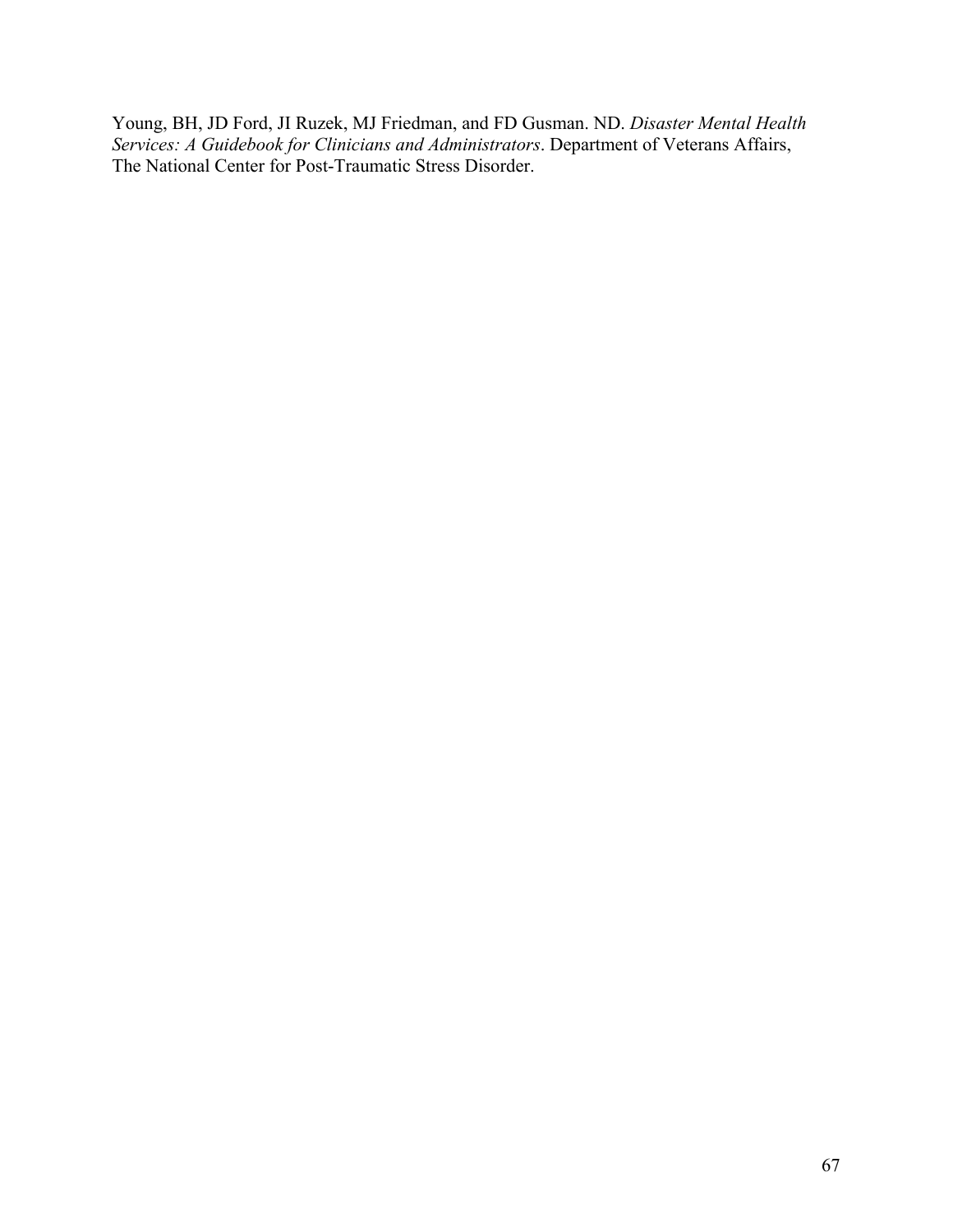Young, BH, JD Ford, JI Ruzek, MJ Friedman, and FD Gusman. ND. *Disaster Mental Health Services: A Guidebook for Clinicians and Administrators*. Department of Veterans Affairs, The National Center for Post-Traumatic Stress Disorder.